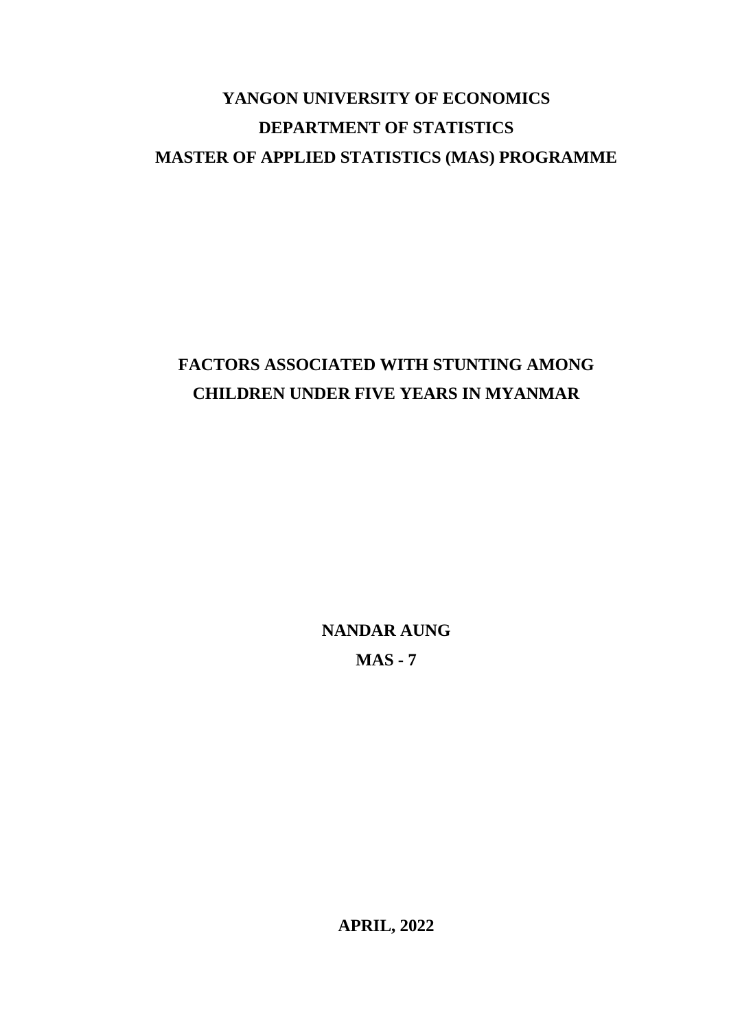**YANGON UNIVERSITY OF ECONOMICS**

**DEPARTMENT OF STATISTICS**

**MASTER OF APPLIED STATISTICS (MAS) PROGRAMME**

# FACTORS ASSOCIATED WITH STUNTING AMONG CHILDREN UNDER FIVE YEARS IN MYANMAR

**NANDAR AUNG**

**MAS - 7**

**APRIL, 2022**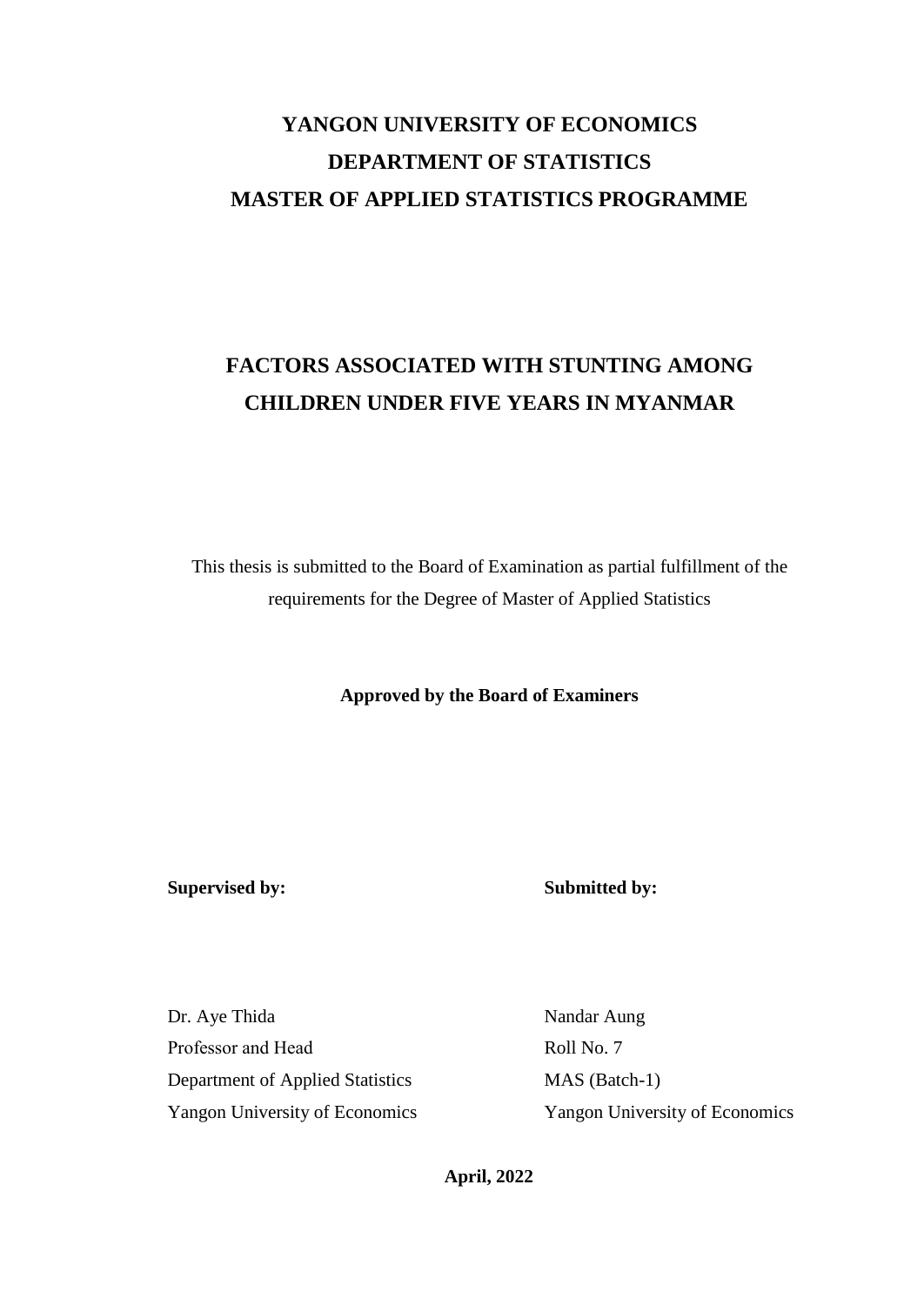**YANGON UNIVERSITY OF ECONOMICS**

**DEPARTMENT OF STATISTICS**

**MASTER OF APPLIED STATISTICS PROGRAMME**

# FACTORS ASSOCIATED WITH STUNTING AMONG CHILDREN UNDER FIVE YEARS IN MYANMAR

This thesis is submitted to the Board of Examination as partial fulfillment of the requirements for the Degree of Master of Applied Statistics

**Approved by the Board of Examiners**

**Supervised by:**

Dr. Aye Thida
Professor and Head
Department of Applied Statistics
Yangon University of Economics

**Submitted by:**

Nandar Aung
Roll No. 7
MAS (Batch-1)
Yangon University of Economics

**April, 2022**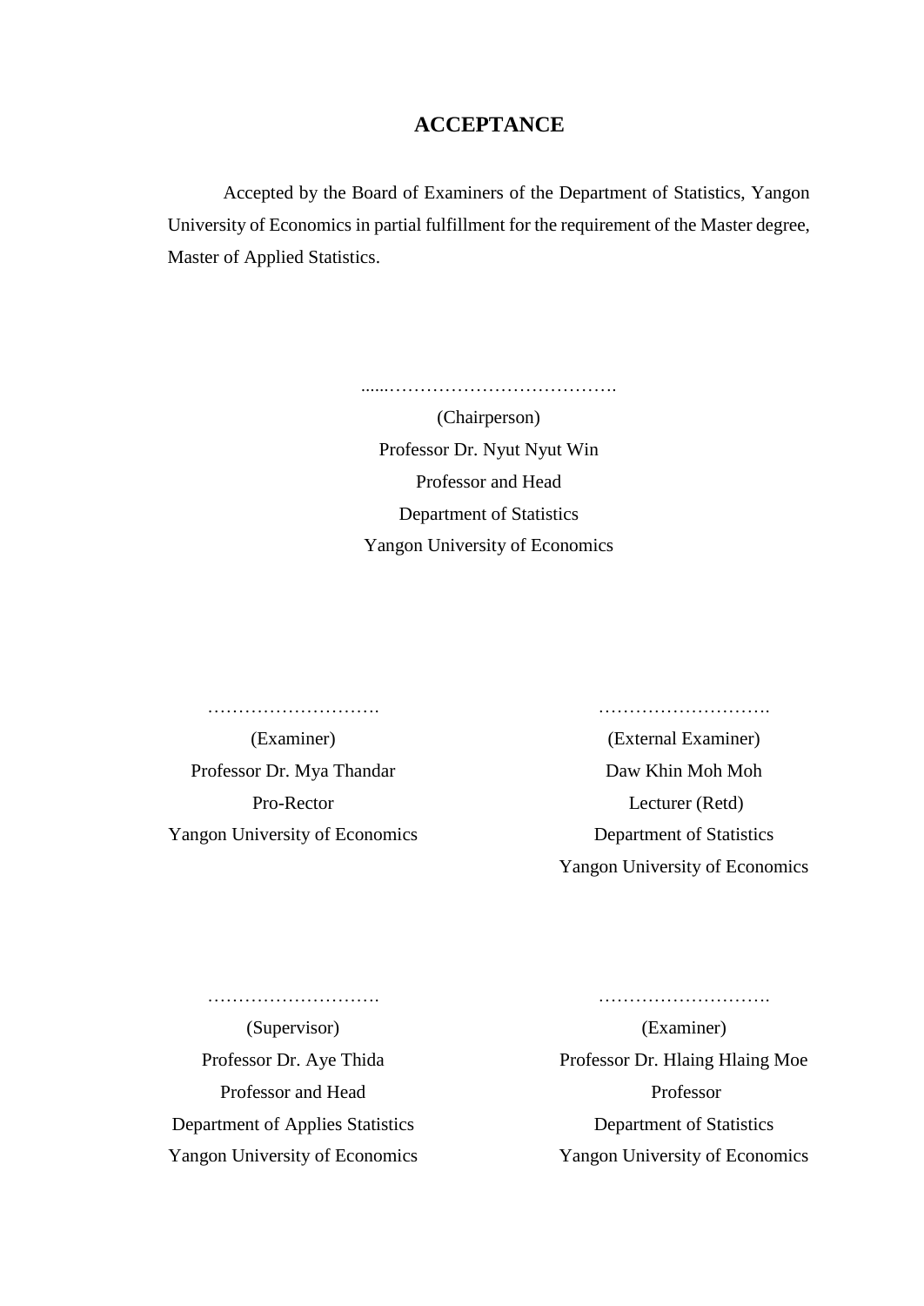# ACCEPTANCE

Accepted by the Board of Examiners of the Department of Statistics, Yangon University of Economics in partial fulfillment for the requirement of the Master degree, Master of Applied Statistics.

......……………………………….

(Chairperson)

Professor Dr. Nyut Nyut Win

Professor and Head

Department of Statistics

Yangon University of Economics

……………………….

(Examiner)

Professor Dr. Mya Thandar

Pro-Rector

Yangon University of Economics

……………………….

(External Examiner)

Daw Khin Moh Moh

Lecturer (Retd)

Department of Statistics

Yangon University of Economics

……………………….

(Supervisor)

Professor Dr. Aye Thida

Professor and Head

Department of Applies Statistics

Yangon University of Economics

……………………….

(Examiner)

Professor Dr. Hlaing Hlaing Moe

Professor

Department of Statistics

Yangon University of Economics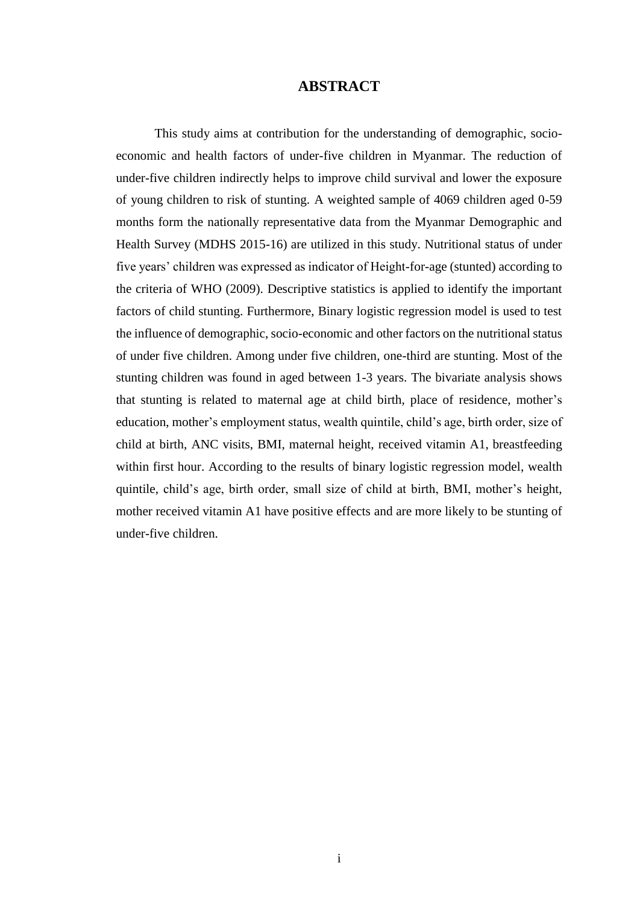# ABSTRACT

This study aims at contribution for the understanding of demographic, socio-economic and health factors of under-five children in Myanmar. The reduction of under-five children indirectly helps to improve child survival and lower the exposure of young children to risk of stunting. A weighted sample of 4069 children aged 0-59 months form the nationally representative data from the Myanmar Demographic and Health Survey (MDHS 2015-16) are utilized in this study. Nutritional status of under five years' children was expressed as indicator of Height-for-age (stunted) according to the criteria of WHO (2009). Descriptive statistics is applied to identify the important factors of child stunting. Furthermore, Binary logistic regression model is used to test the influence of demographic, socio-economic and other factors on the nutritional status of under five children. Among under five children, one-third are stunting. Most of the stunting children was found in aged between 1-3 years. The bivariate analysis shows that stunting is related to maternal age at child birth, place of residence, mother's education, mother's employment status, wealth quintile, child's age, birth order, size of child at birth, ANC visits, BMI, maternal height, received vitamin A1, breastfeeding within first hour. According to the results of binary logistic regression model, wealth quintile, child's age, birth order, small size of child at birth, BMI, mother's height, mother received vitamin A1 have positive effects and are more likely to be stunting of under-five children.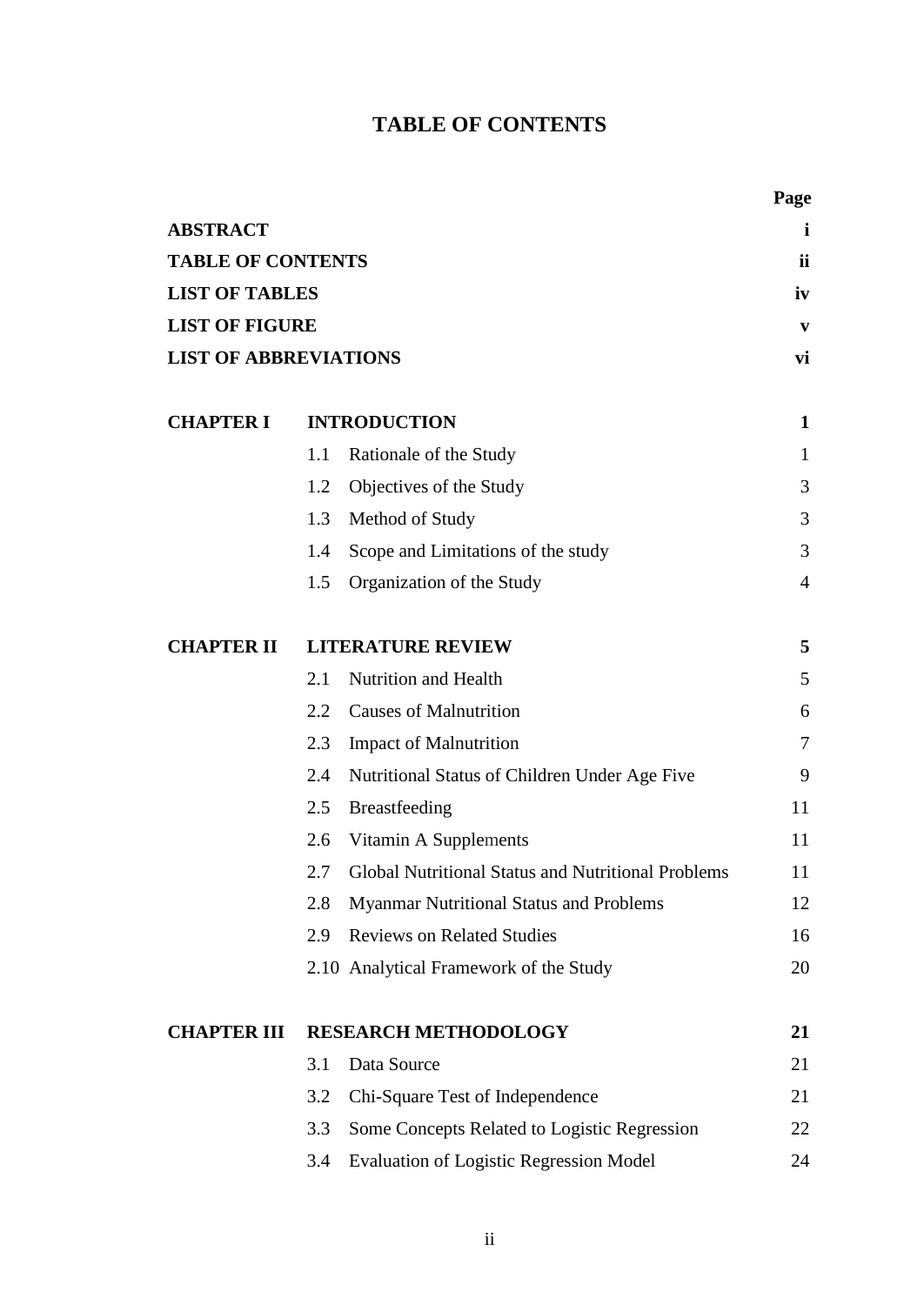# TABLE OF CONTENTS

| | | Page |
|---|---|---|
| **ABSTRACT** | | **i** |
| **TABLE OF CONTENTS** | | **ii** |
| **LIST OF TABLES** | | **iv** |
| **LIST OF FIGURE** | | **v** |
| **LIST OF ABBREVIATIONS** | | **vi** |
| | | |
| **CHAPTER I** | **INTRODUCTION** | **1** |
| | 1.1 Rationale of the Study | 1 |
| | 1.2 Objectives of the Study | 3 |
| | 1.3 Method of Study | 3 |
| | 1.4 Scope and Limitations of the study | 3 |
| | 1.5 Organization of the Study | 4 |
| | | |
| **CHAPTER II** | **LITERATURE REVIEW** | **5** |
| | 2.1 Nutrition and Health | 5 |
| | 2.2 Causes of Malnutrition | 6 |
| | 2.3 Impact of Malnutrition | 7 |
| | 2.4 Nutritional Status of Children Under Age Five | 9 |
| | 2.5 Breastfeeding | 11 |
| | 2.6 Vitamin A Supplements | 11 |
| | 2.7 Global Nutritional Status and Nutritional Problems | 11 |
| | 2.8 Myanmar Nutritional Status and Problems | 12 |
| | 2.9 Reviews on Related Studies | 16 |
| | 2.10 Analytical Framework of the Study | 20 |
| | | |
| **CHAPTER III** | **RESEARCH METHODOLOGY** | **21** |
| | 3.1 Data Source | 21 |
| | 3.2 Chi-Square Test of Independence | 21 |
| | 3.3 Some Concepts Related to Logistic Regression | 22 |
| | 3.4 Evaluation of Logistic Regression Model | 24 |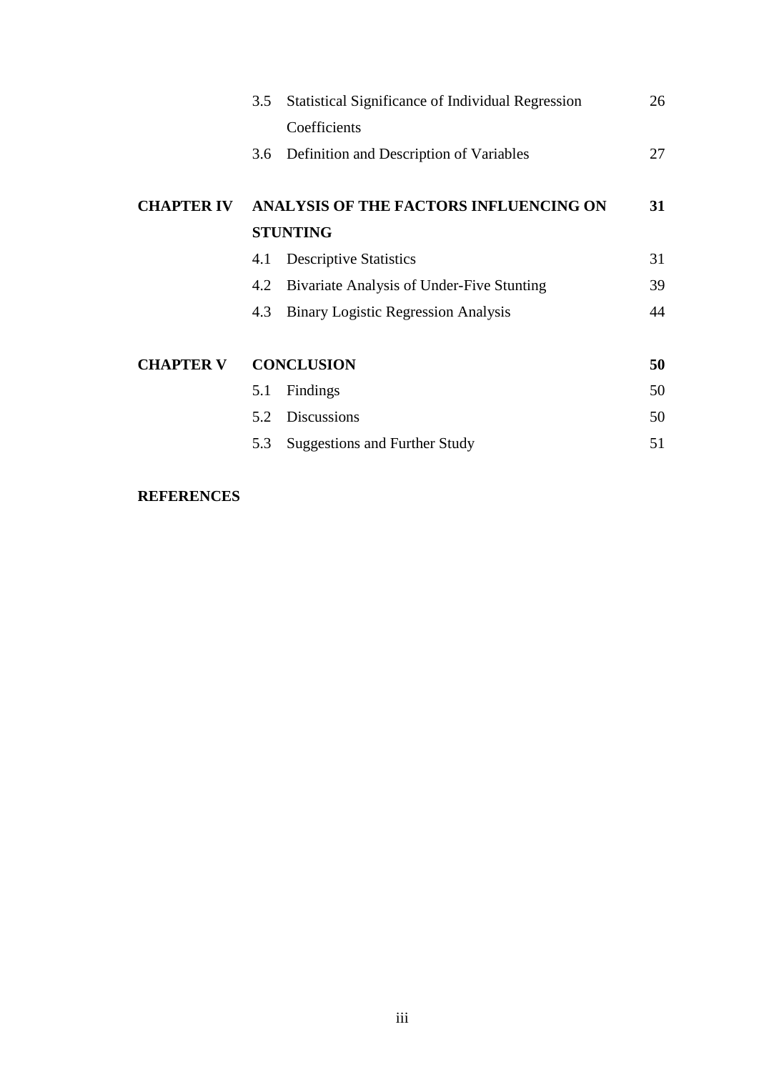| | | | |
|---|---|---|---|
| | 3.5 | Statistical Significance of Individual Regression Coefficients | 26 |
| | 3.6 | Definition and Description of Variables | 27 |
| **CHAPTER IV** | **ANALYSIS OF THE FACTORS INFLUENCING ON STUNTING** | | **31** |
| | 4.1 | Descriptive Statistics | 31 |
| | 4.2 | Bivariate Analysis of Under-Five Stunting | 39 |
| | 4.3 | Binary Logistic Regression Analysis | 44 |
| **CHAPTER V** | **CONCLUSION** | | **50** |
| | 5.1 | Findings | 50 |
| | 5.2 | Discussions | 50 |
| | 5.3 | Suggestions and Further Study | 51 |

**REFERENCES**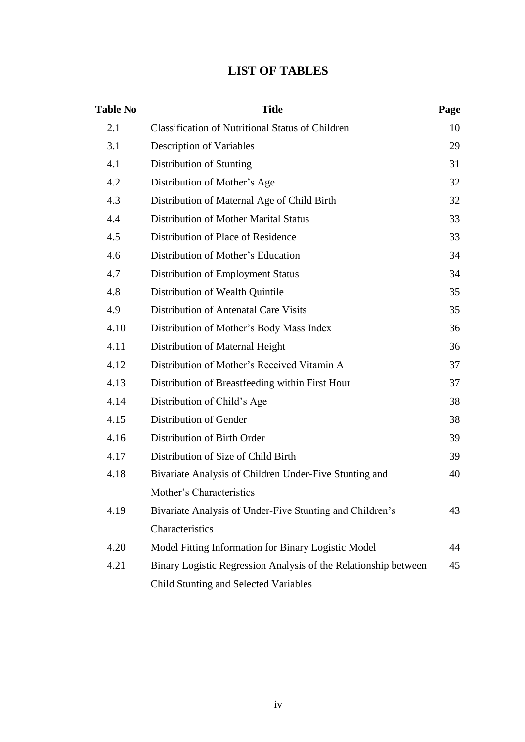# LIST OF TABLES

| Table No | Title | Page |
|---|---|---|
| 2.1 | Classification of Nutritional Status of Children | 10 |
| 3.1 | Description of Variables | 29 |
| 4.1 | Distribution of Stunting | 31 |
| 4.2 | Distribution of Mother's Age | 32 |
| 4.3 | Distribution of Maternal Age of Child Birth | 32 |
| 4.4 | Distribution of Mother Marital Status | 33 |
| 4.5 | Distribution of Place of Residence | 33 |
| 4.6 | Distribution of Mother's Education | 34 |
| 4.7 | Distribution of Employment Status | 34 |
| 4.8 | Distribution of Wealth Quintile | 35 |
| 4.9 | Distribution of Antenatal Care Visits | 35 |
| 4.10 | Distribution of Mother's Body Mass Index | 36 |
| 4.11 | Distribution of Maternal Height | 36 |
| 4.12 | Distribution of Mother's Received Vitamin A | 37 |
| 4.13 | Distribution of Breastfeeding within First Hour | 37 |
| 4.14 | Distribution of Child's Age | 38 |
| 4.15 | Distribution of Gender | 38 |
| 4.16 | Distribution of Birth Order | 39 |
| 4.17 | Distribution of Size of Child Birth | 39 |
| 4.18 | Bivariate Analysis of Children Under-Five Stunting and Mother's Characteristics | 40 |
| 4.19 | Bivariate Analysis of Under-Five Stunting and Children's Characteristics | 43 |
| 4.20 | Model Fitting Information for Binary Logistic Model | 44 |
| 4.21 | Binary Logistic Regression Analysis of the Relationship between Child Stunting and Selected Variables | 45 |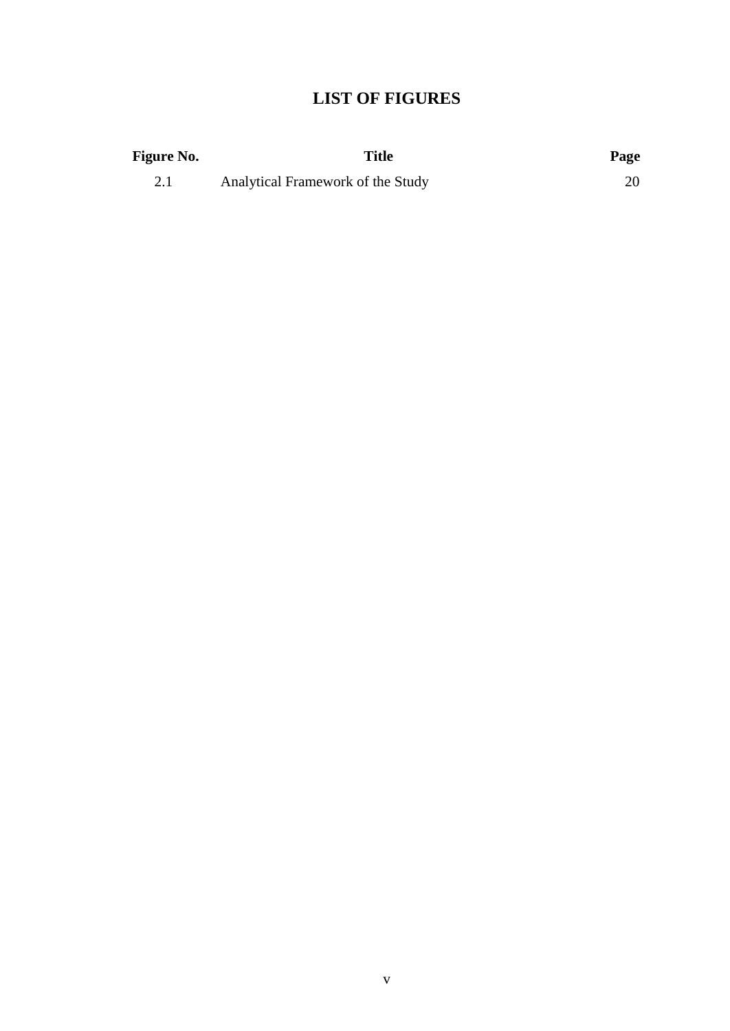# LIST OF FIGURES

| Figure No. | Title | Page |
|---|---|---|
| 2.1 | Analytical Framework of the Study | 20 |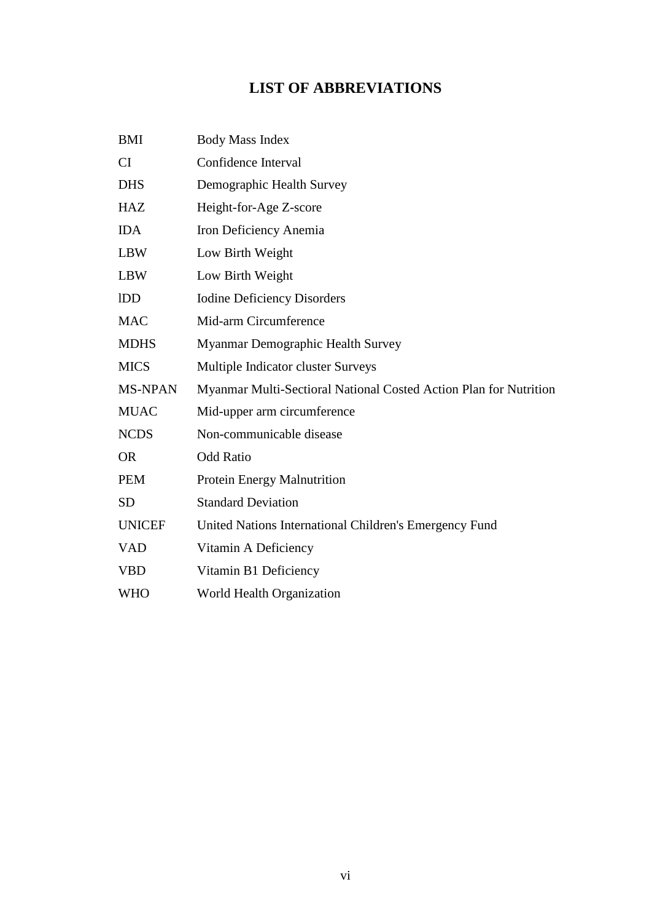# LIST OF ABBREVIATIONS

| | |
|---|---|
| BMI | Body Mass Index |
| CI | Confidence Interval |
| DHS | Demographic Health Survey |
| HAZ | Height-for-Age Z-score |
| IDA | Iron Deficiency Anemia |
| LBW | Low Birth Weight |
| LBW | Low Birth Weight |
| lDD | Iodine Deficiency Disorders |
| MAC | Mid-arm Circumference |
| MDHS | Myanmar Demographic Health Survey |
| MICS | Multiple Indicator cluster Surveys |
| MS-NPAN | Myanmar Multi-Sectioral National Costed Action Plan for Nutrition |
| MUAC | Mid-upper arm circumference |
| NCDS | Non-communicable disease |
| OR | Odd Ratio |
| PEM | Protein Energy Malnutrition |
| SD | Standard Deviation |
| UNICEF | United Nations International Children's Emergency Fund |
| VAD | Vitamin A Deficiency |
| VBD | Vitamin B1 Deficiency |
| WHO | World Health Organization |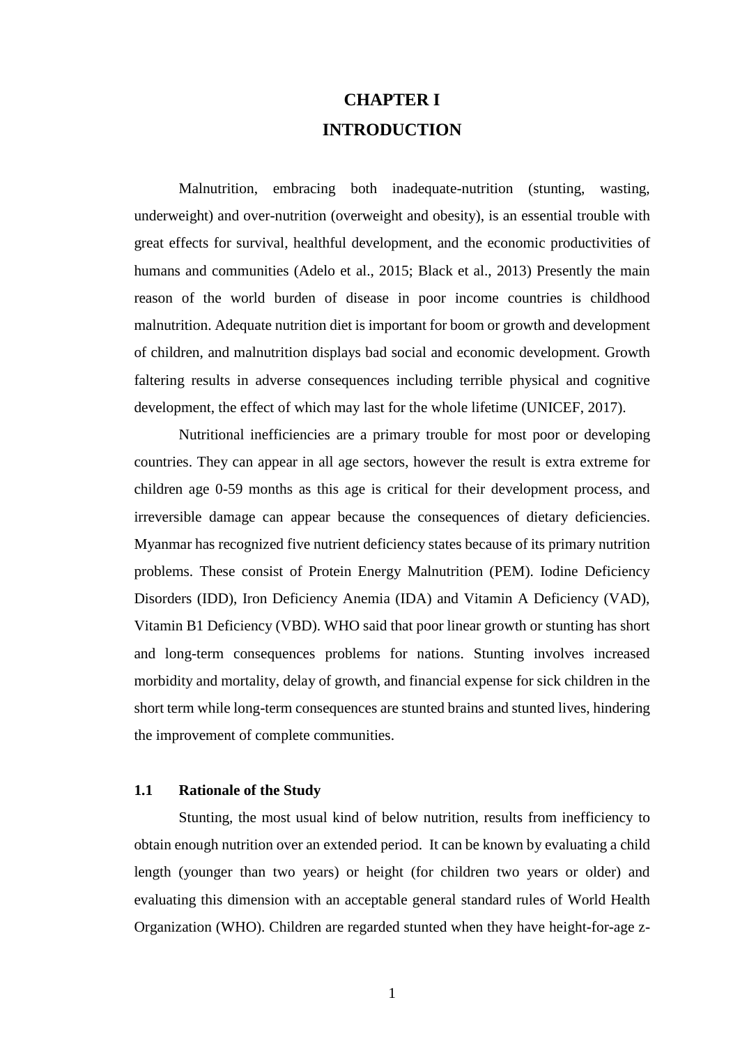# CHAPTER I
# INTRODUCTION

Malnutrition, embracing both inadequate-nutrition (stunting, wasting, underweight) and over-nutrition (overweight and obesity), is an essential trouble with great effects for survival, healthful development, and the economic productivities of humans and communities (Adelo et al., 2015; Black et al., 2013) Presently the main reason of the world burden of disease in poor income countries is childhood malnutrition. Adequate nutrition diet is important for boom or growth and development of children, and malnutrition displays bad social and economic development. Growth faltering results in adverse consequences including terrible physical and cognitive development, the effect of which may last for the whole lifetime (UNICEF, 2017).

Nutritional inefficiencies are a primary trouble for most poor or developing countries. They can appear in all age sectors, however the result is extra extreme for children age 0-59 months as this age is critical for their development process, and irreversible damage can appear because the consequences of dietary deficiencies. Myanmar has recognized five nutrient deficiency states because of its primary nutrition problems. These consist of Protein Energy Malnutrition (PEM). Iodine Deficiency Disorders (IDD), Iron Deficiency Anemia (IDA) and Vitamin A Deficiency (VAD), Vitamin B1 Deficiency (VBD). WHO said that poor linear growth or stunting has short and long-term consequences problems for nations. Stunting involves increased morbidity and mortality, delay of growth, and financial expense for sick children in the short term while long-term consequences are stunted brains and stunted lives, hindering the improvement of complete communities.

## 1.1 Rationale of the Study

Stunting, the most usual kind of below nutrition, results from inefficiency to obtain enough nutrition over an extended period. It can be known by evaluating a child length (younger than two years) or height (for children two years or older) and evaluating this dimension with an acceptable general standard rules of World Health Organization (WHO). Children are regarded stunted when they have height-for-age z-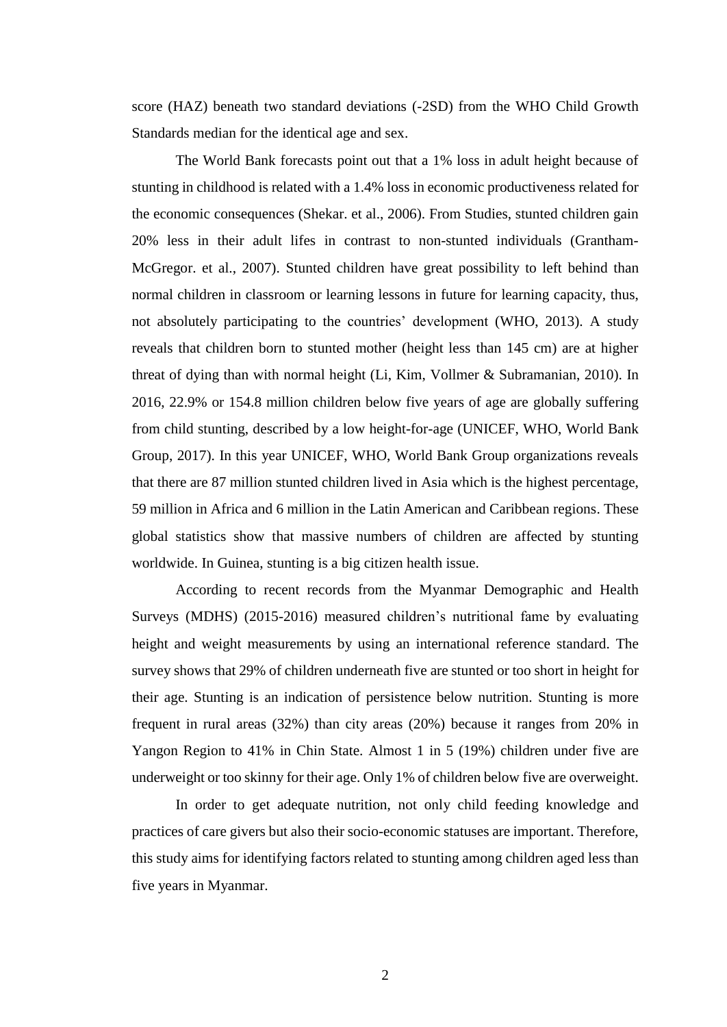score (HAZ) beneath two standard deviations (-2SD) from the WHO Child Growth Standards median for the identical age and sex.

The World Bank forecasts point out that a 1% loss in adult height because of stunting in childhood is related with a 1.4% loss in economic productiveness related for the economic consequences (Shekar. et al., 2006). From Studies, stunted children gain 20% less in their adult lifes in contrast to non-stunted individuals (Grantham-McGregor. et al., 2007). Stunted children have great possibility to left behind than normal children in classroom or learning lessons in future for learning capacity, thus, not absolutely participating to the countries' development (WHO, 2013). A study reveals that children born to stunted mother (height less than 145 cm) are at higher threat of dying than with normal height (Li, Kim, Vollmer & Subramanian, 2010). In 2016, 22.9% or 154.8 million children below five years of age are globally suffering from child stunting, described by a low height-for-age (UNICEF, WHO, World Bank Group, 2017). In this year UNICEF, WHO, World Bank Group organizations reveals that there are 87 million stunted children lived in Asia which is the highest percentage, 59 million in Africa and 6 million in the Latin American and Caribbean regions. These global statistics show that massive numbers of children are affected by stunting worldwide. In Guinea, stunting is a big citizen health issue.

According to recent records from the Myanmar Demographic and Health Surveys (MDHS) (2015-2016) measured children's nutritional fame by evaluating height and weight measurements by using an international reference standard. The survey shows that 29% of children underneath five are stunted or too short in height for their age. Stunting is an indication of persistence below nutrition. Stunting is more frequent in rural areas (32%) than city areas (20%) because it ranges from 20% in Yangon Region to 41% in Chin State. Almost 1 in 5 (19%) children under five are underweight or too skinny for their age. Only 1% of children below five are overweight.

In order to get adequate nutrition, not only child feeding knowledge and practices of care givers but also their socio-economic statuses are important. Therefore, this study aims for identifying factors related to stunting among children aged less than five years in Myanmar.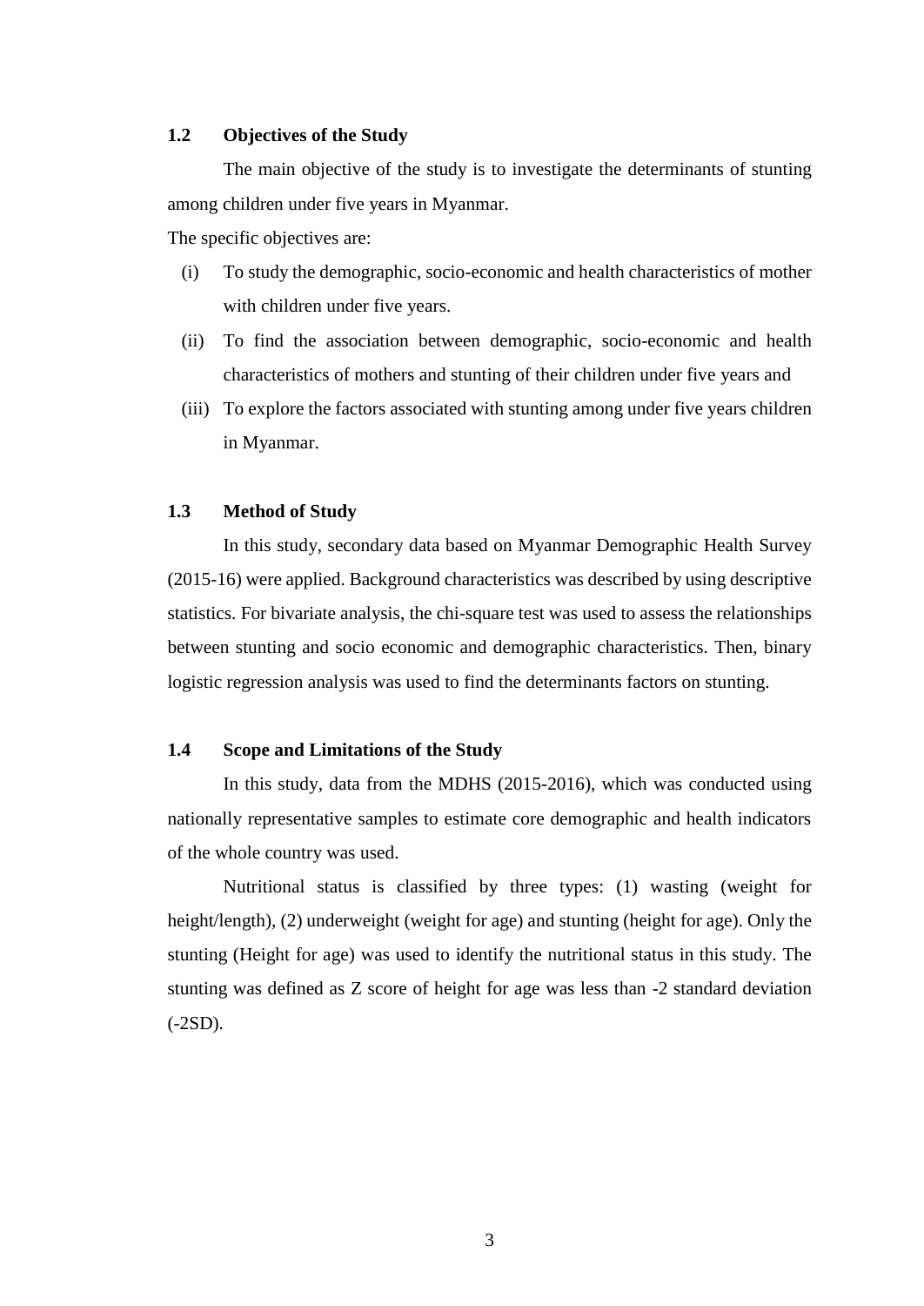## 1.2 Objectives of the Study

The main objective of the study is to investigate the determinants of stunting among children under five years in Myanmar.

The specific objectives are:

(i) To study the demographic, socio-economic and health characteristics of mother with children under five years.

(ii) To find the association between demographic, socio-economic and health characteristics of mothers and stunting of their children under five years and

(iii) To explore the factors associated with stunting among under five years children in Myanmar.

## 1.3 Method of Study

In this study, secondary data based on Myanmar Demographic Health Survey (2015-16) were applied. Background characteristics was described by using descriptive statistics. For bivariate analysis, the chi-square test was used to assess the relationships between stunting and socio economic and demographic characteristics. Then, binary logistic regression analysis was used to find the determinants factors on stunting.

## 1.4 Scope and Limitations of the Study

In this study, data from the MDHS (2015-2016), which was conducted using nationally representative samples to estimate core demographic and health indicators of the whole country was used.

Nutritional status is classified by three types: (1) wasting (weight for height/length), (2) underweight (weight for age) and stunting (height for age). Only the stunting (Height for age) was used to identify the nutritional status in this study. The stunting was defined as Z score of height for age was less than -2 standard deviation (-2SD).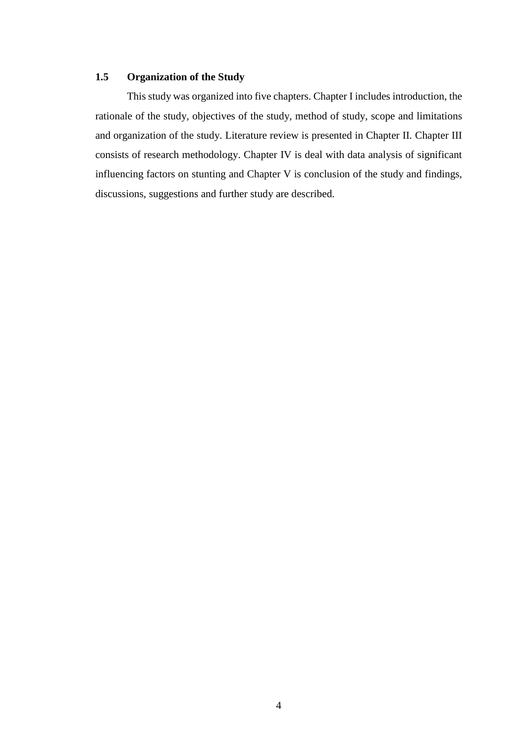### 1.5 Organization of the Study

This study was organized into five chapters. Chapter I includes introduction, the rationale of the study, objectives of the study, method of study, scope and limitations and organization of the study. Literature review is presented in Chapter II. Chapter III consists of research methodology. Chapter IV is deal with data analysis of significant influencing factors on stunting and Chapter V is conclusion of the study and findings, discussions, suggestions and further study are described.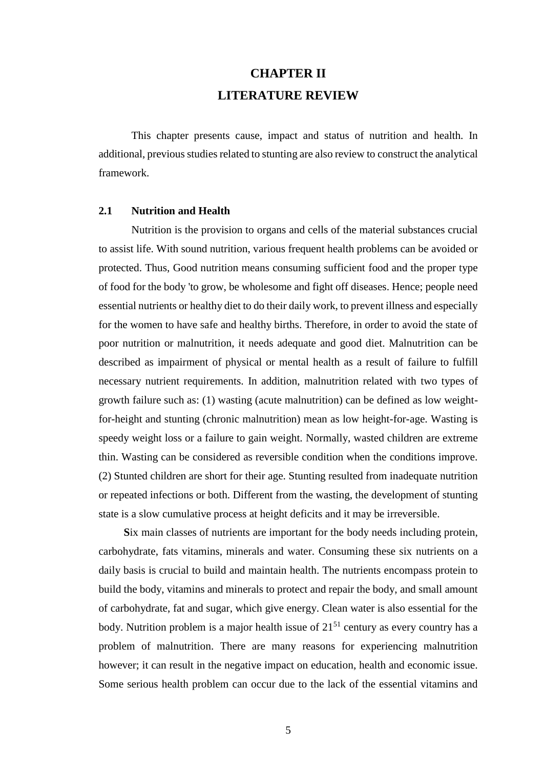# CHAPTER II

# LITERATURE REVIEW

This chapter presents cause, impact and status of nutrition and health. In additional, previous studies related to stunting are also review to construct the analytical framework.

## 2.1 Nutrition and Health

Nutrition is the provision to organs and cells of the material substances crucial to assist life. With sound nutrition, various frequent health problems can be avoided or protected. Thus, Good nutrition means consuming sufficient food and the proper type of food for the body 'to grow, be wholesome and fight off diseases. Hence; people need essential nutrients or healthy diet to do their daily work, to prevent illness and especially for the women to have safe and healthy births. Therefore, in order to avoid the state of poor nutrition or malnutrition, it needs adequate and good diet. Malnutrition can be described as impairment of physical or mental health as a result of failure to fulfill necessary nutrient requirements. In addition, malnutrition related with two types of growth failure such as: (1) wasting (acute malnutrition) can be defined as low weight-for-height and stunting (chronic malnutrition) mean as low height-for-age. Wasting is speedy weight loss or a failure to gain weight. Normally, wasted children are extreme thin. Wasting can be considered as reversible condition when the conditions improve. (2) Stunted children are short for their age. Stunting resulted from inadequate nutrition or repeated infections or both. Different from the wasting, the development of stunting state is a slow cumulative process at height deficits and it may be irreversible.

**S**ix main classes of nutrients are important for the body needs including protein, carbohydrate, fats vitamins, minerals and water. Consuming these six nutrients on a daily basis is crucial to build and maintain health. The nutrients encompass protein to build the body, vitamins and minerals to protect and repair the body, and small amount of carbohydrate, fat and sugar, which give energy. Clean water is also essential for the body. Nutrition problem is a major health issue of $21^{51}$ century as every country has a problem of malnutrition. There are many reasons for experiencing malnutrition however; it can result in the negative impact on education, health and economic issue. Some serious health problem can occur due to the lack of the essential vitamins and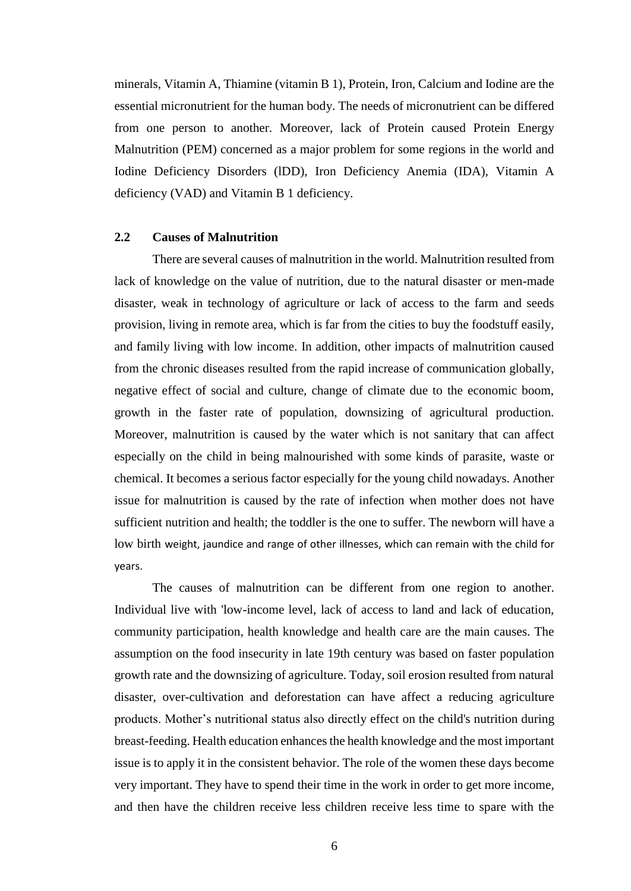minerals, Vitamin A, Thiamine (vitamin B 1), Protein, Iron, Calcium and Iodine are the essential micronutrient for the human body. The needs of micronutrient can be differed from one person to another. Moreover, lack of Protein caused Protein Energy Malnutrition (PEM) concerned as a major problem for some regions in the world and Iodine Deficiency Disorders (lDD), Iron Deficiency Anemia (IDA), Vitamin A deficiency (VAD) and Vitamin B 1 deficiency.

## 2.2 Causes of Malnutrition

There are several causes of malnutrition in the world. Malnutrition resulted from lack of knowledge on the value of nutrition, due to the natural disaster or men-made disaster, weak in technology of agriculture or lack of access to the farm and seeds provision, living in remote area, which is far from the cities to buy the foodstuff easily, and family living with low income. In addition, other impacts of malnutrition caused from the chronic diseases resulted from the rapid increase of communication globally, negative effect of social and culture, change of climate due to the economic boom, growth in the faster rate of population, downsizing of agricultural production. Moreover, malnutrition is caused by the water which is not sanitary that can affect especially on the child in being malnourished with some kinds of parasite, waste or chemical. It becomes a serious factor especially for the young child nowadays. Another issue for malnutrition is caused by the rate of infection when mother does not have sufficient nutrition and health; the toddler is the one to suffer. The newborn will have a low birth weight, jaundice and range of other illnesses, which can remain with the child for years.

The causes of malnutrition can be different from one region to another. Individual live with 'low-income level, lack of access to land and lack of education, community participation, health knowledge and health care are the main causes. The assumption on the food insecurity in late 19th century was based on faster population growth rate and the downsizing of agriculture. Today, soil erosion resulted from natural disaster, over-cultivation and deforestation can have affect a reducing agriculture products. Mother's nutritional status also directly effect on the child's nutrition during breast-feeding. Health education enhances the health knowledge and the most important issue is to apply it in the consistent behavior. The role of the women these days become very important. They have to spend their time in the work in order to get more income, and then have the children receive less children receive less time to spare with the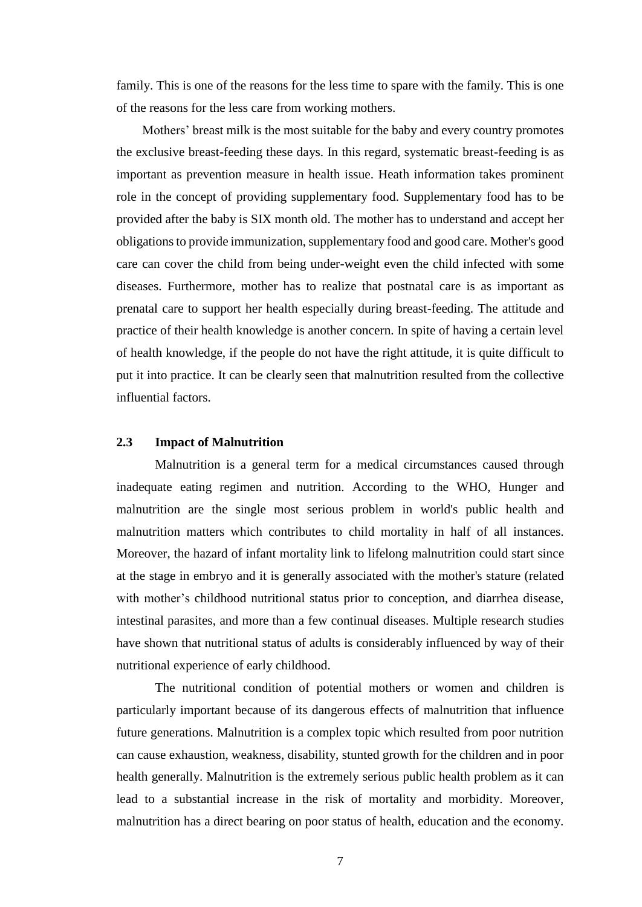family. This is one of the reasons for the less time to spare with the family. This is one of the reasons for the less care from working mothers.

Mothers' breast milk is the most suitable for the baby and every country promotes the exclusive breast-feeding these days. In this regard, systematic breast-feeding is as important as prevention measure in health issue. Heath information takes prominent role in the concept of providing supplementary food. Supplementary food has to be provided after the baby is SIX month old. The mother has to understand and accept her obligations to provide immunization, supplementary food and good care. Mother's good care can cover the child from being under-weight even the child infected with some diseases. Furthermore, mother has to realize that postnatal care is as important as prenatal care to support her health especially during breast-feeding. The attitude and practice of their health knowledge is another concern. In spite of having a certain level of health knowledge, if the people do not have the right attitude, it is quite difficult to put it into practice. It can be clearly seen that malnutrition resulted from the collective influential factors.

### 2.3 Impact of Malnutrition

Malnutrition is a general term for a medical circumstances caused through inadequate eating regimen and nutrition. According to the WHO, Hunger and malnutrition are the single most serious problem in world's public health and malnutrition matters which contributes to child mortality in half of all instances. Moreover, the hazard of infant mortality link to lifelong malnutrition could start since at the stage in embryo and it is generally associated with the mother's stature (related with mother's childhood nutritional status prior to conception, and diarrhea disease, intestinal parasites, and more than a few continual diseases. Multiple research studies have shown that nutritional status of adults is considerably influenced by way of their nutritional experience of early childhood.

The nutritional condition of potential mothers or women and children is particularly important because of its dangerous effects of malnutrition that influence future generations. Malnutrition is a complex topic which resulted from poor nutrition can cause exhaustion, weakness, disability, stunted growth for the children and in poor health generally. Malnutrition is the extremely serious public health problem as it can lead to a substantial increase in the risk of mortality and morbidity. Moreover, malnutrition has a direct bearing on poor status of health, education and the economy.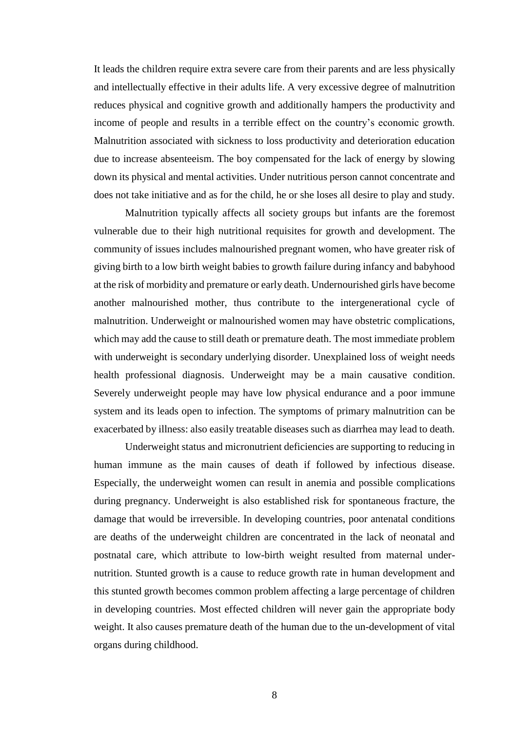It leads the children require extra severe care from their parents and are less physically and intellectually effective in their adults life. A very excessive degree of malnutrition reduces physical and cognitive growth and additionally hampers the productivity and income of people and results in a terrible effect on the country's economic growth. Malnutrition associated with sickness to loss productivity and deterioration education due to increase absenteeism. The boy compensated for the lack of energy by slowing down its physical and mental activities. Under nutritious person cannot concentrate and does not take initiative and as for the child, he or she loses all desire to play and study.

Malnutrition typically affects all society groups but infants are the foremost vulnerable due to their high nutritional requisites for growth and development. The community of issues includes malnourished pregnant women, who have greater risk of giving birth to a low birth weight babies to growth failure during infancy and babyhood at the risk of morbidity and premature or early death. Undernourished girls have become another malnourished mother, thus contribute to the intergenerational cycle of malnutrition. Underweight or malnourished women may have obstetric complications, which may add the cause to still death or premature death. The most immediate problem with underweight is secondary underlying disorder. Unexplained loss of weight needs health professional diagnosis. Underweight may be a main causative condition. Severely underweight people may have low physical endurance and a poor immune system and its leads open to infection. The symptoms of primary malnutrition can be exacerbated by illness: also easily treatable diseases such as diarrhea may lead to death.

Underweight status and micronutrient deficiencies are supporting to reducing in human immune as the main causes of death if followed by infectious disease. Especially, the underweight women can result in anemia and possible complications during pregnancy. Underweight is also established risk for spontaneous fracture, the damage that would be irreversible. In developing countries, poor antenatal conditions are deaths of the underweight children are concentrated in the lack of neonatal and postnatal care, which attribute to low-birth weight resulted from maternal under-nutrition. Stunted growth is a cause to reduce growth rate in human development and this stunted growth becomes common problem affecting a large percentage of children in developing countries. Most effected children will never gain the appropriate body weight. It also causes premature death of the human due to the un-development of vital organs during childhood.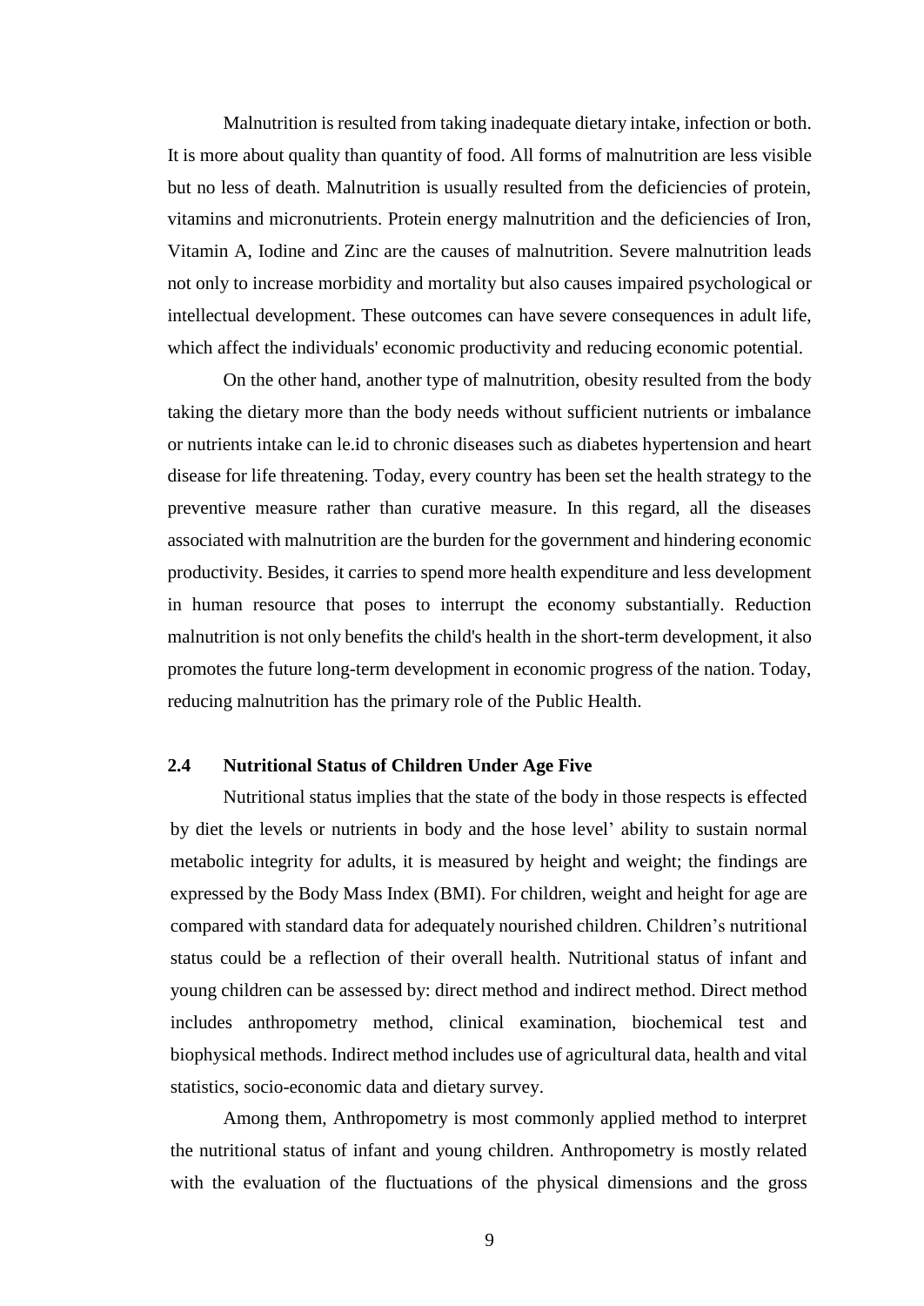Malnutrition is resulted from taking inadequate dietary intake, infection or both. It is more about quality than quantity of food. All forms of malnutrition are less visible but no less of death. Malnutrition is usually resulted from the deficiencies of protein, vitamins and micronutrients. Protein energy malnutrition and the deficiencies of Iron, Vitamin A, Iodine and Zinc are the causes of malnutrition. Severe malnutrition leads not only to increase morbidity and mortality but also causes impaired psychological or intellectual development. These outcomes can have severe consequences in adult life, which affect the individuals' economic productivity and reducing economic potential.

On the other hand, another type of malnutrition, obesity resulted from the body taking the dietary more than the body needs without sufficient nutrients or imbalance or nutrients intake can le.id to chronic diseases such as diabetes hypertension and heart disease for life threatening. Today, every country has been set the health strategy to the preventive measure rather than curative measure. In this regard, all the diseases associated with malnutrition are the burden for the government and hindering economic productivity. Besides, it carries to spend more health expenditure and less development in human resource that poses to interrupt the economy substantially. Reduction malnutrition is not only benefits the child's health in the short-term development, it also promotes the future long-term development in economic progress of the nation. Today, reducing malnutrition has the primary role of the Public Health.

### 2.4 Nutritional Status of Children Under Age Five

Nutritional status implies that the state of the body in those respects is effected by diet the levels or nutrients in body and the hose level' ability to sustain normal metabolic integrity for adults, it is measured by height and weight; the findings are expressed by the Body Mass Index (BMI). For children, weight and height for age are compared with standard data for adequately nourished children. Children's nutritional status could be a reflection of their overall health. Nutritional status of infant and young children can be assessed by: direct method and indirect method. Direct method includes anthropometry method, clinical examination, biochemical test and biophysical methods. Indirect method includes use of agricultural data, health and vital statistics, socio-economic data and dietary survey.

Among them, Anthropometry is most commonly applied method to interpret the nutritional status of infant and young children. Anthropometry is mostly related with the evaluation of the fluctuations of the physical dimensions and the gross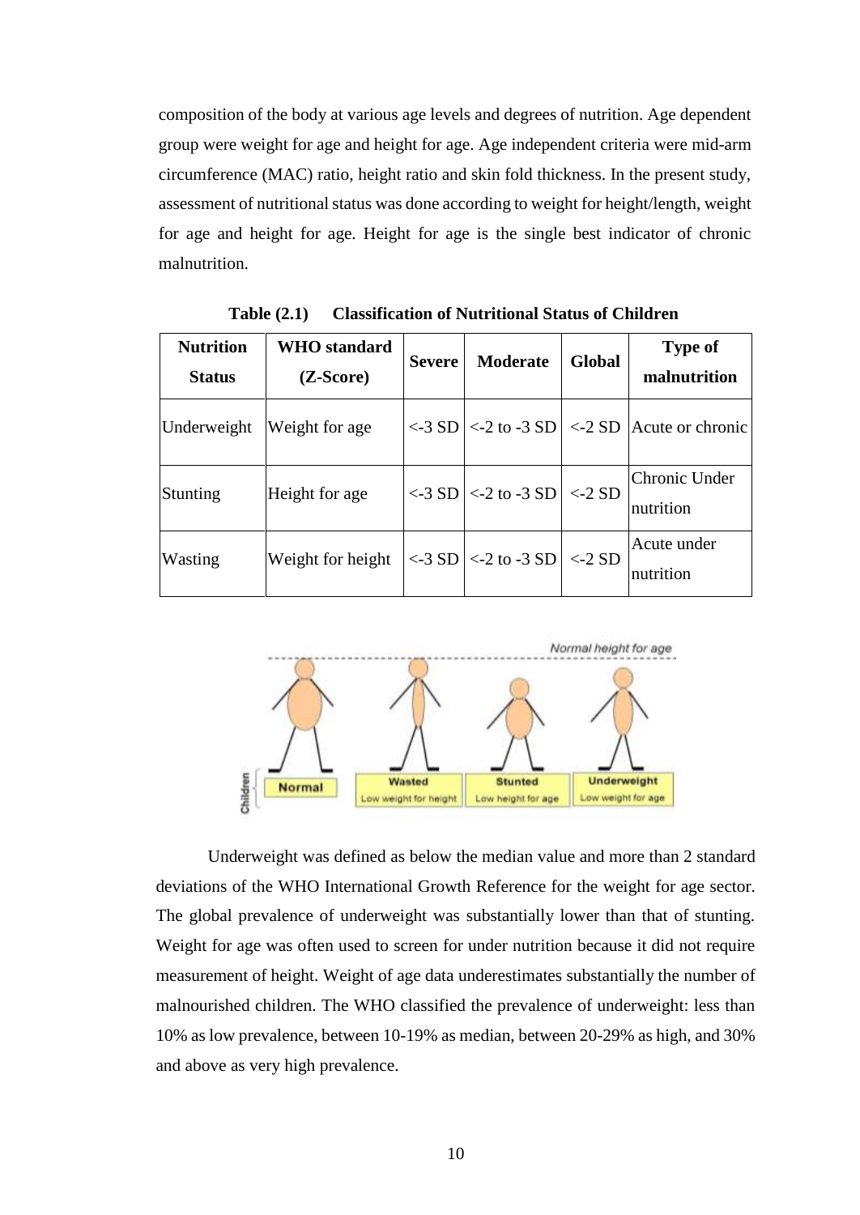composition of the body at various age levels and degrees of nutrition. Age dependent group were weight for age and height for age. Age independent criteria were mid-arm circumference (MAC) ratio, height ratio and skin fold thickness. In the present study, assessment of nutritional status was done according to weight for height/length, weight for age and height for age. Height for age is the single best indicator of chronic malnutrition.

**Table (2.1) Classification of Nutritional Status of Children**

| Nutrition Status | WHO standard (Z-Score) | Severe | Moderate | Global | Type of malnutrition |
|---|---|---|---|---|---|
| Underweight | Weight for age | <-3 SD | <-2 to -3 SD | <-2 SD | Acute or chronic |
| Stunting | Height for age | <-3 SD | <-2 to -3 SD | <-2 SD | Chronic Under nutrition |
| Wasting | Weight for height | <-3 SD | <-2 to -3 SD | <-2 SD | Acute under nutrition |

Underweight was defined as below the median value and more than 2 standard deviations of the WHO International Growth Reference for the weight for age sector. The global prevalence of underweight was substantially lower than that of stunting. Weight for age was often used to screen for under nutrition because it did not require measurement of height. Weight of age data underestimates substantially the number of malnourished children. The WHO classified the prevalence of underweight: less than 10% as low prevalence, between 10-19% as median, between 20-29% as high, and 30% and above as very high prevalence.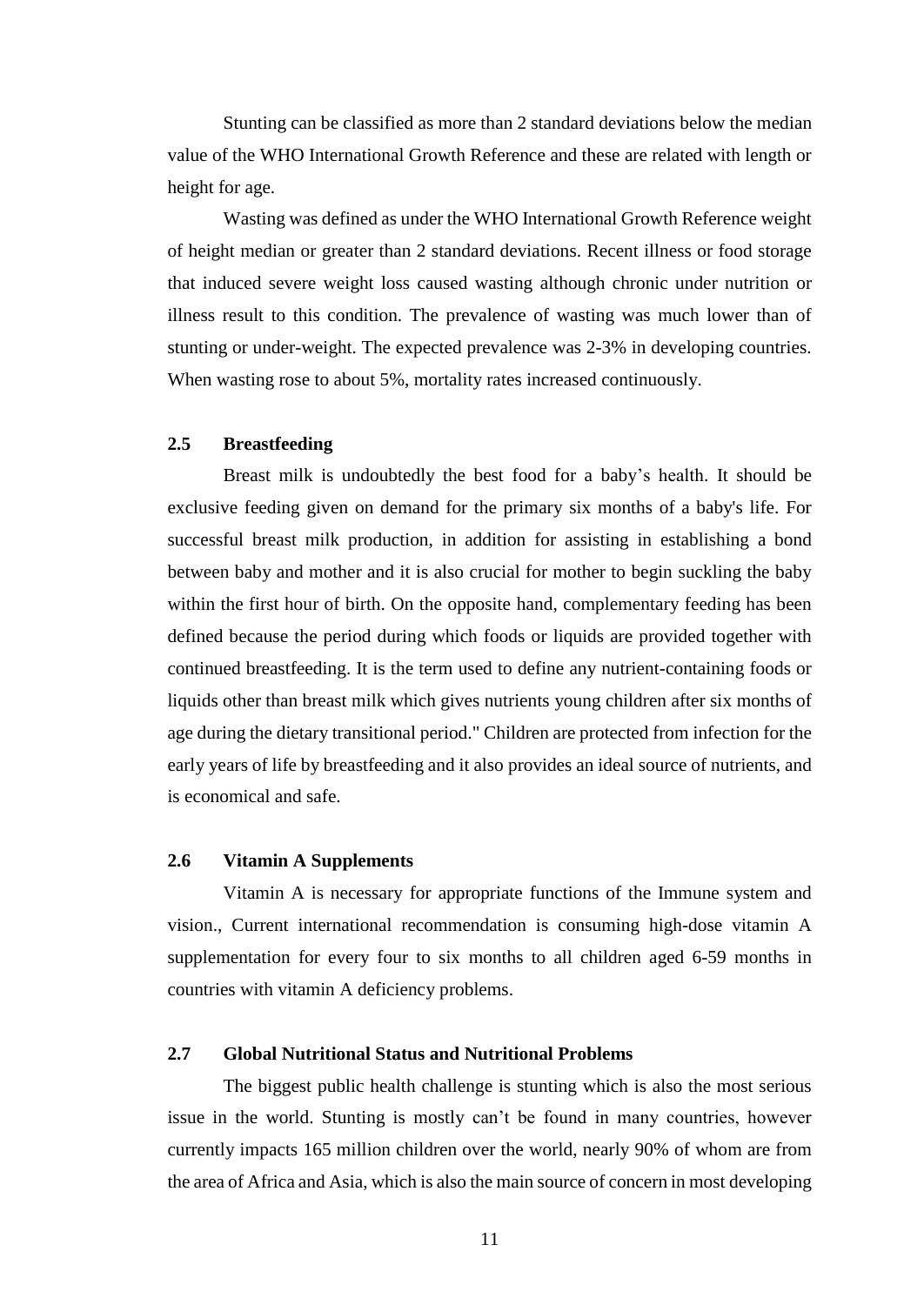Stunting can be classified as more than 2 standard deviations below the median value of the WHO International Growth Reference and these are related with length or height for age.

Wasting was defined as under the WHO International Growth Reference weight of height median or greater than 2 standard deviations. Recent illness or food storage that induced severe weight loss caused wasting although chronic under nutrition or illness result to this condition. The prevalence of wasting was much lower than of stunting or under-weight. The expected prevalence was 2-3% in developing countries. When wasting rose to about 5%, mortality rates increased continuously.

## 2.5 Breastfeeding

Breast milk is undoubtedly the best food for a baby's health. It should be exclusive feeding given on demand for the primary six months of a baby's life. For successful breast milk production, in addition for assisting in establishing a bond between baby and mother and it is also crucial for mother to begin suckling the baby within the first hour of birth. On the opposite hand, complementary feeding has been defined because the period during which foods or liquids are provided together with continued breastfeeding. It is the term used to define any nutrient-containing foods or liquids other than breast milk which gives nutrients young children after six months of age during the dietary transitional period." Children are protected from infection for the early years of life by breastfeeding and it also provides an ideal source of nutrients, and is economical and safe.

## 2.6 Vitamin A Supplements

Vitamin A is necessary for appropriate functions of the Immune system and vision., Current international recommendation is consuming high-dose vitamin A supplementation for every four to six months to all children aged 6-59 months in countries with vitamin A deficiency problems.

## 2.7 Global Nutritional Status and Nutritional Problems

The biggest public health challenge is stunting which is also the most serious issue in the world. Stunting is mostly can't be found in many countries, however currently impacts 165 million children over the world, nearly 90% of whom are from the area of Africa and Asia, which is also the main source of concern in most developing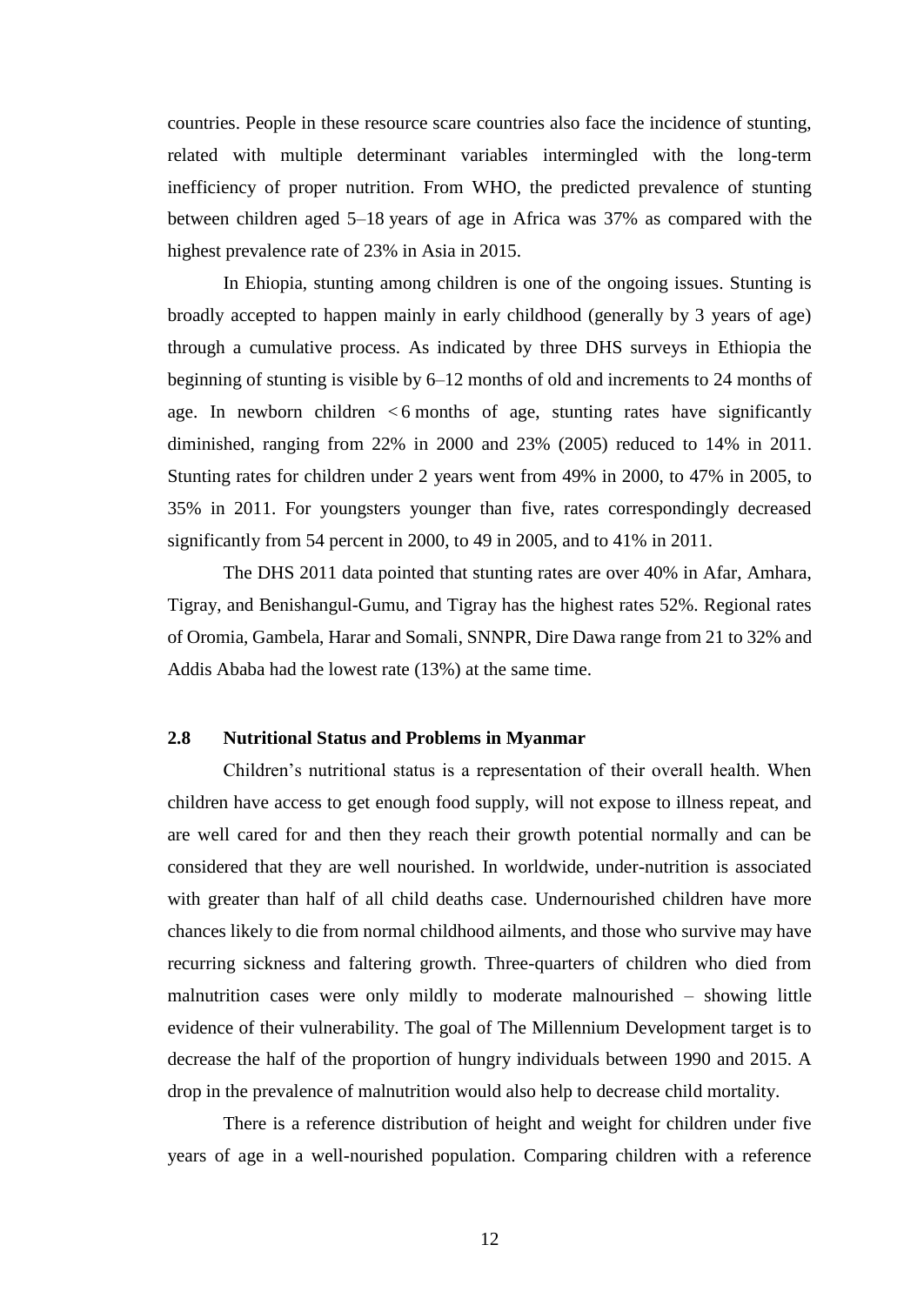countries. People in these resource scare countries also face the incidence of stunting, related with multiple determinant variables intermingled with the long-term inefficiency of proper nutrition. From WHO, the predicted prevalence of stunting between children aged 5–18 years of age in Africa was 37% as compared with the highest prevalence rate of 23% in Asia in 2015.

In Ehiopia, stunting among children is one of the ongoing issues. Stunting is broadly accepted to happen mainly in early childhood (generally by 3 years of age) through a cumulative process. As indicated by three DHS surveys in Ethiopia the beginning of stunting is visible by 6–12 months of old and increments to 24 months of age. In newborn children < 6 months of age, stunting rates have significantly diminished, ranging from 22% in 2000 and 23% (2005) reduced to 14% in 2011. Stunting rates for children under 2 years went from 49% in 2000, to 47% in 2005, to 35% in 2011. For youngsters younger than five, rates correspondingly decreased significantly from 54 percent in 2000, to 49 in 2005, and to 41% in 2011.

The DHS 2011 data pointed that stunting rates are over 40% in Afar, Amhara, Tigray, and Benishangul-Gumu, and Tigray has the highest rates 52%. Regional rates of Oromia, Gambela, Harar and Somali, SNNPR, Dire Dawa range from 21 to 32% and Addis Ababa had the lowest rate (13%) at the same time.

## 2.8 Nutritional Status and Problems in Myanmar

Children's nutritional status is a representation of their overall health. When children have access to get enough food supply, will not expose to illness repeat, and are well cared for and then they reach their growth potential normally and can be considered that they are well nourished. In worldwide, under-nutrition is associated with greater than half of all child deaths case. Undernourished children have more chances likely to die from normal childhood ailments, and those who survive may have recurring sickness and faltering growth. Three-quarters of children who died from malnutrition cases were only mildly to moderate malnourished – showing little evidence of their vulnerability. The goal of The Millennium Development target is to decrease the half of the proportion of hungry individuals between 1990 and 2015. A drop in the prevalence of malnutrition would also help to decrease child mortality.

There is a reference distribution of height and weight for children under five years of age in a well-nourished population. Comparing children with a reference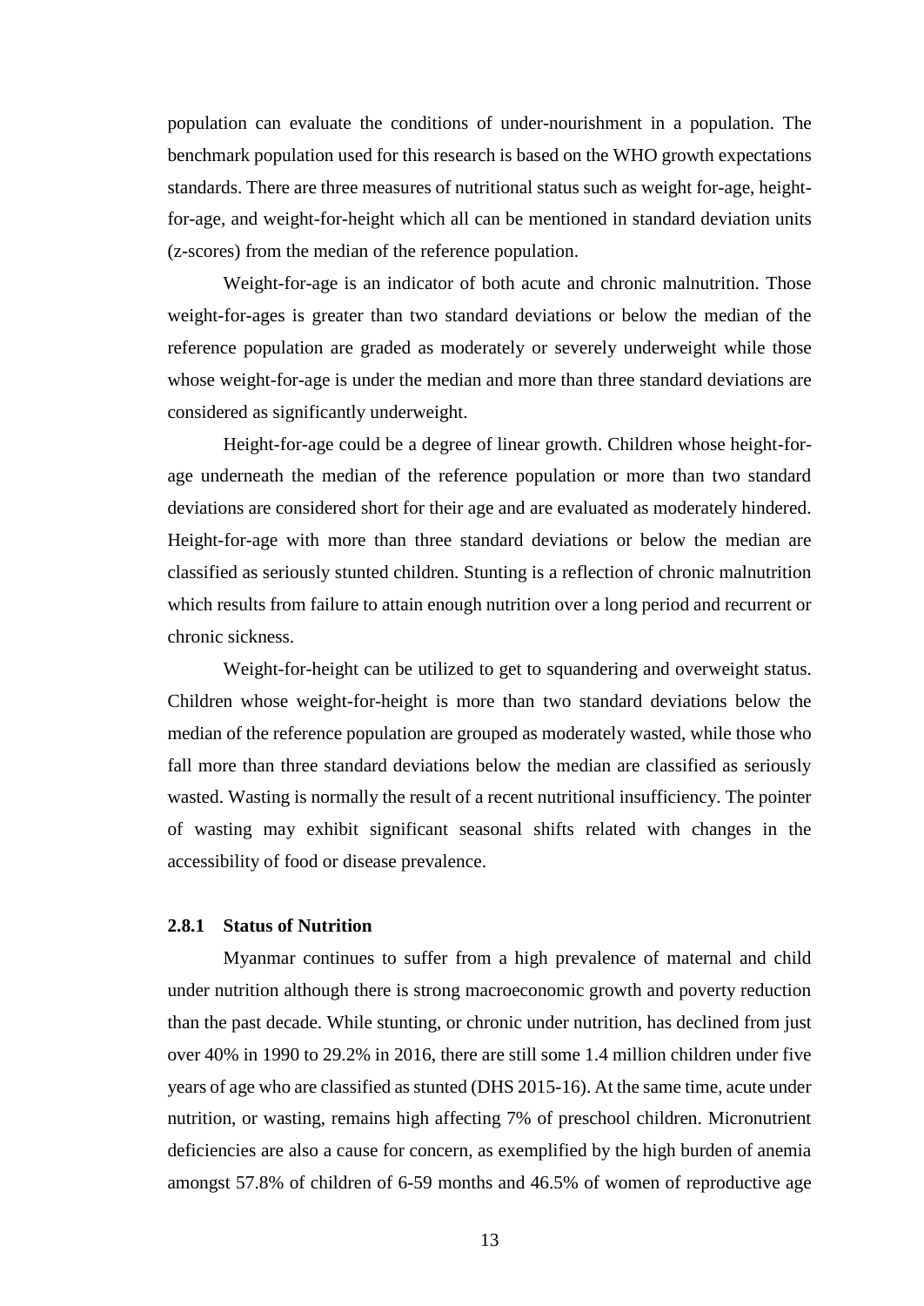population can evaluate the conditions of under-nourishment in a population. The benchmark population used for this research is based on the WHO growth expectations standards. There are three measures of nutritional status such as weight for-age, height-for-age, and weight-for-height which all can be mentioned in standard deviation units (z-scores) from the median of the reference population.

Weight-for-age is an indicator of both acute and chronic malnutrition. Those weight-for-ages is greater than two standard deviations or below the median of the reference population are graded as moderately or severely underweight while those whose weight-for-age is under the median and more than three standard deviations are considered as significantly underweight.

Height-for-age could be a degree of linear growth. Children whose height-for-age underneath the median of the reference population or more than two standard deviations are considered short for their age and are evaluated as moderately hindered. Height-for-age with more than three standard deviations or below the median are classified as seriously stunted children. Stunting is a reflection of chronic malnutrition which results from failure to attain enough nutrition over a long period and recurrent or chronic sickness.

Weight-for-height can be utilized to get to squandering and overweight status. Children whose weight-for-height is more than two standard deviations below the median of the reference population are grouped as moderately wasted, while those who fall more than three standard deviations below the median are classified as seriously wasted. Wasting is normally the result of a recent nutritional insufficiency. The pointer of wasting may exhibit significant seasonal shifts related with changes in the accessibility of food or disease prevalence.

### 2.8.1 Status of Nutrition

Myanmar continues to suffer from a high prevalence of maternal and child under nutrition although there is strong macroeconomic growth and poverty reduction than the past decade. While stunting, or chronic under nutrition, has declined from just over 40% in 1990 to 29.2% in 2016, there are still some 1.4 million children under five years of age who are classified as stunted (DHS 2015-16). At the same time, acute under nutrition, or wasting, remains high affecting 7% of preschool children. Micronutrient deficiencies are also a cause for concern, as exemplified by the high burden of anemia amongst 57.8% of children of 6-59 months and 46.5% of women of reproductive age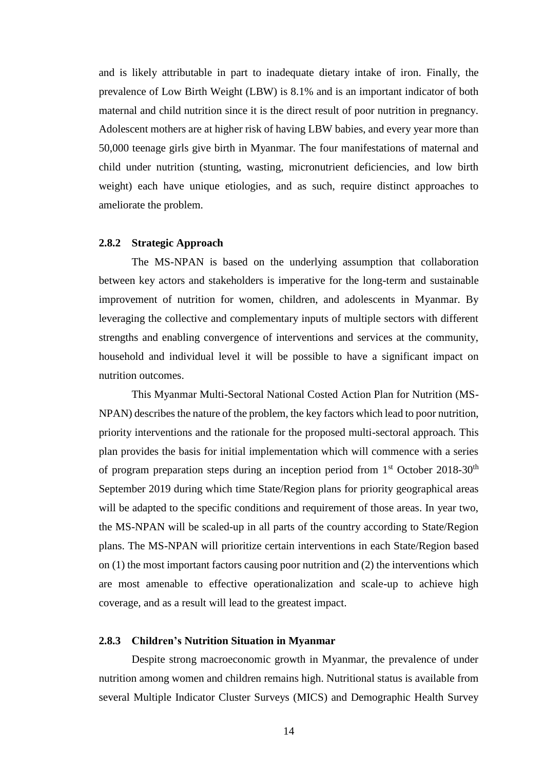and is likely attributable in part to inadequate dietary intake of iron. Finally, the prevalence of Low Birth Weight (LBW) is 8.1% and is an important indicator of both maternal and child nutrition since it is the direct result of poor nutrition in pregnancy. Adolescent mothers are at higher risk of having LBW babies, and every year more than 50,000 teenage girls give birth in Myanmar. The four manifestations of maternal and child under nutrition (stunting, wasting, micronutrient deficiencies, and low birth weight) each have unique etiologies, and as such, require distinct approaches to ameliorate the problem.

### 2.8.2 Strategic Approach

The MS-NPAN is based on the underlying assumption that collaboration between key actors and stakeholders is imperative for the long-term and sustainable improvement of nutrition for women, children, and adolescents in Myanmar. By leveraging the collective and complementary inputs of multiple sectors with different strengths and enabling convergence of interventions and services at the community, household and individual level it will be possible to have a significant impact on nutrition outcomes.

This Myanmar Multi-Sectoral National Costed Action Plan for Nutrition (MS-NPAN) describes the nature of the problem, the key factors which lead to poor nutrition, priority interventions and the rationale for the proposed multi-sectoral approach. This plan provides the basis for initial implementation which will commence with a series of program preparation steps during an inception period from 1st October 2018-30th September 2019 during which time State/Region plans for priority geographical areas will be adapted to the specific conditions and requirement of those areas. In year two, the MS-NPAN will be scaled-up in all parts of the country according to State/Region plans. The MS-NPAN will prioritize certain interventions in each State/Region based on (1) the most important factors causing poor nutrition and (2) the interventions which are most amenable to effective operationalization and scale-up to achieve high coverage, and as a result will lead to the greatest impact.

### 2.8.3 Children's Nutrition Situation in Myanmar

Despite strong macroeconomic growth in Myanmar, the prevalence of under nutrition among women and children remains high. Nutritional status is available from several Multiple Indicator Cluster Surveys (MICS) and Demographic Health Survey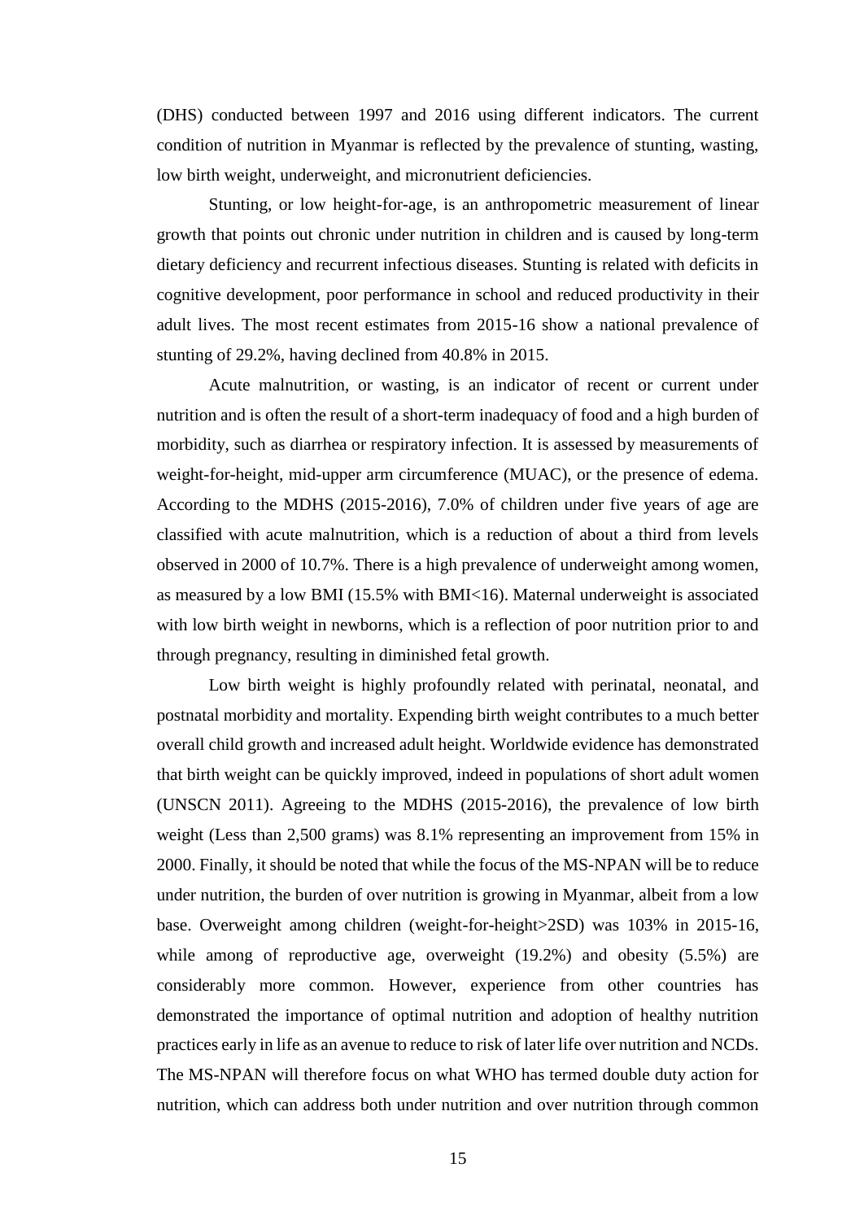(DHS) conducted between 1997 and 2016 using different indicators. The current condition of nutrition in Myanmar is reflected by the prevalence of stunting, wasting, low birth weight, underweight, and micronutrient deficiencies.

Stunting, or low height-for-age, is an anthropometric measurement of linear growth that points out chronic under nutrition in children and is caused by long-term dietary deficiency and recurrent infectious diseases. Stunting is related with deficits in cognitive development, poor performance in school and reduced productivity in their adult lives. The most recent estimates from 2015-16 show a national prevalence of stunting of 29.2%, having declined from 40.8% in 2015.

Acute malnutrition, or wasting, is an indicator of recent or current under nutrition and is often the result of a short-term inadequacy of food and a high burden of morbidity, such as diarrhea or respiratory infection. It is assessed by measurements of weight-for-height, mid-upper arm circumference (MUAC), or the presence of edema. According to the MDHS (2015-2016), 7.0% of children under five years of age are classified with acute malnutrition, which is a reduction of about a third from levels observed in 2000 of 10.7%. There is a high prevalence of underweight among women, as measured by a low BMI (15.5% with BMI<16). Maternal underweight is associated with low birth weight in newborns, which is a reflection of poor nutrition prior to and through pregnancy, resulting in diminished fetal growth.

Low birth weight is highly profoundly related with perinatal, neonatal, and postnatal morbidity and mortality. Expending birth weight contributes to a much better overall child growth and increased adult height. Worldwide evidence has demonstrated that birth weight can be quickly improved, indeed in populations of short adult women (UNSCN 2011). Agreeing to the MDHS (2015-2016), the prevalence of low birth weight (Less than 2,500 grams) was 8.1% representing an improvement from 15% in 2000. Finally, it should be noted that while the focus of the MS-NPAN will be to reduce under nutrition, the burden of over nutrition is growing in Myanmar, albeit from a low base. Overweight among children (weight-for-height>2SD) was 103% in 2015-16, while among of reproductive age, overweight (19.2%) and obesity (5.5%) are considerably more common. However, experience from other countries has demonstrated the importance of optimal nutrition and adoption of healthy nutrition practices early in life as an avenue to reduce to risk of later life over nutrition and NCDs. The MS-NPAN will therefore focus on what WHO has termed double duty action for nutrition, which can address both under nutrition and over nutrition through common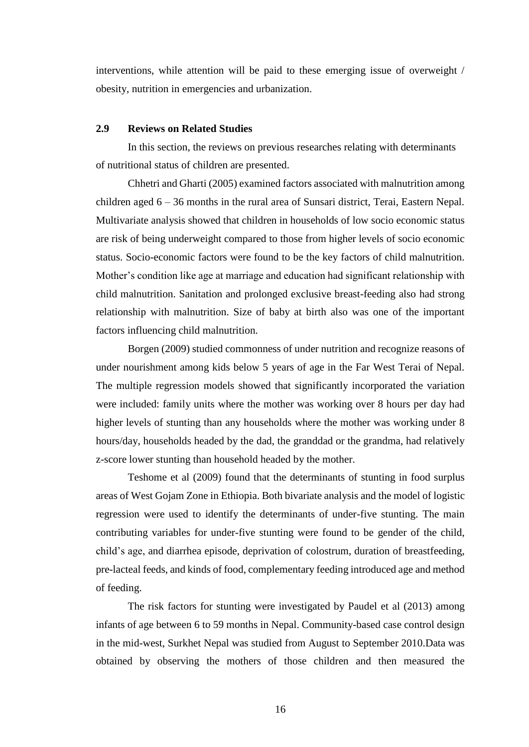interventions, while attention will be paid to these emerging issue of overweight / obesity, nutrition in emergencies and urbanization.

## 2.9 Reviews on Related Studies

In this section, the reviews on previous researches relating with determinants of nutritional status of children are presented.

Chhetri and Gharti (2005) examined factors associated with malnutrition among children aged 6 – 36 months in the rural area of Sunsari district, Terai, Eastern Nepal. Multivariate analysis showed that children in households of low socio economic status are risk of being underweight compared to those from higher levels of socio economic status. Socio-economic factors were found to be the key factors of child malnutrition. Mother's condition like age at marriage and education had significant relationship with child malnutrition. Sanitation and prolonged exclusive breast-feeding also had strong relationship with malnutrition. Size of baby at birth also was one of the important factors influencing child malnutrition.

Borgen (2009) studied commonness of under nutrition and recognize reasons of under nourishment among kids below 5 years of age in the Far West Terai of Nepal. The multiple regression models showed that significantly incorporated the variation were included: family units where the mother was working over 8 hours per day had higher levels of stunting than any households where the mother was working under 8 hours/day, households headed by the dad, the granddad or the grandma, had relatively z-score lower stunting than household headed by the mother.

Teshome et al (2009) found that the determinants of stunting in food surplus areas of West Gojam Zone in Ethiopia. Both bivariate analysis and the model of logistic regression were used to identify the determinants of under-five stunting. The main contributing variables for under-five stunting were found to be gender of the child, child's age, and diarrhea episode, deprivation of colostrum, duration of breastfeeding, pre-lacteal feeds, and kinds of food, complementary feeding introduced age and method of feeding.

The risk factors for stunting were investigated by Paudel et al (2013) among infants of age between 6 to 59 months in Nepal. Community-based case control design in the mid-west, Surkhet Nepal was studied from August to September 2010.Data was obtained by observing the mothers of those children and then measured the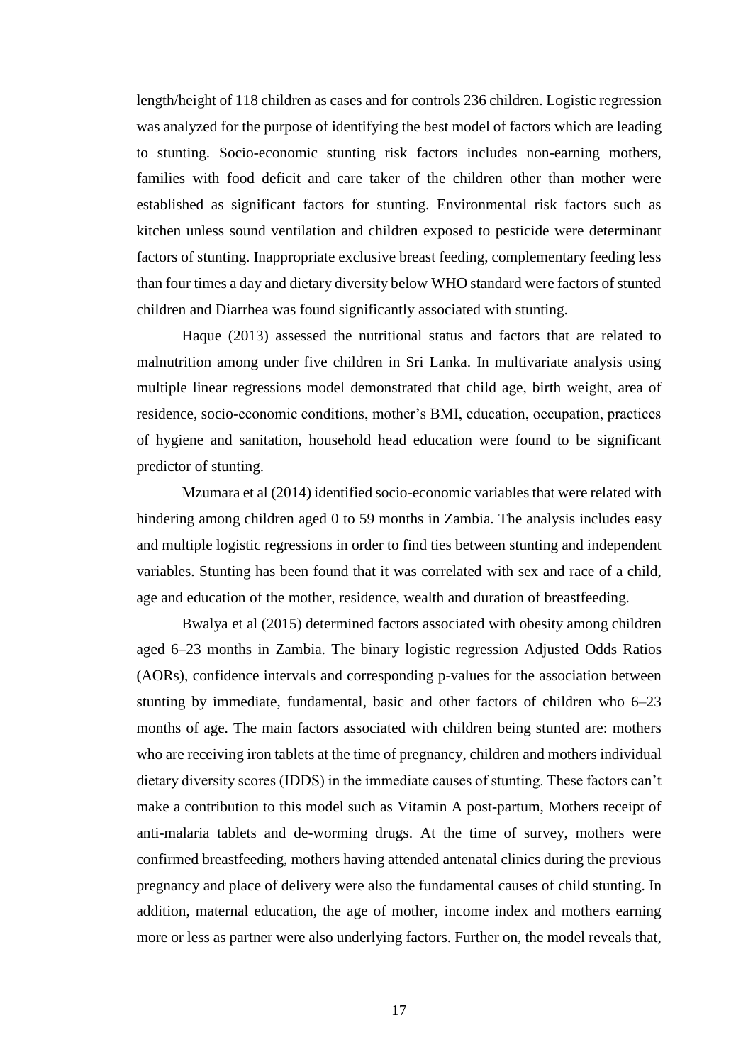length/height of 118 children as cases and for controls 236 children. Logistic regression was analyzed for the purpose of identifying the best model of factors which are leading to stunting. Socio-economic stunting risk factors includes non-earning mothers, families with food deficit and care taker of the children other than mother were established as significant factors for stunting. Environmental risk factors such as kitchen unless sound ventilation and children exposed to pesticide were determinant factors of stunting. Inappropriate exclusive breast feeding, complementary feeding less than four times a day and dietary diversity below WHO standard were factors of stunted children and Diarrhea was found significantly associated with stunting.

Haque (2013) assessed the nutritional status and factors that are related to malnutrition among under five children in Sri Lanka. In multivariate analysis using multiple linear regressions model demonstrated that child age, birth weight, area of residence, socio-economic conditions, mother's BMI, education, occupation, practices of hygiene and sanitation, household head education were found to be significant predictor of stunting.

Mzumara et al (2014) identified socio-economic variables that were related with hindering among children aged 0 to 59 months in Zambia. The analysis includes easy and multiple logistic regressions in order to find ties between stunting and independent variables. Stunting has been found that it was correlated with sex and race of a child, age and education of the mother, residence, wealth and duration of breastfeeding.

Bwalya et al (2015) determined factors associated with obesity among children aged 6–23 months in Zambia. The binary logistic regression Adjusted Odds Ratios (AORs), confidence intervals and corresponding p-values for the association between stunting by immediate, fundamental, basic and other factors of children who 6–23 months of age. The main factors associated with children being stunted are: mothers who are receiving iron tablets at the time of pregnancy, children and mothers individual dietary diversity scores (IDDS) in the immediate causes of stunting. These factors can't make a contribution to this model such as Vitamin A post-partum, Mothers receipt of anti-malaria tablets and de-worming drugs. At the time of survey, mothers were confirmed breastfeeding, mothers having attended antenatal clinics during the previous pregnancy and place of delivery were also the fundamental causes of child stunting. In addition, maternal education, the age of mother, income index and mothers earning more or less as partner were also underlying factors. Further on, the model reveals that,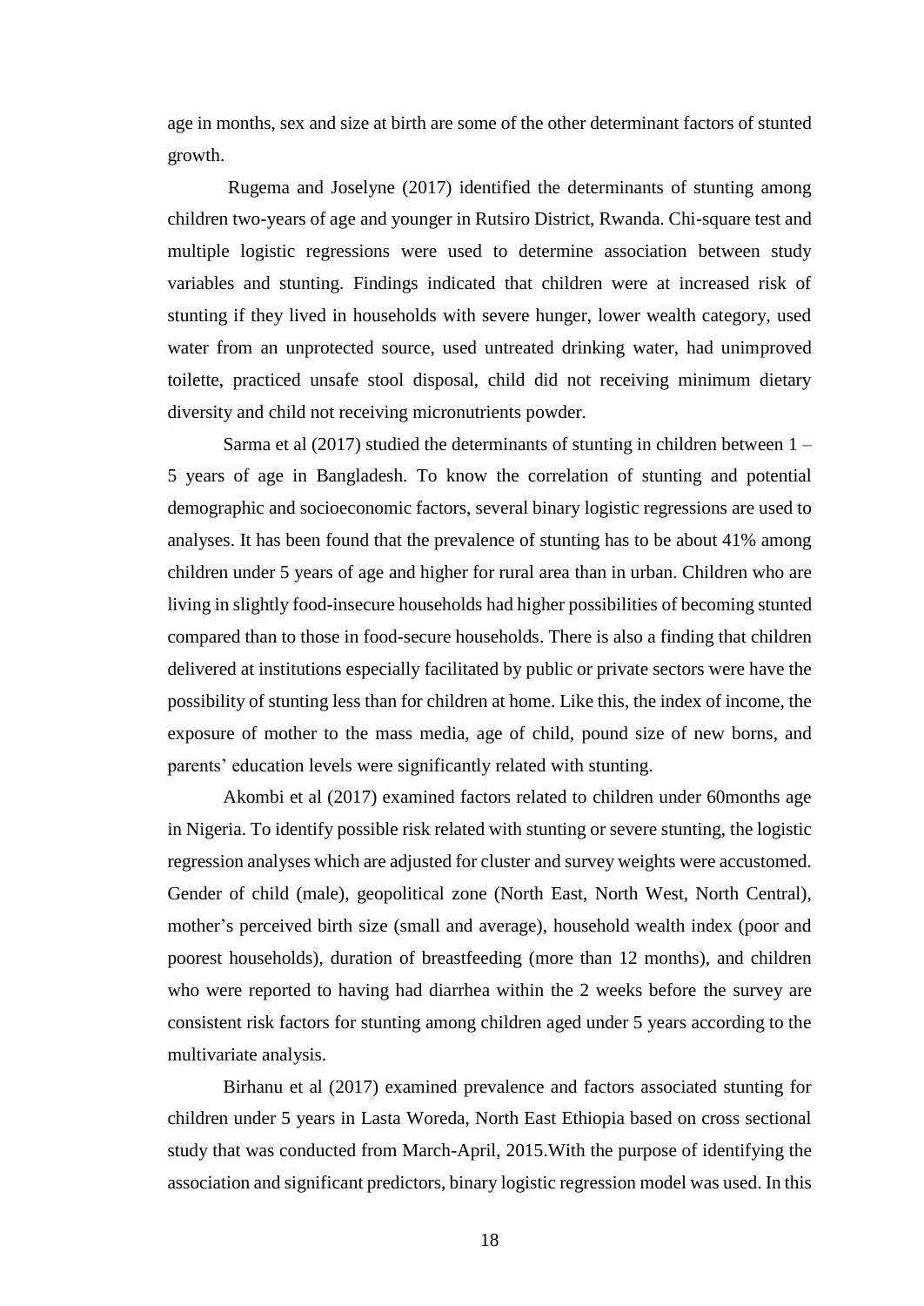age in months, sex and size at birth are some of the other determinant factors of stunted growth.

Rugema and Joselyne (2017) identified the determinants of stunting among children two-years of age and younger in Rutsiro District, Rwanda. Chi-square test and multiple logistic regressions were used to determine association between study variables and stunting. Findings indicated that children were at increased risk of stunting if they lived in households with severe hunger, lower wealth category, used water from an unprotected source, used untreated drinking water, had unimproved toilette, practiced unsafe stool disposal, child did not receiving minimum dietary diversity and child not receiving micronutrients powder.

Sarma et al (2017) studied the determinants of stunting in children between 1 – 5 years of age in Bangladesh. To know the correlation of stunting and potential demographic and socioeconomic factors, several binary logistic regressions are used to analyses. It has been found that the prevalence of stunting has to be about 41% among children under 5 years of age and higher for rural area than in urban. Children who are living in slightly food-insecure households had higher possibilities of becoming stunted compared than to those in food-secure households. There is also a finding that children delivered at institutions especially facilitated by public or private sectors were have the possibility of stunting less than for children at home. Like this, the index of income, the exposure of mother to the mass media, age of child, pound size of new borns, and parents' education levels were significantly related with stunting.

Akombi et al (2017) examined factors related to children under 60months age in Nigeria. To identify possible risk related with stunting or severe stunting, the logistic regression analyses which are adjusted for cluster and survey weights were accustomed. Gender of child (male), geopolitical zone (North East, North West, North Central), mother's perceived birth size (small and average), household wealth index (poor and poorest households), duration of breastfeeding (more than 12 months), and children who were reported to having had diarrhea within the 2 weeks before the survey are consistent risk factors for stunting among children aged under 5 years according to the multivariate analysis.

Birhanu et al (2017) examined prevalence and factors associated stunting for children under 5 years in Lasta Woreda, North East Ethiopia based on cross sectional study that was conducted from March-April, 2015.With the purpose of identifying the association and significant predictors, binary logistic regression model was used. In this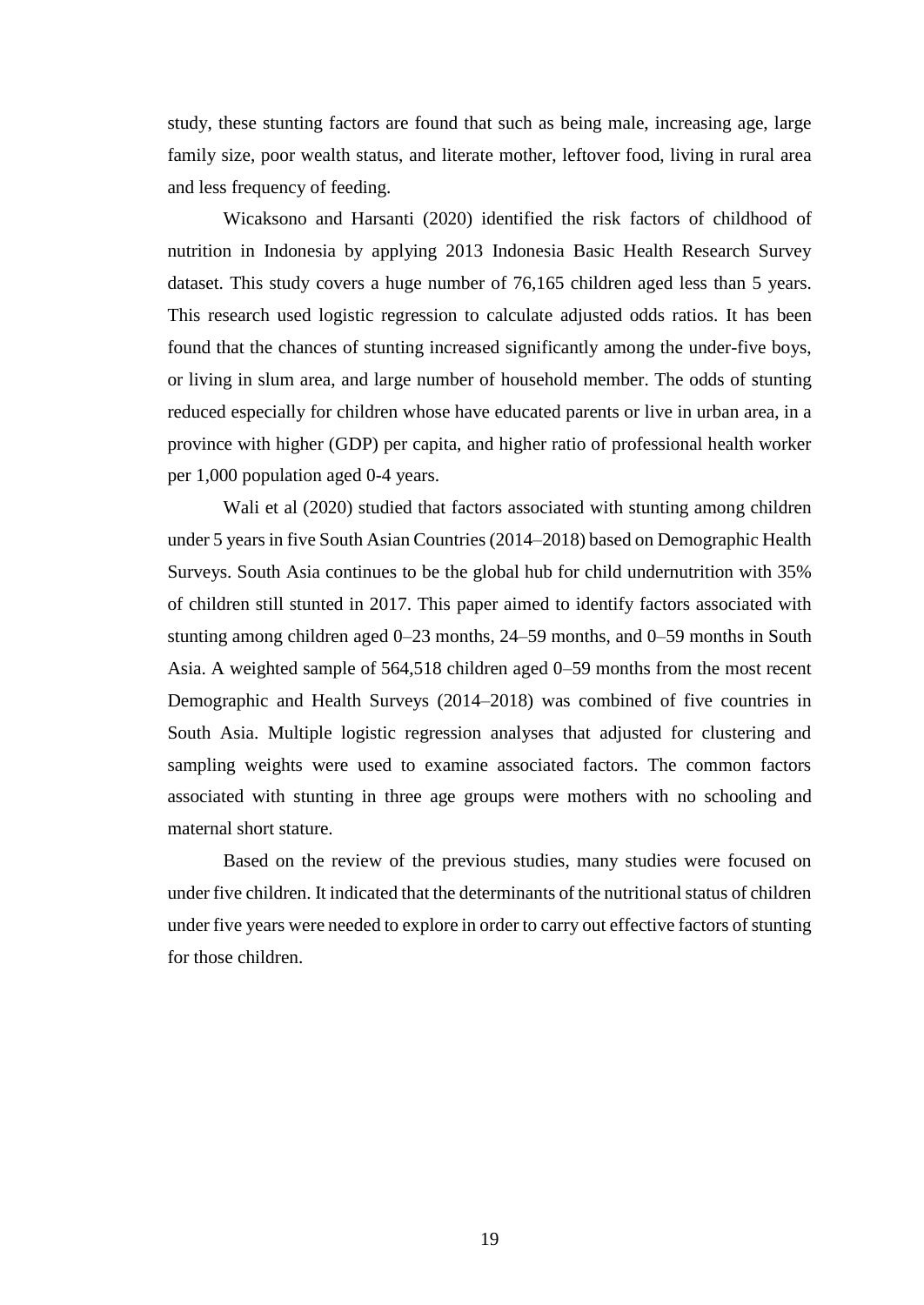study, these stunting factors are found that such as being male, increasing age, large family size, poor wealth status, and literate mother, leftover food, living in rural area and less frequency of feeding.

Wicaksono and Harsanti (2020) identified the risk factors of childhood of nutrition in Indonesia by applying 2013 Indonesia Basic Health Research Survey dataset. This study covers a huge number of 76,165 children aged less than 5 years. This research used logistic regression to calculate adjusted odds ratios. It has been found that the chances of stunting increased significantly among the under-five boys, or living in slum area, and large number of household member. The odds of stunting reduced especially for children whose have educated parents or live in urban area, in a province with higher (GDP) per capita, and higher ratio of professional health worker per 1,000 population aged 0-4 years.

Wali et al (2020) studied that factors associated with stunting among children under 5 years in five South Asian Countries (2014–2018) based on Demographic Health Surveys. South Asia continues to be the global hub for child undernutrition with 35% of children still stunted in 2017. This paper aimed to identify factors associated with stunting among children aged 0–23 months, 24–59 months, and 0–59 months in South Asia. A weighted sample of 564,518 children aged 0–59 months from the most recent Demographic and Health Surveys (2014–2018) was combined of five countries in South Asia. Multiple logistic regression analyses that adjusted for clustering and sampling weights were used to examine associated factors. The common factors associated with stunting in three age groups were mothers with no schooling and maternal short stature.

Based on the review of the previous studies, many studies were focused on under five children. It indicated that the determinants of the nutritional status of children under five years were needed to explore in order to carry out effective factors of stunting for those children.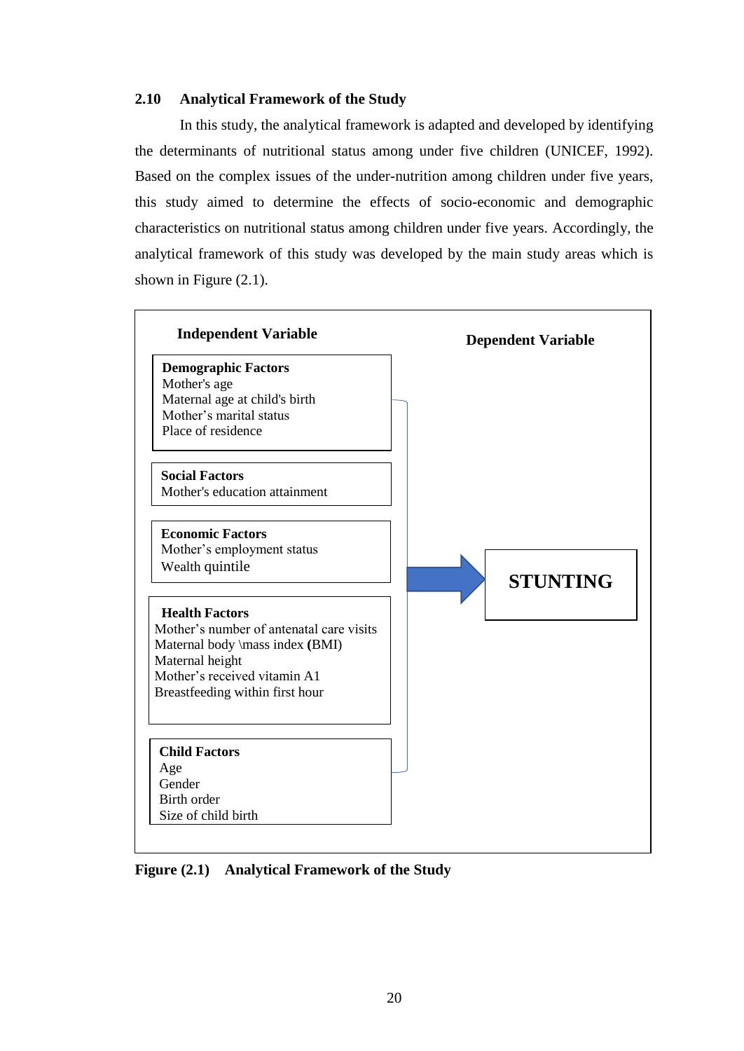## 2.10 Analytical Framework of the Study

In this study, the analytical framework is adapted and developed by identifying the determinants of nutritional status among under five children (UNICEF, 1992). Based on the complex issues of the under-nutrition among children under five years, this study aimed to determine the effects of socio-economic and demographic characteristics on nutritional status among children under five years. Accordingly, the analytical framework of this study was developed by the main study areas which is shown in Figure (2.1).

**Independent Variable**

**Demographic Factors**
Mother's age
Maternal age at child's birth
Mother's marital status
Place of residence

**Social Factors**
Mother's education attainment

**Economic Factors**
Mother's employment status
Wealth quintile

**Health Factors**
Mother's number of antenatal care visits
Maternal body \mass index **(**BMI)
Maternal height
Mother's received vitamin A1
Breastfeeding within first hour

**Child Factors**
Age
Gender
Birth order
Size of child birth

**Dependent Variable**

**STUNTING**

**Figure (2.1) Analytical Framework of the Study**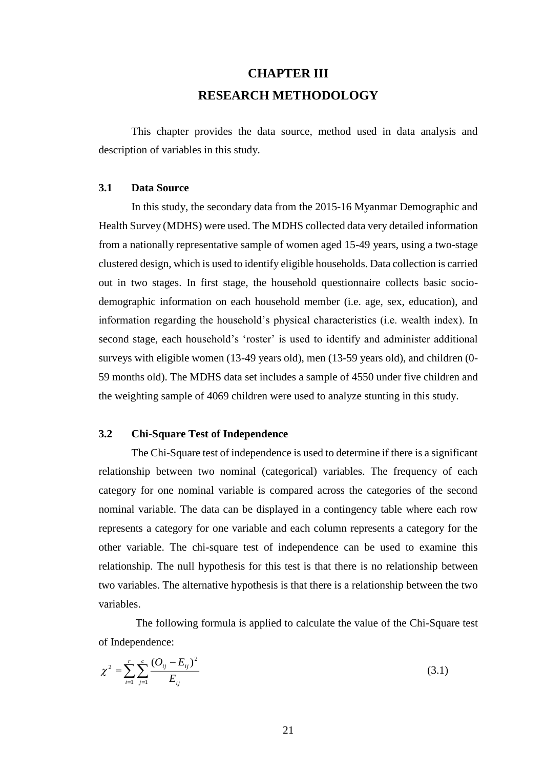# CHAPTER III

# RESEARCH METHODOLOGY

This chapter provides the data source, method used in data analysis and description of variables in this study.

## 3.1 Data Source

In this study, the secondary data from the 2015-16 Myanmar Demographic and Health Survey (MDHS) were used. The MDHS collected data very detailed information from a nationally representative sample of women aged 15-49 years, using a two-stage clustered design, which is used to identify eligible households. Data collection is carried out in two stages. In first stage, the household questionnaire collects basic socio-demographic information on each household member (i.e. age, sex, education), and information regarding the household's physical characteristics (i.e. wealth index). In second stage, each household's 'roster' is used to identify and administer additional surveys with eligible women (13-49 years old), men (13-59 years old), and children (0-59 months old). The MDHS data set includes a sample of 4550 under five children and the weighting sample of 4069 children were used to analyze stunting in this study.

## 3.2 Chi-Square Test of Independence

The Chi-Square test of independence is used to determine if there is a significant relationship between two nominal (categorical) variables. The frequency of each category for one nominal variable is compared across the categories of the second nominal variable. The data can be displayed in a contingency table where each row represents a category for one variable and each column represents a category for the other variable. The chi-square test of independence can be used to examine this relationship. The null hypothesis for this test is that there is no relationship between two variables. The alternative hypothesis is that there is a relationship between the two variables.

The following formula is applied to calculate the value of the Chi-Square test of Independence:

$$\chi^2 = \sum_{i=1}^{r} \sum_{j=1}^{c} \frac{(O_{ij} - E_{ij})^2}{E_{ij}} \tag{3.1}$$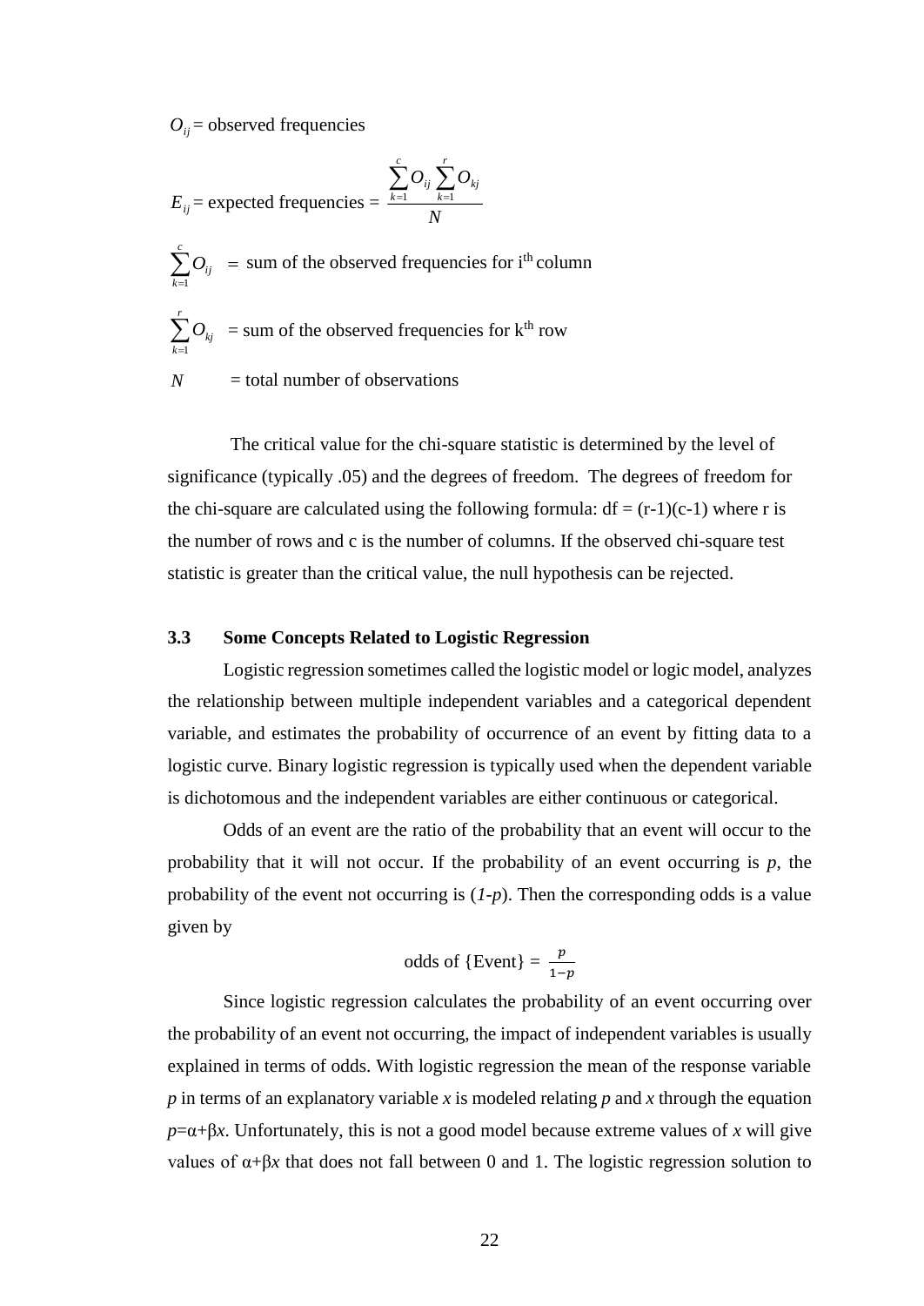$O_{ij}$ = observed frequencies

$E_{ij}$ = expected frequencies = $\dfrac{\sum_{k=1}^{c} O_{ij} \sum_{k=1}^{r} O_{kj}}{N}$

$\sum_{k=1}^{c} O_{ij}$ = sum of the observed frequencies for i$^{th}$ column

$\sum_{k=1}^{r} O_{kj}$ = sum of the observed frequencies for k$^{th}$ row

$N$ = total number of observations

The critical value for the chi-square statistic is determined by the level of significance (typically .05) and the degrees of freedom. The degrees of freedom for the chi-square are calculated using the following formula: df = (r-1)(c-1) where r is the number of rows and c is the number of columns. If the observed chi-square test statistic is greater than the critical value, the null hypothesis can be rejected.

### 3.3 Some Concepts Related to Logistic Regression

Logistic regression sometimes called the logistic model or logic model, analyzes the relationship between multiple independent variables and a categorical dependent variable, and estimates the probability of occurrence of an event by fitting data to a logistic curve. Binary logistic regression is typically used when the dependent variable is dichotomous and the independent variables are either continuous or categorical.

Odds of an event are the ratio of the probability that an event will occur to the probability that it will not occur. If the probability of an event occurring is $p$, the probability of the event not occurring is $(1-p)$. Then the corresponding odds is a value given by

$$\text{odds of \{Event\}} = \frac{p}{1-p}$$

Since logistic regression calculates the probability of an event occurring over the probability of an event not occurring, the impact of independent variables is usually explained in terms of odds. With logistic regression the mean of the response variable $p$ in terms of an explanatory variable $x$ is modeled relating $p$ and $x$ through the equation $p=\alpha+\beta x$. Unfortunately, this is not a good model because extreme values of $x$ will give values of $\alpha+\beta x$ that does not fall between 0 and 1. The logistic regression solution to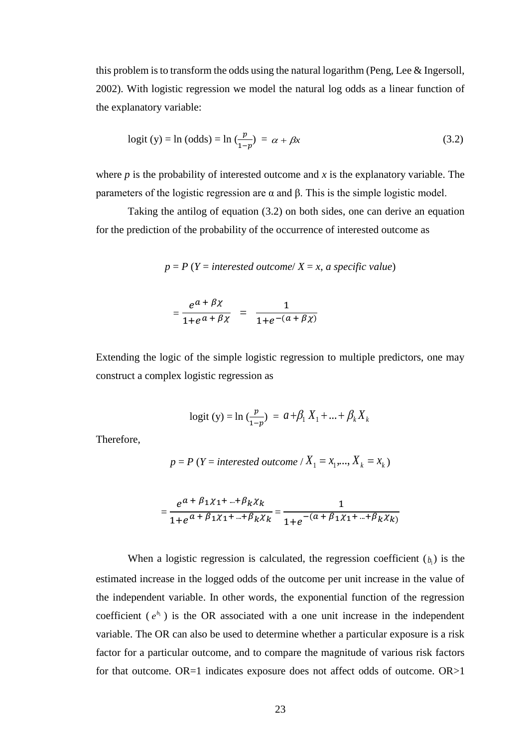this problem is to transform the odds using the natural logarithm (Peng, Lee & Ingersoll, 2002). With logistic regression we model the natural log odds as a linear function of the explanatory variable:

$$\text{logit (y)} = \ln \text{(odds)} = \ln \left(\frac{p}{1-p}\right) = \alpha + \beta x \tag{3.2}$$

where *p* is the probability of interested outcome and *x* is the explanatory variable. The parameters of the logistic regression are α and β. This is the simple logistic model.

Taking the antilog of equation (3.2) on both sides, one can derive an equation for the prediction of the probability of the occurrence of interested outcome as

$$p = P\ (Y = \textit{interested outcome} / \ X = x, \textit{a specific value})$$

$$= \frac{e^{a + \beta\chi}}{1+e^{a + \beta\chi}} = \frac{1}{1+e^{-(a + \beta\chi)}}$$

Extending the logic of the simple logistic regression to multiple predictors, one may construct a complex logistic regression as

$$\text{logit (y)} = \ln \left(\frac{p}{1-p}\right) = a + \beta_1 X_1 + \ldots + \beta_k X_k$$

Therefore,

$$p = P\ (Y = \textit{interested outcome} \ / \ X_1 = x_1, \ldots, X_k = x_k)$$

$$= \frac{e^{a + \beta_1\chi_1 + \ldots + \beta_k\chi_k}}{1+e^{a + \beta_1\chi_1 + \ldots + \beta_k\chi_k}} = \frac{1}{1+e^{-(a + \beta_1\chi_1 + \ldots + \beta_k\chi_k)}}$$

When a logistic regression is calculated, the regression coefficient ($b_1$) is the estimated increase in the logged odds of the outcome per unit increase in the value of the independent variable. In other words, the exponential function of the regression coefficient ($e^{b_1}$) is the OR associated with a one unit increase in the independent variable. The OR can also be used to determine whether a particular exposure is a risk factor for a particular outcome, and to compare the magnitude of various risk factors for that outcome. OR=1 indicates exposure does not affect odds of outcome. OR>1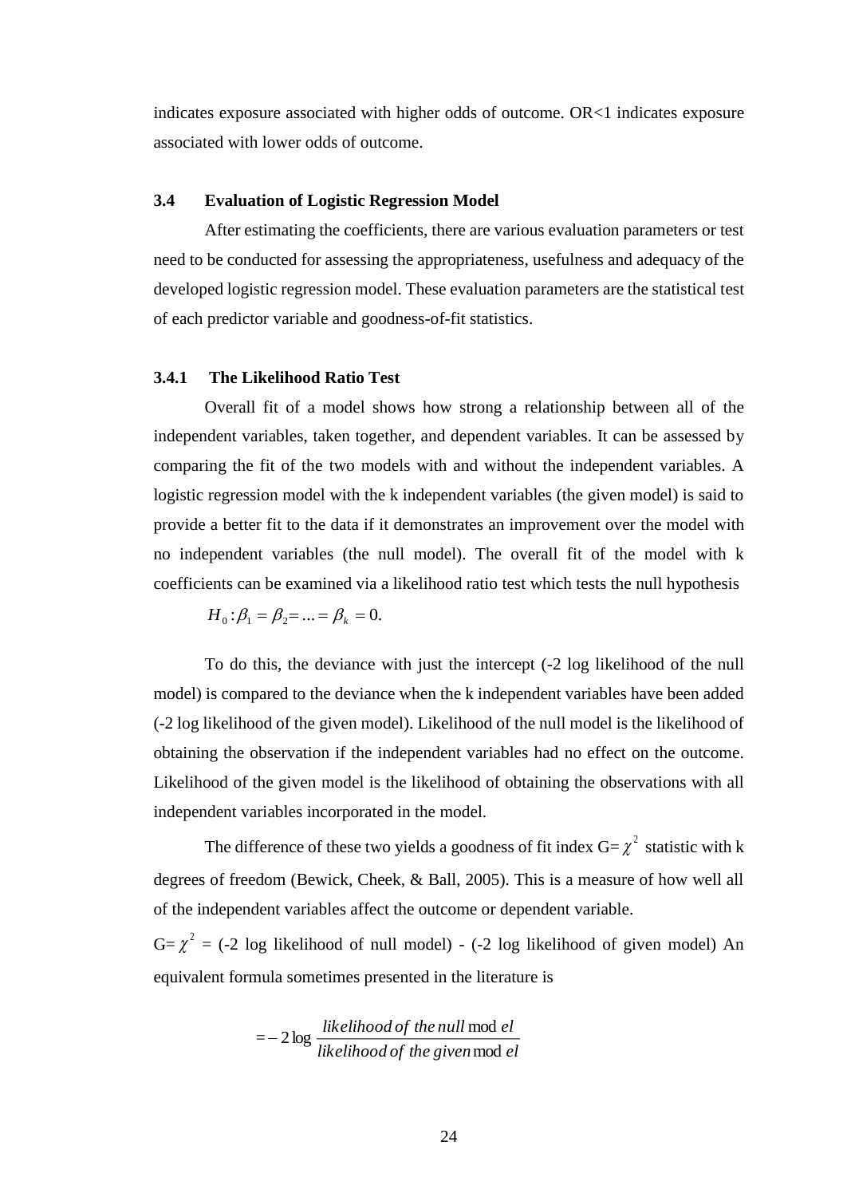indicates exposure associated with higher odds of outcome. OR<1 indicates exposure associated with lower odds of outcome.

### 3.4 Evaluation of Logistic Regression Model

After estimating the coefficients, there are various evaluation parameters or test need to be conducted for assessing the appropriateness, usefulness and adequacy of the developed logistic regression model. These evaluation parameters are the statistical test of each predictor variable and goodness-of-fit statistics.

#### 3.4.1 The Likelihood Ratio Test

Overall fit of a model shows how strong a relationship between all of the independent variables, taken together, and dependent variables. It can be assessed by comparing the fit of the two models with and without the independent variables. A logistic regression model with the k independent variables (the given model) is said to provide a better fit to the data if it demonstrates an improvement over the model with no independent variables (the null model). The overall fit of the model with k coefficients can be examined via a likelihood ratio test which tests the null hypothesis

$$H_0: \beta_1 = \beta_2 = ... = \beta_k = 0.$$

To do this, the deviance with just the intercept (-2 log likelihood of the null model) is compared to the deviance when the k independent variables have been added (-2 log likelihood of the given model). Likelihood of the null model is the likelihood of obtaining the observation if the independent variables had no effect on the outcome. Likelihood of the given model is the likelihood of obtaining the observations with all independent variables incorporated in the model.

The difference of these two yields a goodness of fit index G= $\chi^2$ statistic with k degrees of freedom (Bewick, Cheek, & Ball, 2005). This is a measure of how well all of the independent variables affect the outcome or dependent variable.

G= $\chi^2$ = (-2 log likelihood of null model) - (-2 log likelihood of given model) An equivalent formula sometimes presented in the literature is

$$= -2\log \frac{likelihood\ of\ the\ null\ model}{likelihood\ of\ the\ given\ model}$$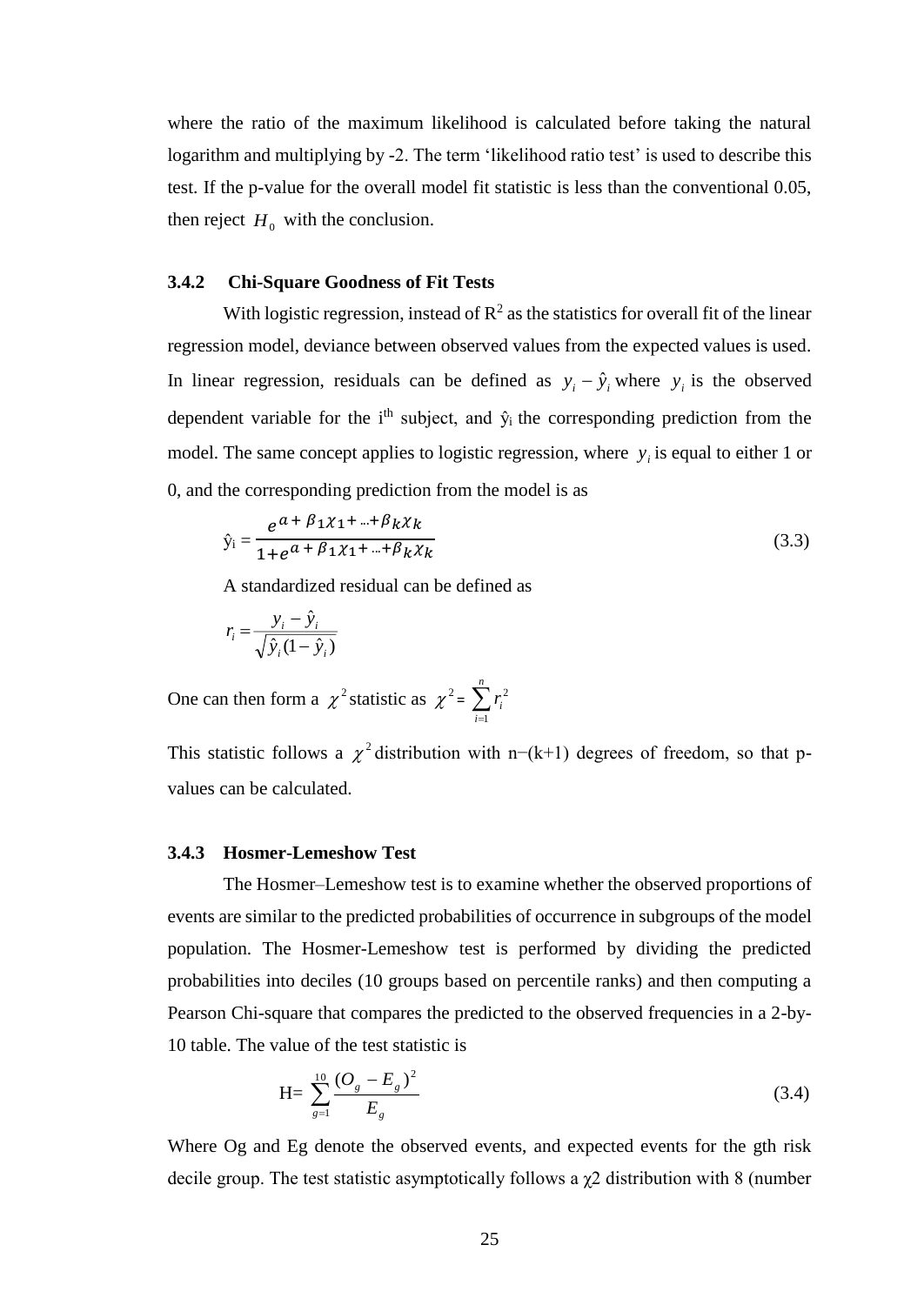where the ratio of the maximum likelihood is calculated before taking the natural logarithm and multiplying by -2. The term 'likelihood ratio test' is used to describe this test. If the p-value for the overall model fit statistic is less than the conventional 0.05, then reject $H_0$ with the conclusion.

### 3.4.2 Chi-Square Goodness of Fit Tests

With logistic regression, instead of $R^2$ as the statistics for overall fit of the linear regression model, deviance between observed values from the expected values is used. In linear regression, residuals can be defined as $y_i - \hat{y}_i$ where $y_i$ is the observed dependent variable for the i[th] subject, and $\hat{y}_i$ the corresponding prediction from the model. The same concept applies to logistic regression, where $y_i$ is equal to either 1 or 0, and the corresponding prediction from the model is as

$$\hat{y}_i = \frac{e^{\alpha + \beta_1 \chi_1 + \ldots + \beta_k \chi_k}}{1 + e^{\alpha + \beta_1 \chi_1 + \ldots + \beta_k \chi_k}} \tag{3.3}$$

A standardized residual can be defined as

$$r_i = \frac{y_i - \hat{y}_i}{\sqrt{\hat{y}_i (1 - \hat{y}_i)}}$$

One can then form a $\chi^2$ statistic as $\chi^2 = \sum_{i=1}^{n} r_i^2$

This statistic follows a $\chi^2$ distribution with n−(k+1) degrees of freedom, so that p-values can be calculated.

### 3.4.3 Hosmer-Lemeshow Test

The Hosmer–Lemeshow test is to examine whether the observed proportions of events are similar to the predicted probabilities of occurrence in subgroups of the model population. The Hosmer-Lemeshow test is performed by dividing the predicted probabilities into deciles (10 groups based on percentile ranks) and then computing a Pearson Chi-square that compares the predicted to the observed frequencies in a 2-by-10 table. The value of the test statistic is

$$H = \sum_{g=1}^{10} \frac{(O_g - E_g)^2}{E_g} \tag{3.4}$$

Where Og and Eg denote the observed events, and expected events for the gth risk decile group. The test statistic asymptotically follows a $\chi 2$ distribution with 8 (number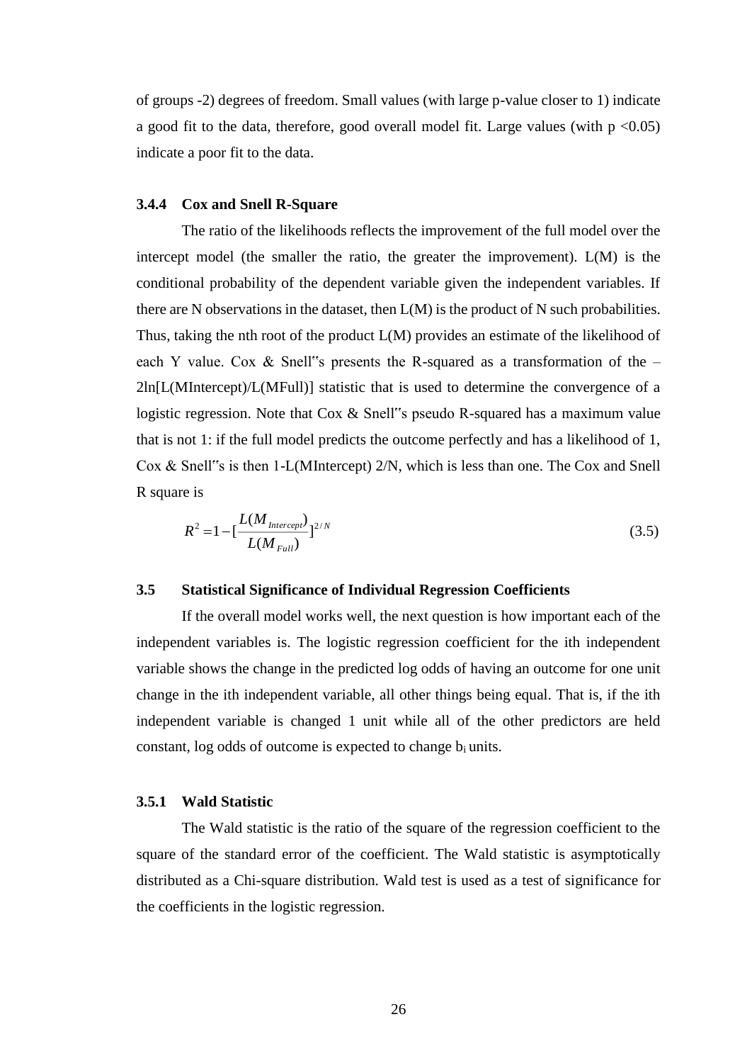of groups -2) degrees of freedom. Small values (with large p-value closer to 1) indicate a good fit to the data, therefore, good overall model fit. Large values (with $p < 0.05$) indicate a poor fit to the data.

### 3.4.4 Cox and Snell R-Square

The ratio of the likelihoods reflects the improvement of the full model over the intercept model (the smaller the ratio, the greater the improvement). L(M) is the conditional probability of the dependent variable given the independent variables. If there are N observations in the dataset, then L(M) is the product of N such probabilities. Thus, taking the nth root of the product L(M) provides an estimate of the likelihood of each Y value. Cox & Snell‟s presents the R-squared as a transformation of the –2ln[L(MIntercept)/L(MFull)] statistic that is used to determine the convergence of a logistic regression. Note that Cox & Snell‟s pseudo R-squared has a maximum value that is not 1: if the full model predicts the outcome perfectly and has a likelihood of 1, Cox & Snell‟s is then 1-L(MIntercept) 2/N, which is less than one. The Cox and Snell R square is

$$R^2 = 1 - \left[\frac{L(M_{Intercept})}{L(M_{Full})}\right]^{2/N} \tag{3.5}$$

## 3.5 Statistical Significance of Individual Regression Coefficients

If the overall model works well, the next question is how important each of the independent variables is. The logistic regression coefficient for the ith independent variable shows the change in the predicted log odds of having an outcome for one unit change in the ith independent variable, all other things being equal. That is, if the ith independent variable is changed 1 unit while all of the other predictors are held constant, log odds of outcome is expected to change $b_i$ units.

### 3.5.1 Wald Statistic

The Wald statistic is the ratio of the square of the regression coefficient to the square of the standard error of the coefficient. The Wald statistic is asymptotically distributed as a Chi-square distribution. Wald test is used as a test of significance for the coefficients in the logistic regression.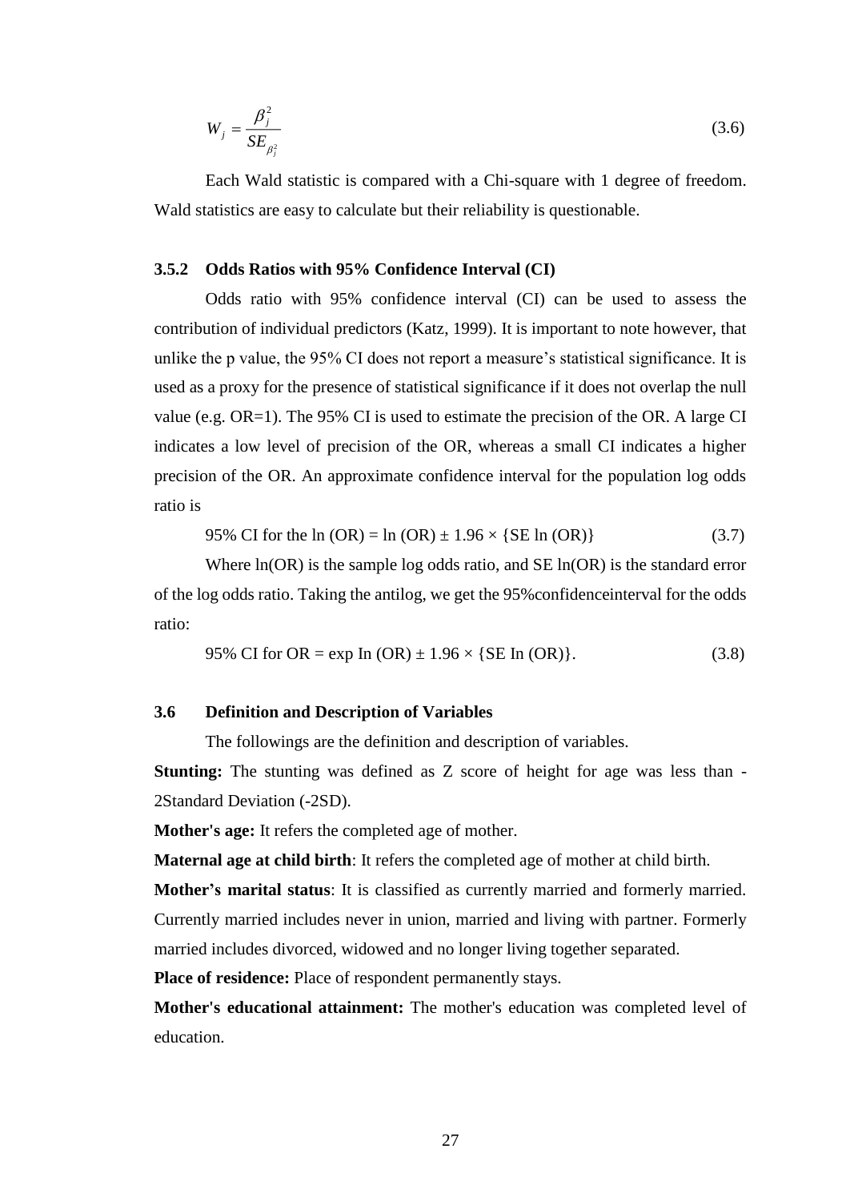$$W_j = \frac{\beta_j^2}{SE_{\beta_j^2}} \tag{3.6}$$

Each Wald statistic is compared with a Chi-square with 1 degree of freedom. Wald statistics are easy to calculate but their reliability is questionable.

### 3.5.2 Odds Ratios with 95% Confidence Interval (CI)

Odds ratio with 95% confidence interval (CI) can be used to assess the contribution of individual predictors (Katz, 1999). It is important to note however, that unlike the p value, the 95% CI does not report a measure's statistical significance. It is used as a proxy for the presence of statistical significance if it does not overlap the null value (e.g. OR=1). The 95% CI is used to estimate the precision of the OR. A large CI indicates a low level of precision of the OR, whereas a small CI indicates a higher precision of the OR. An approximate confidence interval for the population log odds ratio is

$$95\% \text{ CI for the } \ln(OR) = \ln(OR) \pm 1.96 \times \{SE \ln(OR)\} \tag{3.7}$$

Where ln(OR) is the sample log odds ratio, and SE ln(OR) is the standard error of the log odds ratio. Taking the antilog, we get the 95%confidenceinterval for the odds ratio:

$$95\% \text{ CI for OR} = \exp \text{In}(OR) \pm 1.96 \times \{SE \text{ In}(OR)\}. \tag{3.8}$$

## 3.6 Definition and Description of Variables

The followings are the definition and description of variables.

**Stunting:** The stunting was defined as Z score of height for age was less than -2Standard Deviation (-2SD).

**Mother's age:** It refers the completed age of mother.

**Maternal age at child birth**: It refers the completed age of mother at child birth.

**Mother's marital status**: It is classified as currently married and formerly married. Currently married includes never in union, married and living with partner. Formerly married includes divorced, widowed and no longer living together separated.

**Place of residence:** Place of respondent permanently stays.

**Mother's educational attainment:** The mother's education was completed level of education.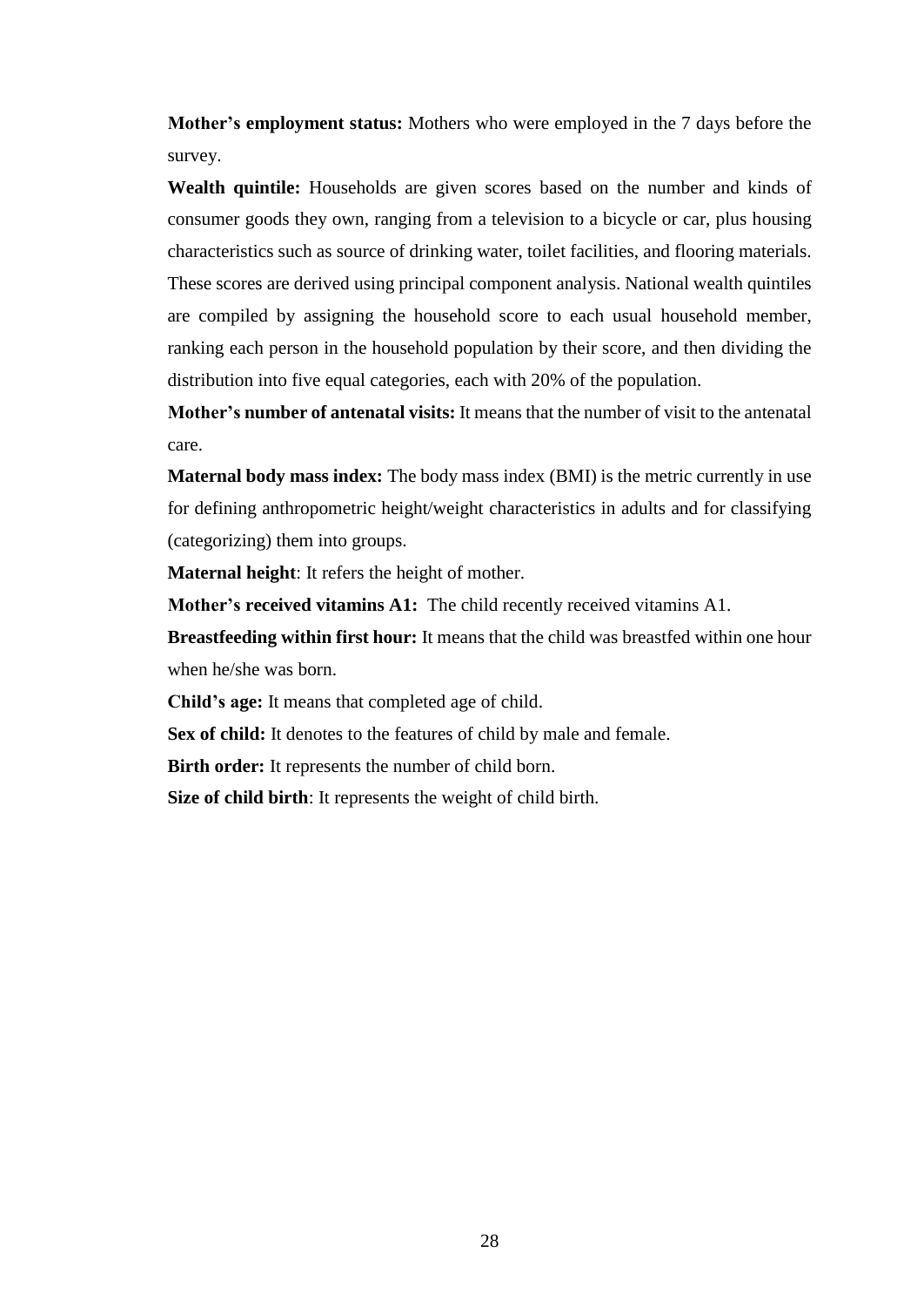**Mother's employment status:** Mothers who were employed in the 7 days before the survey.

**Wealth quintile:** Households are given scores based on the number and kinds of consumer goods they own, ranging from a television to a bicycle or car, plus housing characteristics such as source of drinking water, toilet facilities, and flooring materials. These scores are derived using principal component analysis. National wealth quintiles are compiled by assigning the household score to each usual household member, ranking each person in the household population by their score, and then dividing the distribution into five equal categories, each with 20% of the population.

**Mother's number of antenatal visits:** It means that the number of visit to the antenatal care.

**Maternal body mass index:** The body mass index (BMI) is the metric currently in use for defining anthropometric height/weight characteristics in adults and for classifying (categorizing) them into groups.

**Maternal height**: It refers the height of mother.

**Mother's received vitamins A1:** The child recently received vitamins A1.

**Breastfeeding within first hour:** It means that the child was breastfed within one hour when he/she was born.

**Child's age:** It means that completed age of child.

**Sex of child:** It denotes to the features of child by male and female.

**Birth order:** It represents the number of child born.

**Size of child birth**: It represents the weight of child birth.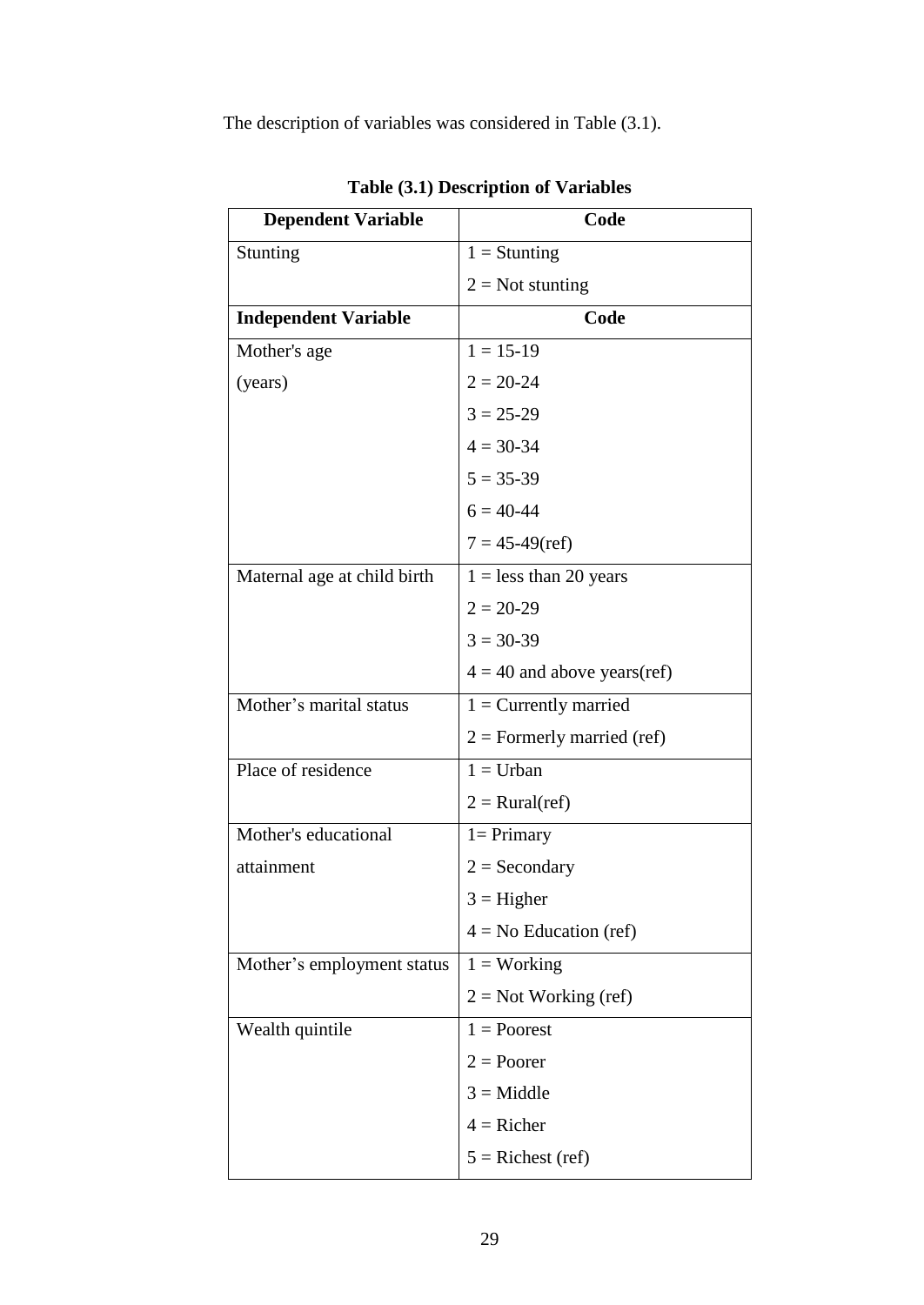The description of variables was considered in Table (3.1).

**Table (3.1) Description of Variables**

| Dependent Variable | Code |
|---|---|
| Stunting | 1 = Stunting |
| | 2 = Not stunting |
| **Independent Variable** | **Code** |
| Mother's age (years) | 1 = 15-19 |
| | 2 = 20-24 |
| | 3 = 25-29 |
| | 4 = 30-34 |
| | 5 = 35-39 |
| | 6 = 40-44 |
| | 7 = 45-49(ref) |
| Maternal age at child birth | 1 = less than 20 years |
| | 2 = 20-29 |
| | 3 = 30-39 |
| | 4 = 40 and above years(ref) |
| Mother's marital status | 1 = Currently married |
| | 2 = Formerly married (ref) |
| Place of residence | 1 = Urban |
| | 2 = Rural(ref) |
| Mother's educational attainment | 1= Primary |
| | 2 = Secondary |
| | 3 = Higher |
| | 4 = No Education (ref) |
| Mother's employment status | 1 = Working |
| | 2 = Not Working (ref) |
| Wealth quintile | 1 = Poorest |
| | 2 = Poorer |
| | 3 = Middle |
| | 4 = Richer |
| | 5 = Richest (ref) |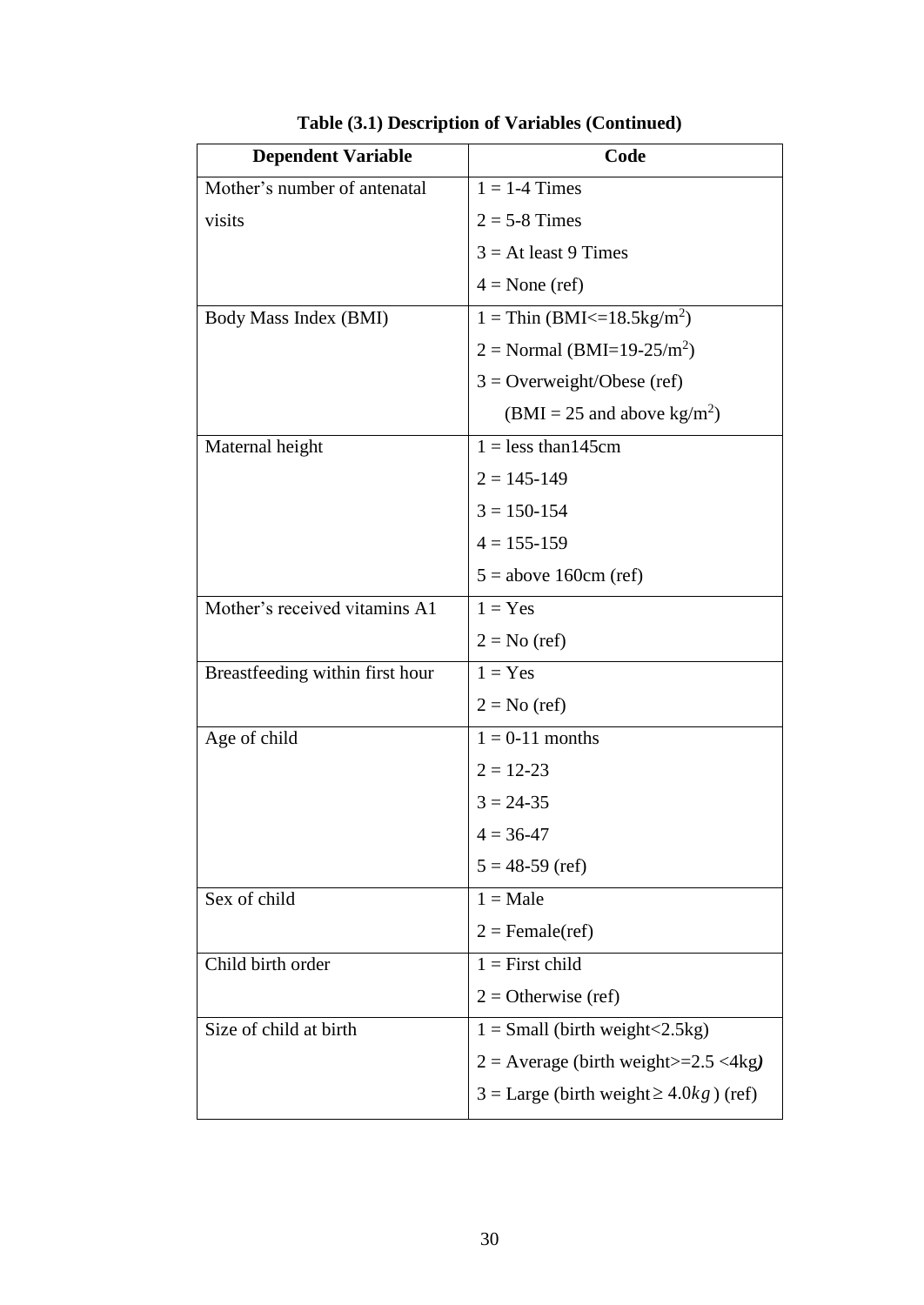**Table (3.1) Description of Variables (Continued)**

| Dependent Variable | Code |
|---|---|
| Mother's number of antenatal visits | 1 = 1-4 Times |
| | 2 = 5-8 Times |
| | 3 = At least 9 Times |
| | 4 = None (ref) |
| Body Mass Index (BMI) | 1 = Thin (BMI<=18.5kg/m$^2$) |
| | 2 = Normal (BMI=19-25/m$^2$) |
| | 3 = Overweight/Obese (ref) (BMI = 25 and above kg/m$^2$) |
| Maternal height | 1 = less than145cm |
| | 2 = 145-149 |
| | 3 = 150-154 |
| | 4 = 155-159 |
| | 5 = above 160cm (ref) |
| Mother's received vitamins A1 | 1 = Yes |
| | 2 = No (ref) |
| Breastfeeding within first hour | 1 = Yes |
| | 2 = No (ref) |
| Age of child | 1 = 0-11 months |
| | 2 = 12-23 |
| | 3 = 24-35 |
| | 4 = 36-47 |
| | 5 = 48-59 (ref) |
| Sex of child | 1 = Male |
| | 2 = Female(ref) |
| Child birth order | 1 = First child |
| | 2 = Otherwise (ref) |
| Size of child at birth | 1 = Small (birth weight<2.5kg) |
| | 2 = Average (birth weight>=2.5 <4kg) |
| | 3 = Large (birth weight $\geq 4.0kg$ ) (ref) |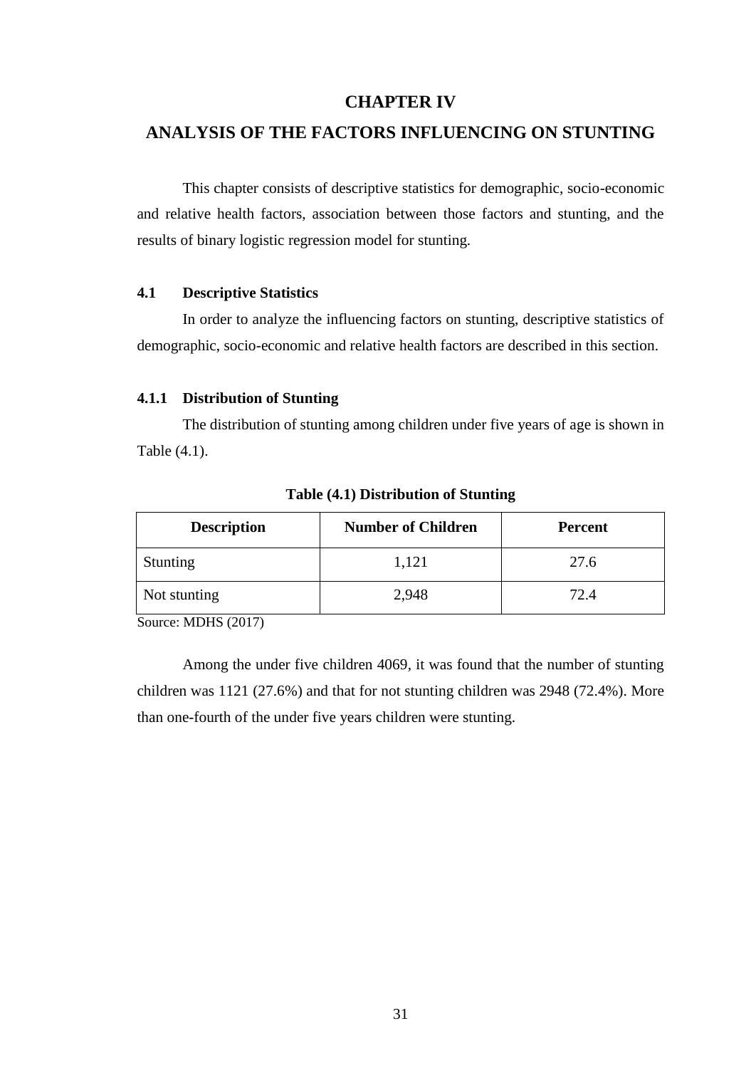# CHAPTER IV

# ANALYSIS OF THE FACTORS INFLUENCING ON STUNTING

This chapter consists of descriptive statistics for demographic, socio-economic and relative health factors, association between those factors and stunting, and the results of binary logistic regression model for stunting.

## 4.1 Descriptive Statistics

In order to analyze the influencing factors on stunting, descriptive statistics of demographic, socio-economic and relative health factors are described in this section.

### 4.1.1 Distribution of Stunting

The distribution of stunting among children under five years of age is shown in Table (4.1).

**Table (4.1) Distribution of Stunting**

| Description | Number of Children | Percent |
|---|---|---|
| Stunting | 1,121 | 27.6 |
| Not stunting | 2,948 | 72.4 |

Source: MDHS (2017)

Among the under five children 4069, it was found that the number of stunting children was 1121 (27.6%) and that for not stunting children was 2948 (72.4%). More than one-fourth of the under five years children were stunting.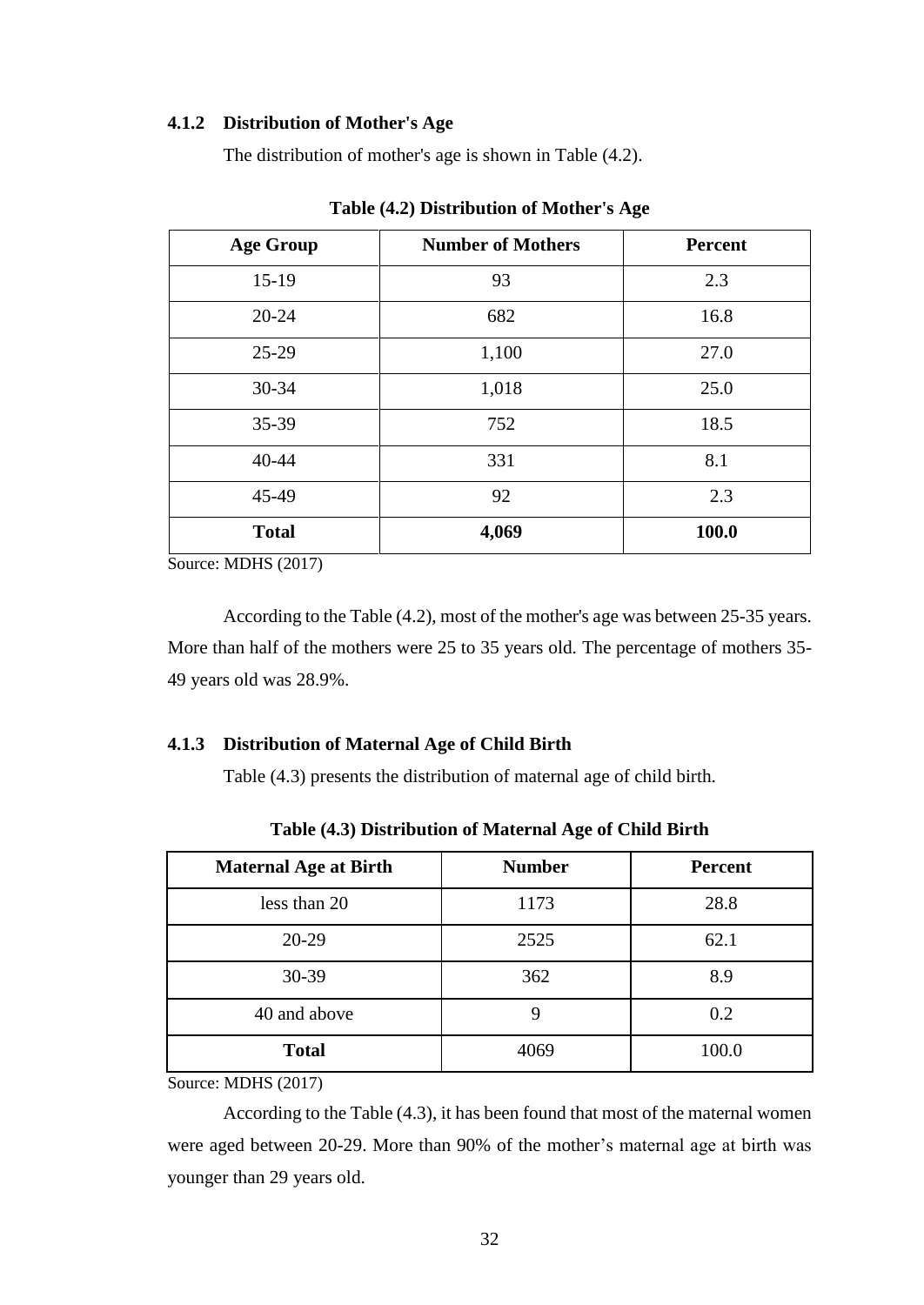### 4.1.2 Distribution of Mother's Age

The distribution of mother's age is shown in Table (4.2).

**Table (4.2) Distribution of Mother's Age**

| Age Group | Number of Mothers | Percent |
|---|---|---|
| 15-19 | 93 | 2.3 |
| 20-24 | 682 | 16.8 |
| 25-29 | 1,100 | 27.0 |
| 30-34 | 1,018 | 25.0 |
| 35-39 | 752 | 18.5 |
| 40-44 | 331 | 8.1 |
| 45-49 | 92 | 2.3 |
| **Total** | **4,069** | **100.0** |

Source: MDHS (2017)

According to the Table (4.2), most of the mother's age was between 25-35 years. More than half of the mothers were 25 to 35 years old. The percentage of mothers 35-49 years old was 28.9%.

### 4.1.3 Distribution of Maternal Age of Child Birth

Table (4.3) presents the distribution of maternal age of child birth.

**Table (4.3) Distribution of Maternal Age of Child Birth**

| Maternal Age at Birth | Number | Percent |
|---|---|---|
| less than 20 | 1173 | 28.8 |
| 20-29 | 2525 | 62.1 |
| 30-39 | 362 | 8.9 |
| 40 and above | 9 | 0.2 |
| **Total** | 4069 | 100.0 |

Source: MDHS (2017)

According to the Table (4.3), it has been found that most of the maternal women were aged between 20-29. More than 90% of the mother's maternal age at birth was younger than 29 years old.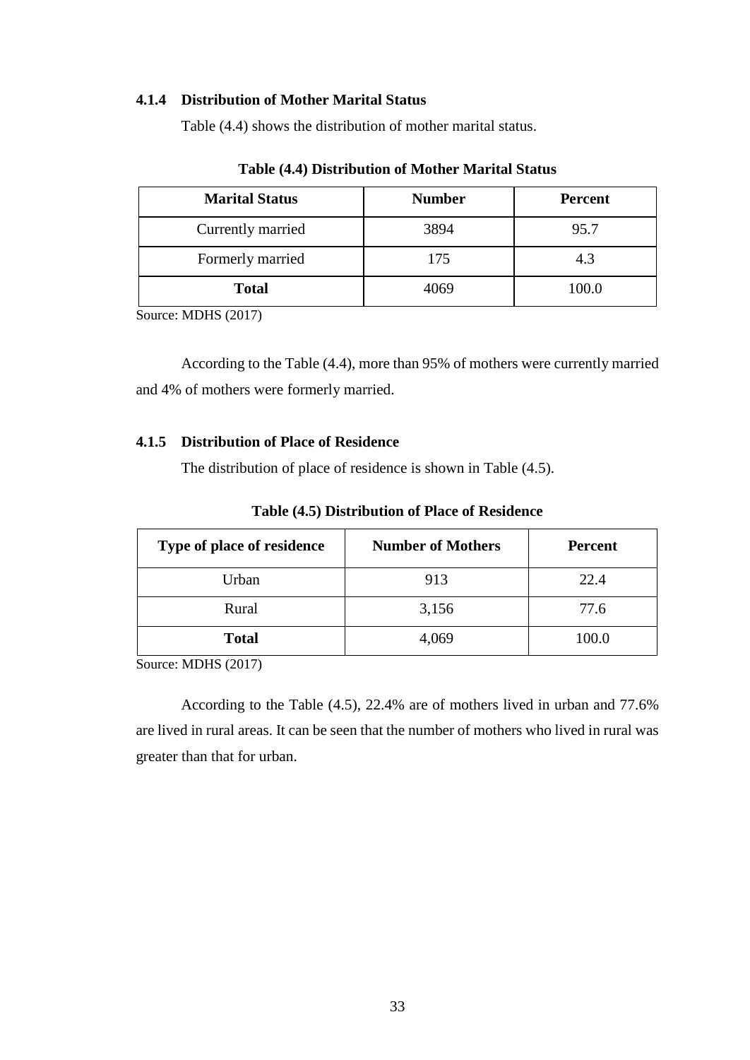### 4.1.4 Distribution of Mother Marital Status

Table (4.4) shows the distribution of mother marital status.

**Table (4.4) Distribution of Mother Marital Status**

| Marital Status | Number | Percent |
|---|---|---|
| Currently married | 3894 | 95.7 |
| Formerly married | 175 | 4.3 |
| **Total** | 4069 | 100.0 |

Source: MDHS (2017)

According to the Table (4.4), more than 95% of mothers were currently married and 4% of mothers were formerly married.

### 4.1.5 Distribution of Place of Residence

The distribution of place of residence is shown in Table (4.5).

**Table (4.5) Distribution of Place of Residence**

| Type of place of residence | Number of Mothers | Percent |
|---|---|---|
| Urban | 913 | 22.4 |
| Rural | 3,156 | 77.6 |
| **Total** | 4,069 | 100.0 |

Source: MDHS (2017)

According to the Table (4.5), 22.4% are of mothers lived in urban and 77.6% are lived in rural areas. It can be seen that the number of mothers who lived in rural was greater than that for urban.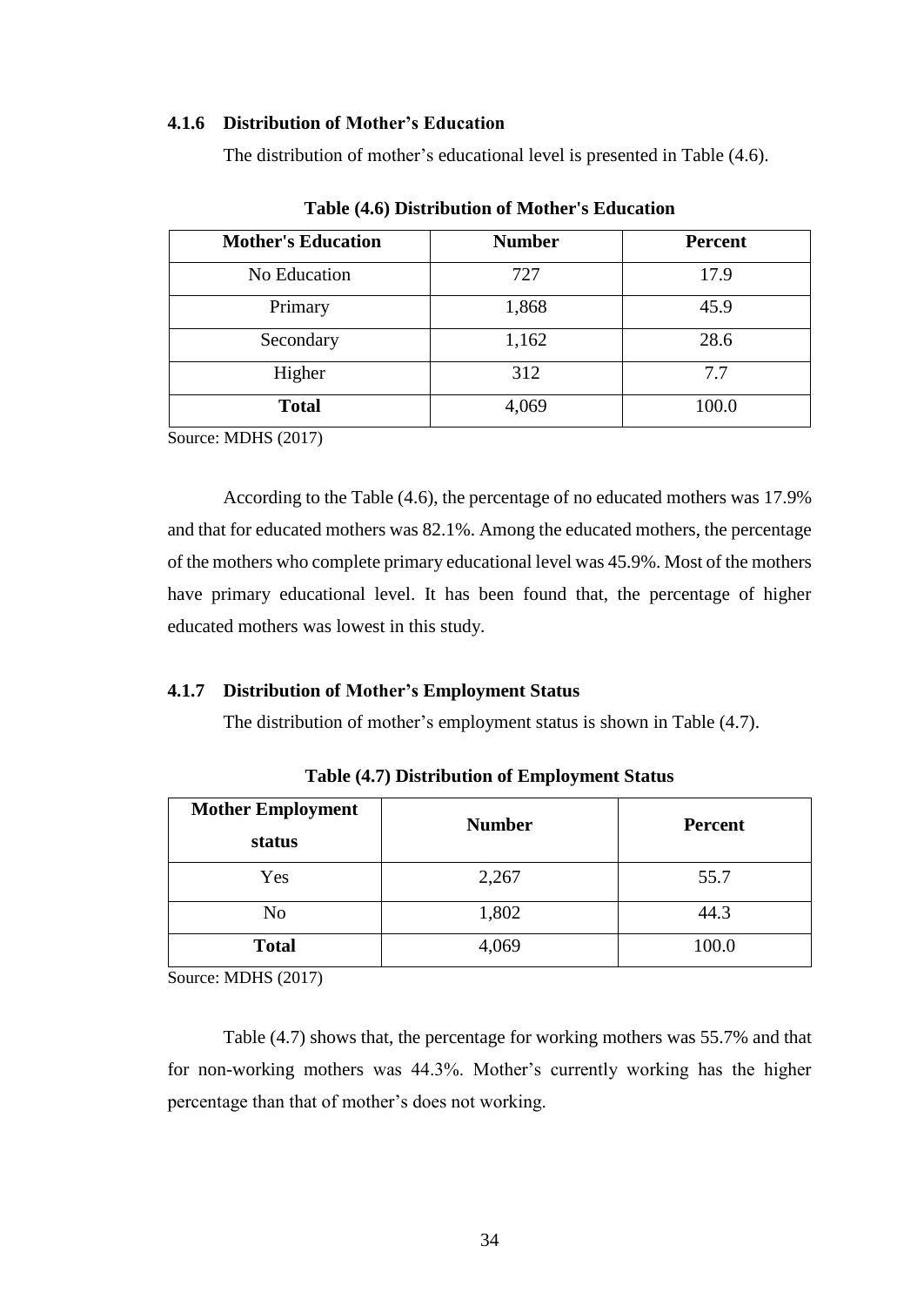### 4.1.6 Distribution of Mother's Education

The distribution of mother's educational level is presented in Table (4.6).

**Table (4.6) Distribution of Mother's Education**

| Mother's Education | Number | Percent |
|---|---|---|
| No Education | 727 | 17.9 |
| Primary | 1,868 | 45.9 |
| Secondary | 1,162 | 28.6 |
| Higher | 312 | 7.7 |
| **Total** | 4,069 | 100.0 |

Source: MDHS (2017)

According to the Table (4.6), the percentage of no educated mothers was 17.9% and that for educated mothers was 82.1%. Among the educated mothers, the percentage of the mothers who complete primary educational level was 45.9%. Most of the mothers have primary educational level. It has been found that, the percentage of higher educated mothers was lowest in this study.

### 4.1.7 Distribution of Mother's Employment Status

The distribution of mother's employment status is shown in Table (4.7).

**Table (4.7) Distribution of Employment Status**

| Mother Employment status | Number | Percent |
|---|---|---|
| Yes | 2,267 | 55.7 |
| No | 1,802 | 44.3 |
| **Total** | 4,069 | 100.0 |

Source: MDHS (2017)

Table (4.7) shows that, the percentage for working mothers was 55.7% and that for non-working mothers was 44.3%. Mother's currently working has the higher percentage than that of mother's does not working.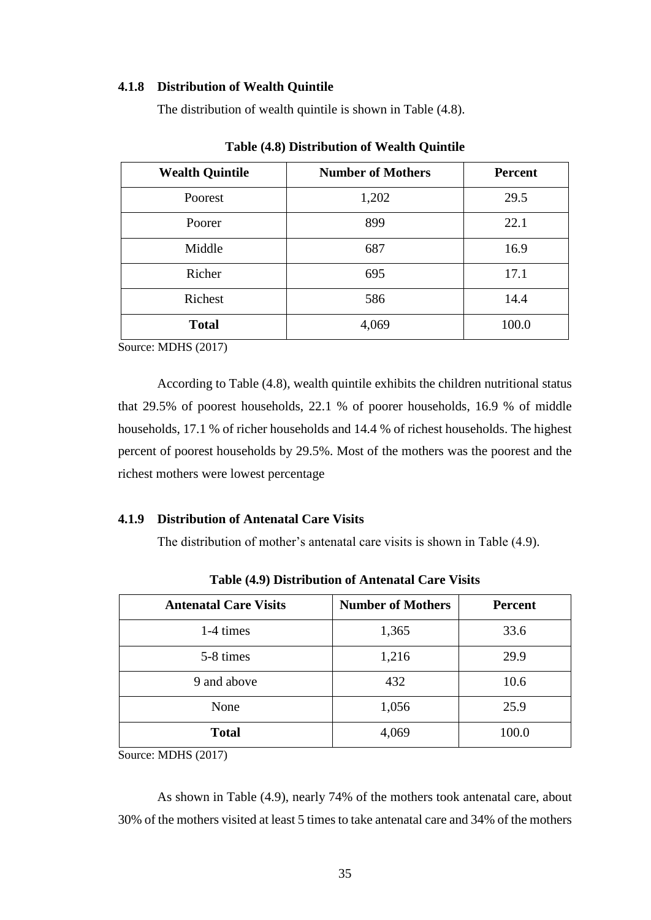### 4.1.8 Distribution of Wealth Quintile

The distribution of wealth quintile is shown in Table (4.8).

**Table (4.8) Distribution of Wealth Quintile**

| Wealth Quintile | Number of Mothers | Percent |
|---|---|---|
| Poorest | 1,202 | 29.5 |
| Poorer | 899 | 22.1 |
| Middle | 687 | 16.9 |
| Richer | 695 | 17.1 |
| Richest | 586 | 14.4 |
| **Total** | 4,069 | 100.0 |

Source: MDHS (2017)

According to Table (4.8), wealth quintile exhibits the children nutritional status that 29.5% of poorest households, 22.1 % of poorer households, 16.9 % of middle households, 17.1 % of richer households and 14.4 % of richest households. The highest percent of poorest households by 29.5%. Most of the mothers was the poorest and the richest mothers were lowest percentage

### 4.1.9 Distribution of Antenatal Care Visits

The distribution of mother's antenatal care visits is shown in Table (4.9).

**Table (4.9) Distribution of Antenatal Care Visits**

| Antenatal Care Visits | Number of Mothers | Percent |
|---|---|---|
| 1-4 times | 1,365 | 33.6 |
| 5-8 times | 1,216 | 29.9 |
| 9 and above | 432 | 10.6 |
| None | 1,056 | 25.9 |
| **Total** | 4,069 | 100.0 |

Source: MDHS (2017)

As shown in Table (4.9), nearly 74% of the mothers took antenatal care, about 30% of the mothers visited at least 5 times to take antenatal care and 34% of the mothers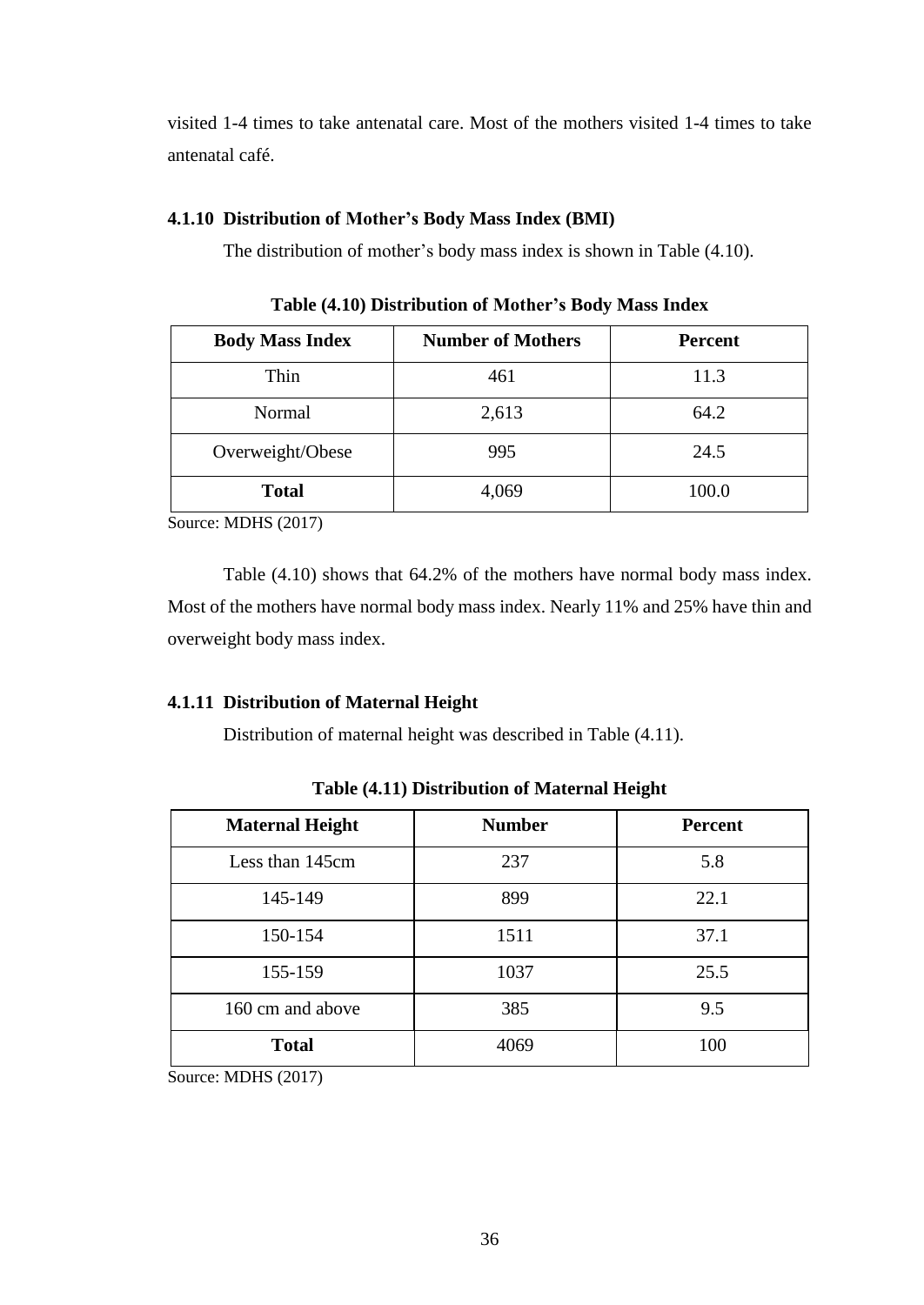visited 1-4 times to take antenatal care. Most of the mothers visited 1-4 times to take antenatal café.

### 4.1.10 Distribution of Mother's Body Mass Index (BMI)

The distribution of mother's body mass index is shown in Table (4.10).

**Table (4.10) Distribution of Mother's Body Mass Index**

| Body Mass Index | Number of Mothers | Percent |
| --- | --- | --- |
| Thin | 461 | 11.3 |
| Normal | 2,613 | 64.2 |
| Overweight/Obese | 995 | 24.5 |
| **Total** | 4,069 | 100.0 |

Source: MDHS (2017)

Table (4.10) shows that 64.2% of the mothers have normal body mass index. Most of the mothers have normal body mass index. Nearly 11% and 25% have thin and overweight body mass index.

### 4.1.11 Distribution of Maternal Height

Distribution of maternal height was described in Table (4.11).

**Table (4.11) Distribution of Maternal Height**

| Maternal Height | Number | Percent |
| --- | --- | --- |
| Less than 145cm | 237 | 5.8 |
| 145-149 | 899 | 22.1 |
| 150-154 | 1511 | 37.1 |
| 155-159 | 1037 | 25.5 |
| 160 cm and above | 385 | 9.5 |
| **Total** | 4069 | 100 |

Source: MDHS (2017)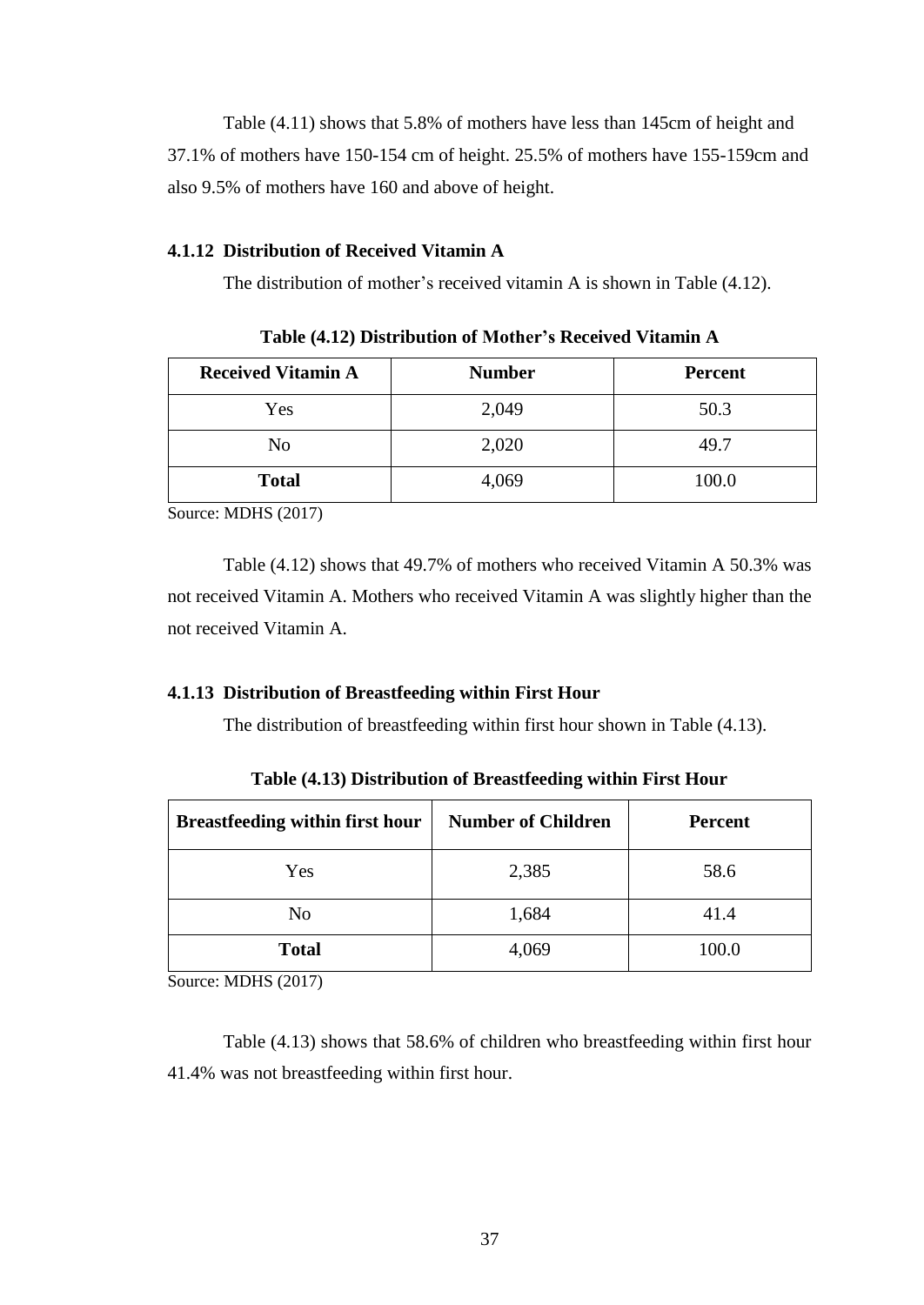Table (4.11) shows that 5.8% of mothers have less than 145cm of height and 37.1% of mothers have 150-154 cm of height. 25.5% of mothers have 155-159cm and also 9.5% of mothers have 160 and above of height.

### 4.1.12 Distribution of Received Vitamin A

The distribution of mother's received vitamin A is shown in Table (4.12).

**Table (4.12) Distribution of Mother's Received Vitamin A**

| Received Vitamin A | Number | Percent |
|---|---|---|
| Yes | 2,049 | 50.3 |
| No | 2,020 | 49.7 |
| **Total** | 4,069 | 100.0 |

Source: MDHS (2017)

Table (4.12) shows that 49.7% of mothers who received Vitamin A 50.3% was not received Vitamin A. Mothers who received Vitamin A was slightly higher than the not received Vitamin A.

### 4.1.13 Distribution of Breastfeeding within First Hour

The distribution of breastfeeding within first hour shown in Table (4.13).

**Table (4.13) Distribution of Breastfeeding within First Hour**

| Breastfeeding within first hour | Number of Children | Percent |
|---|---|---|
| Yes | 2,385 | 58.6 |
| No | 1,684 | 41.4 |
| **Total** | 4,069 | 100.0 |

Source: MDHS (2017)

Table (4.13) shows that 58.6% of children who breastfeeding within first hour 41.4% was not breastfeeding within first hour.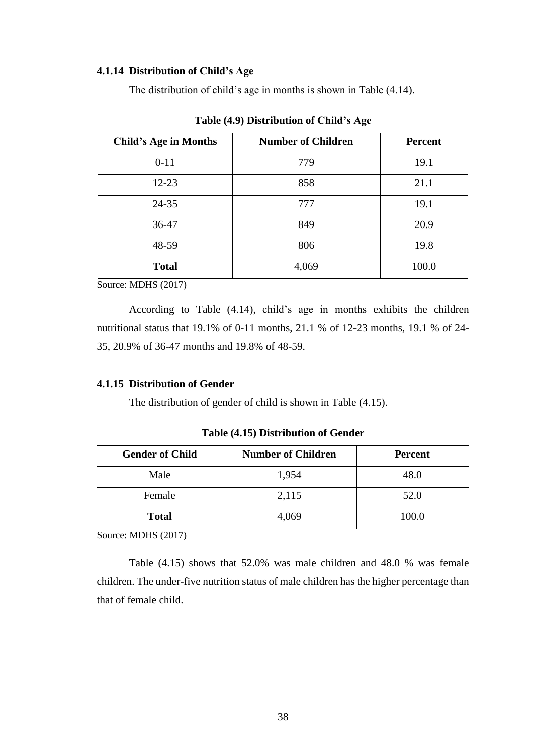### 4.1.14 Distribution of Child's Age

The distribution of child's age in months is shown in Table (4.14).

**Table (4.9) Distribution of Child's Age**

| Child's Age in Months | Number of Children | Percent |
|---|---|---|
| 0-11 | 779 | 19.1 |
| 12-23 | 858 | 21.1 |
| 24-35 | 777 | 19.1 |
| 36-47 | 849 | 20.9 |
| 48-59 | 806 | 19.8 |
| **Total** | 4,069 | 100.0 |

Source: MDHS (2017)

According to Table (4.14), child's age in months exhibits the children nutritional status that 19.1% of 0-11 months, 21.1 % of 12-23 months, 19.1 % of 24-35, 20.9% of 36-47 months and 19.8% of 48-59.

### 4.1.15 Distribution of Gender

The distribution of gender of child is shown in Table (4.15).

**Table (4.15) Distribution of Gender**

| Gender of Child | Number of Children | Percent |
|---|---|---|
| Male | 1,954 | 48.0 |
| Female | 2,115 | 52.0 |
| **Total** | 4,069 | 100.0 |

Source: MDHS (2017)

Table (4.15) shows that 52.0% was male children and 48.0 % was female children. The under-five nutrition status of male children has the higher percentage than that of female child.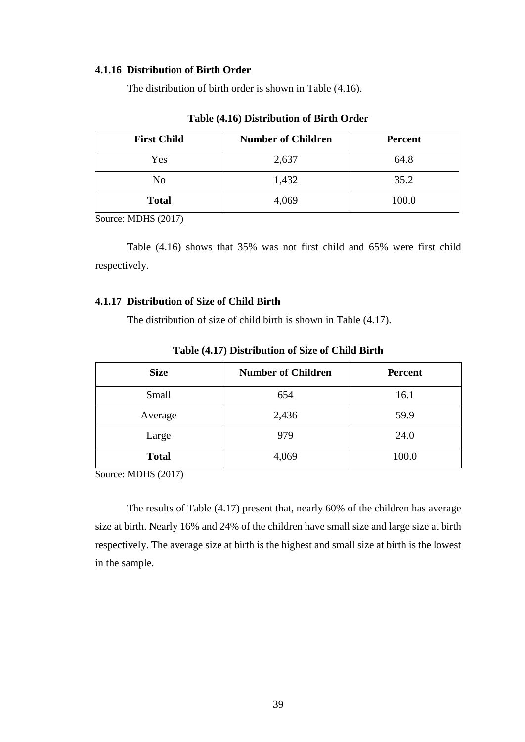### 4.1.16 Distribution of Birth Order

The distribution of birth order is shown in Table (4.16).

**Table (4.16) Distribution of Birth Order**

| First Child | Number of Children | Percent |
|---|---|---|
| Yes | 2,637 | 64.8 |
| No | 1,432 | 35.2 |
| **Total** | 4,069 | 100.0 |

Source: MDHS (2017)

Table (4.16) shows that 35% was not first child and 65% were first child respectively.

### 4.1.17 Distribution of Size of Child Birth

The distribution of size of child birth is shown in Table (4.17).

**Table (4.17) Distribution of Size of Child Birth**

| Size | Number of Children | Percent |
|---|---|---|
| Small | 654 | 16.1 |
| Average | 2,436 | 59.9 |
| Large | 979 | 24.0 |
| **Total** | 4,069 | 100.0 |

Source: MDHS (2017)

The results of Table (4.17) present that, nearly 60% of the children has average size at birth. Nearly 16% and 24% of the children have small size and large size at birth respectively. The average size at birth is the highest and small size at birth is the lowest in the sample.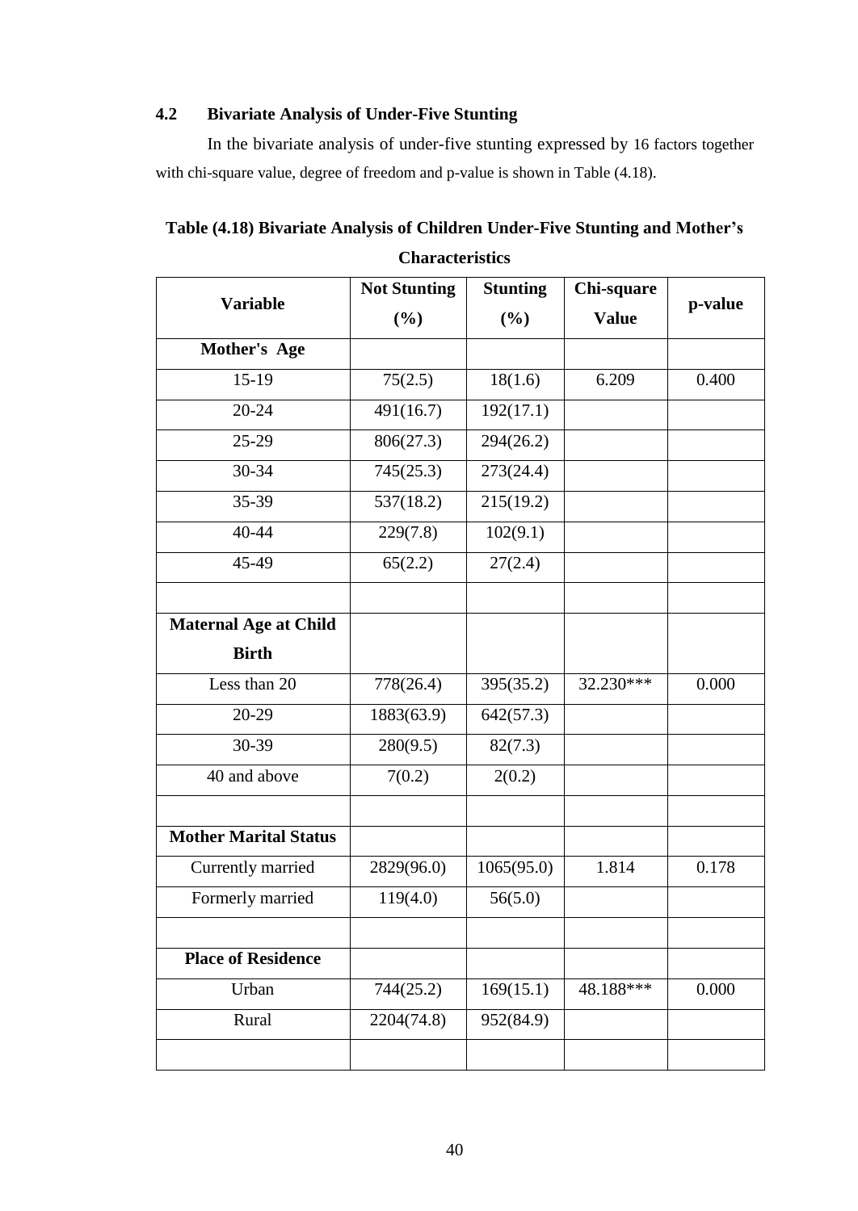## 4.2 Bivariate Analysis of Under-Five Stunting

In the bivariate analysis of under-five stunting expressed by 16 factors together with chi-square value, degree of freedom and p-value is shown in Table (4.18).

**Table (4.18) Bivariate Analysis of Children Under-Five Stunting and Mother's Characteristics**

| Variable | Not Stunting (%) | Stunting (%) | Chi-square Value | p-value |
|---|---|---|---|---|
| **Mother's Age** | | | | |
| 15-19 | 75(2.5) | 18(1.6) | 6.209 | 0.400 |
| 20-24 | 491(16.7) | 192(17.1) | | |
| 25-29 | 806(27.3) | 294(26.2) | | |
| 30-34 | 745(25.3) | 273(24.4) | | |
| 35-39 | 537(18.2) | 215(19.2) | | |
| 40-44 | 229(7.8) | 102(9.1) | | |
| 45-49 | 65(2.2) | 27(2.4) | | |
| | | | | |
| **Maternal Age at Child Birth** | | | | |
| Less than 20 | 778(26.4) | 395(35.2) | 32.230*** | 0.000 |
| 20-29 | 1883(63.9) | 642(57.3) | | |
| 30-39 | 280(9.5) | 82(7.3) | | |
| 40 and above | 7(0.2) | 2(0.2) | | |
| | | | | |
| **Mother Marital Status** | | | | |
| Currently married | 2829(96.0) | 1065(95.0) | 1.814 | 0.178 |
| Formerly married | 119(4.0) | 56(5.0) | | |
| | | | | |
| **Place of Residence** | | | | |
| Urban | 744(25.2) | 169(15.1) | 48.188*** | 0.000 |
| Rural | 2204(74.8) | 952(84.9) | | |
| | | | | |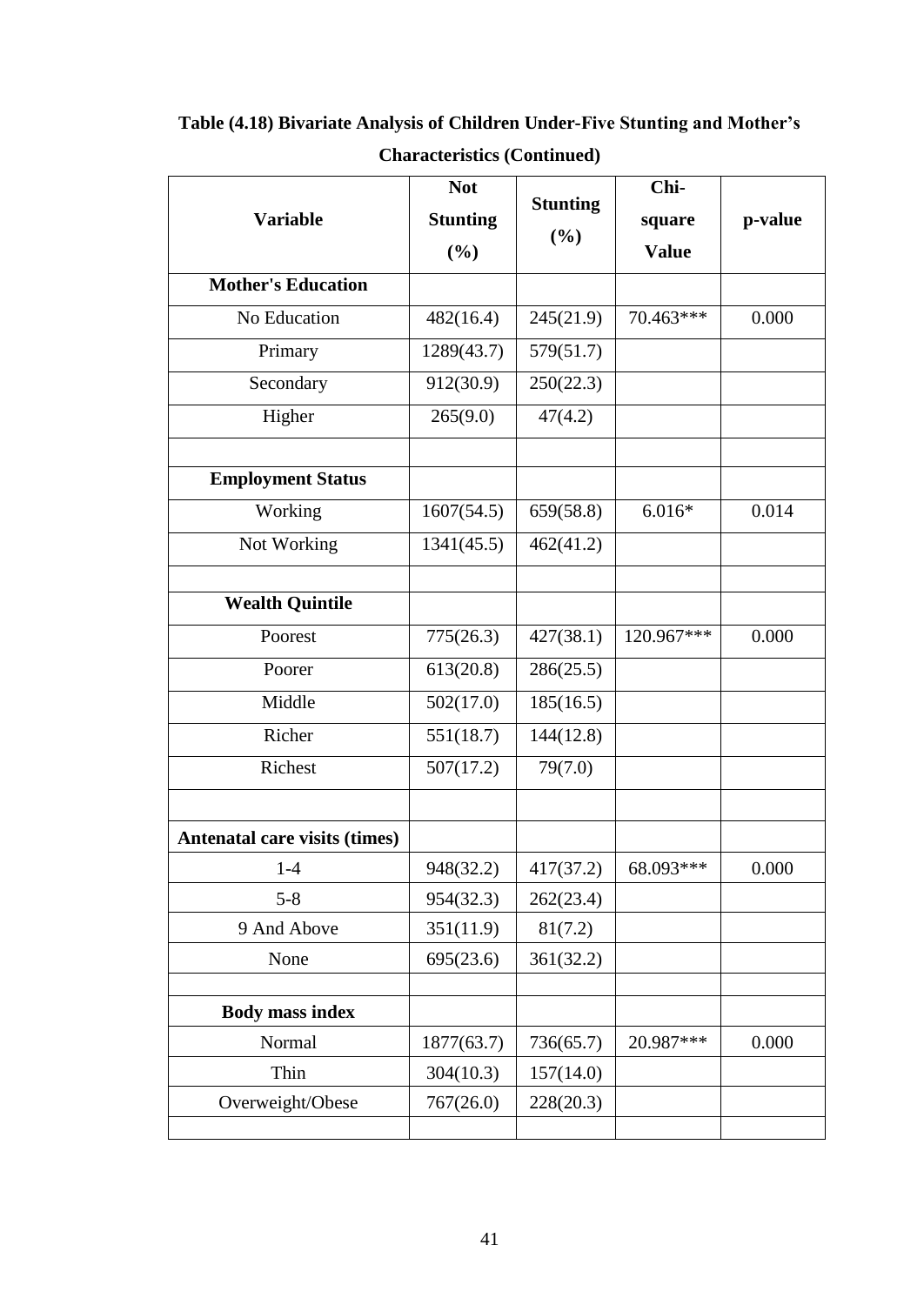**Table (4.18) Bivariate Analysis of Children Under-Five Stunting and Mother's Characteristics (Continued)**

| Variable | Not Stunting (%) | Stunting (%) | Chi-square Value | p-value |
|---|---|---|---|---|
| **Mother's Education** | | | | |
| No Education | 482(16.4) | 245(21.9) | 70.463*** | 0.000 |
| Primary | 1289(43.7) | 579(51.7) | | |
| Secondary | 912(30.9) | 250(22.3) | | |
| Higher | 265(9.0) | 47(4.2) | | |
| | | | | |
| **Employment Status** | | | | |
| Working | 1607(54.5) | 659(58.8) | 6.016* | 0.014 |
| Not Working | 1341(45.5) | 462(41.2) | | |
| | | | | |
| **Wealth Quintile** | | | | |
| Poorest | 775(26.3) | 427(38.1) | 120.967*** | 0.000 |
| Poorer | 613(20.8) | 286(25.5) | | |
| Middle | 502(17.0) | 185(16.5) | | |
| Richer | 551(18.7) | 144(12.8) | | |
| Richest | 507(17.2) | 79(7.0) | | |
| | | | | |
| **Antenatal care visits (times)** | | | | |
| 1-4 | 948(32.2) | 417(37.2) | 68.093*** | 0.000 |
| 5-8 | 954(32.3) | 262(23.4) | | |
| 9 And Above | 351(11.9) | 81(7.2) | | |
| None | 695(23.6) | 361(32.2) | | |
| | | | | |
| **Body mass index** | | | | |
| Normal | 1877(63.7) | 736(65.7) | 20.987*** | 0.000 |
| Thin | 304(10.3) | 157(14.0) | | |
| Overweight/Obese | 767(26.0) | 228(20.3) | | |
| | | | | |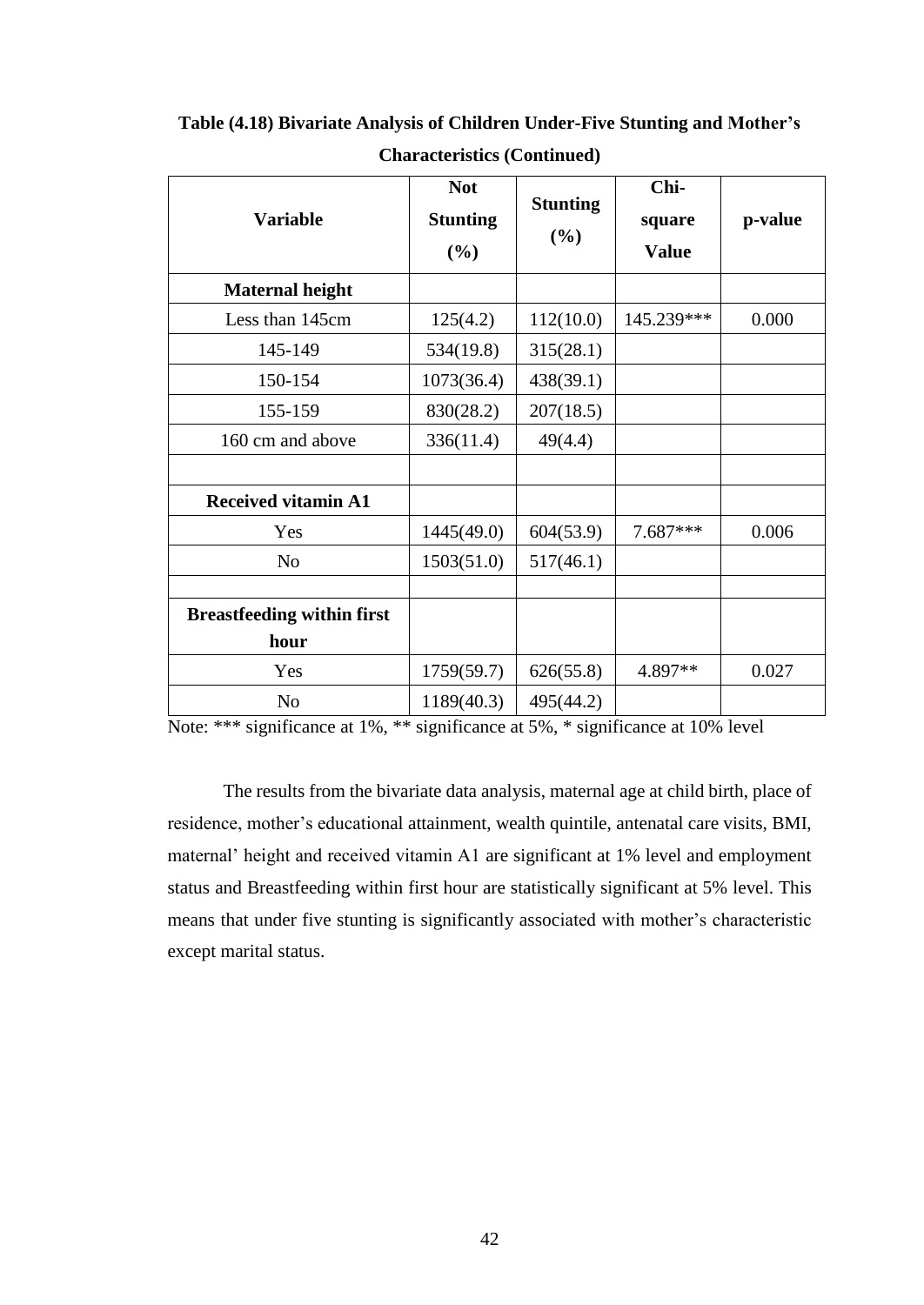**Table (4.18) Bivariate Analysis of Children Under-Five Stunting and Mother's Characteristics (Continued)**

| Variable | Not Stunting (%) | Stunting (%) | Chi-square Value | p-value |
|---|---|---|---|---|
| **Maternal height** | | | | |
| Less than 145cm | 125(4.2) | 112(10.0) | 145.239*** | 0.000 |
| 145-149 | 534(19.8) | 315(28.1) | | |
| 150-154 | 1073(36.4) | 438(39.1) | | |
| 155-159 | 830(28.2) | 207(18.5) | | |
| 160 cm and above | 336(11.4) | 49(4.4) | | |
| | | | | |
| **Received vitamin A1** | | | | |
| Yes | 1445(49.0) | 604(53.9) | 7.687*** | 0.006 |
| No | 1503(51.0) | 517(46.1) | | |
| | | | | |
| **Breastfeeding within first hour** | | | | |
| Yes | 1759(59.7) | 626(55.8) | 4.897** | 0.027 |
| No | 1189(40.3) | 495(44.2) | | |

Note: *** significance at 1%, ** significance at 5%, * significance at 10% level

The results from the bivariate data analysis, maternal age at child birth, place of residence, mother's educational attainment, wealth quintile, antenatal care visits, BMI, maternal' height and received vitamin A1 are significant at 1% level and employment status and Breastfeeding within first hour are statistically significant at 5% level. This means that under five stunting is significantly associated with mother's characteristic except marital status.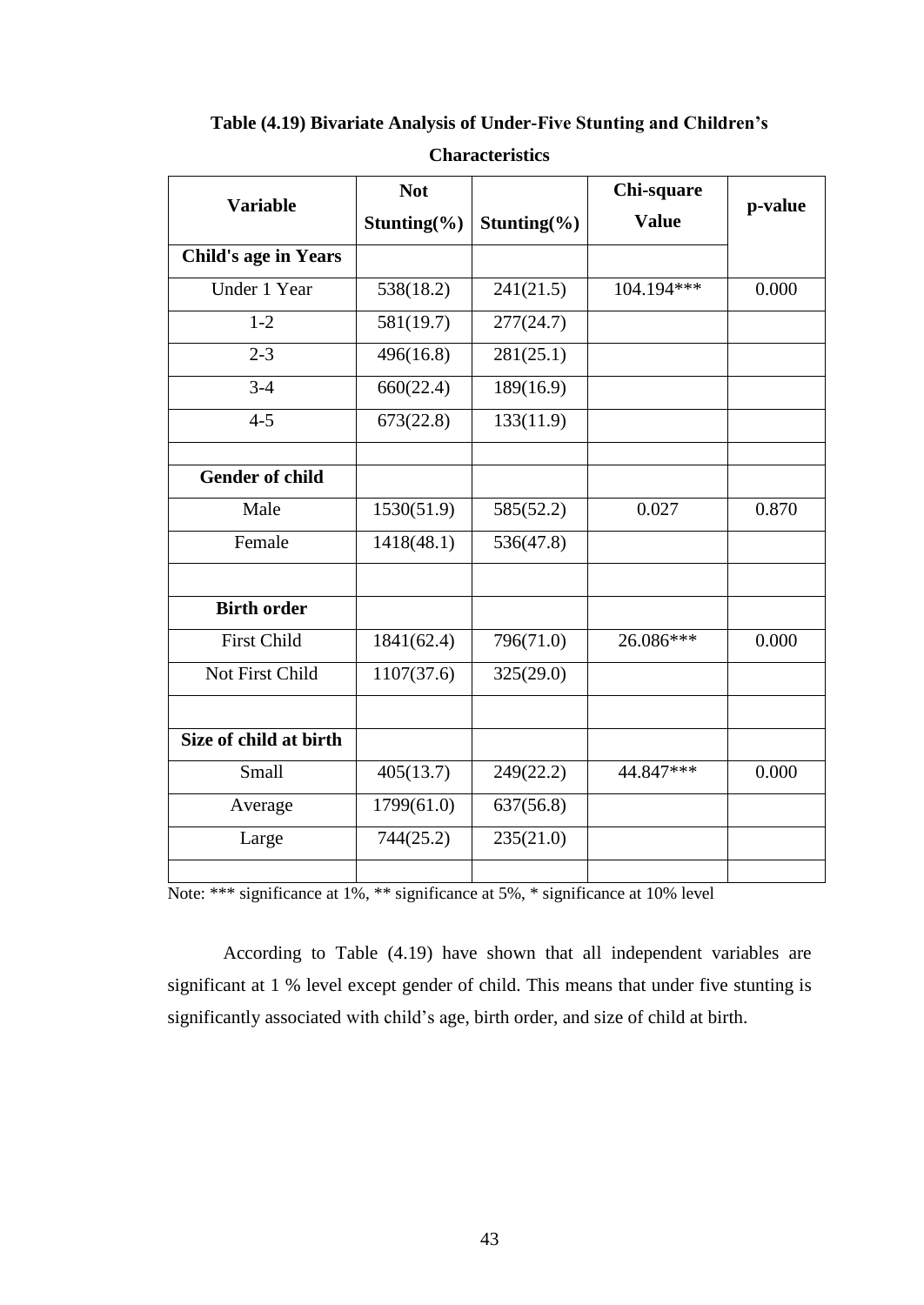**Table (4.19) Bivariate Analysis of Under-Five Stunting and Children's Characteristics**

| Variable | Not Stunting(%) | Stunting(%) | Chi-square Value | p-value |
|---|---|---|---|---|
| **Child's age in Years** | | | | |
| Under 1 Year | 538(18.2) | 241(21.5) | 104.194*** | 0.000 |
| 1-2 | 581(19.7) | 277(24.7) | | |
| 2-3 | 496(16.8) | 281(25.1) | | |
| 3-4 | 660(22.4) | 189(16.9) | | |
| 4-5 | 673(22.8) | 133(11.9) | | |
| | | | | |
| **Gender of child** | | | | |
| Male | 1530(51.9) | 585(52.2) | 0.027 | 0.870 |
| Female | 1418(48.1) | 536(47.8) | | |
| | | | | |
| **Birth order** | | | | |
| First Child | 1841(62.4) | 796(71.0) | 26.086*** | 0.000 |
| Not First Child | 1107(37.6) | 325(29.0) | | |
| | | | | |
| **Size of child at birth** | | | | |
| Small | 405(13.7) | 249(22.2) | 44.847*** | 0.000 |
| Average | 1799(61.0) | 637(56.8) | | |
| Large | 744(25.2) | 235(21.0) | | |
| | | | | |

Note: *** significance at 1%, ** significance at 5%, * significance at 10% level

According to Table (4.19) have shown that all independent variables are significant at 1 % level except gender of child. This means that under five stunting is significantly associated with child's age, birth order, and size of child at birth.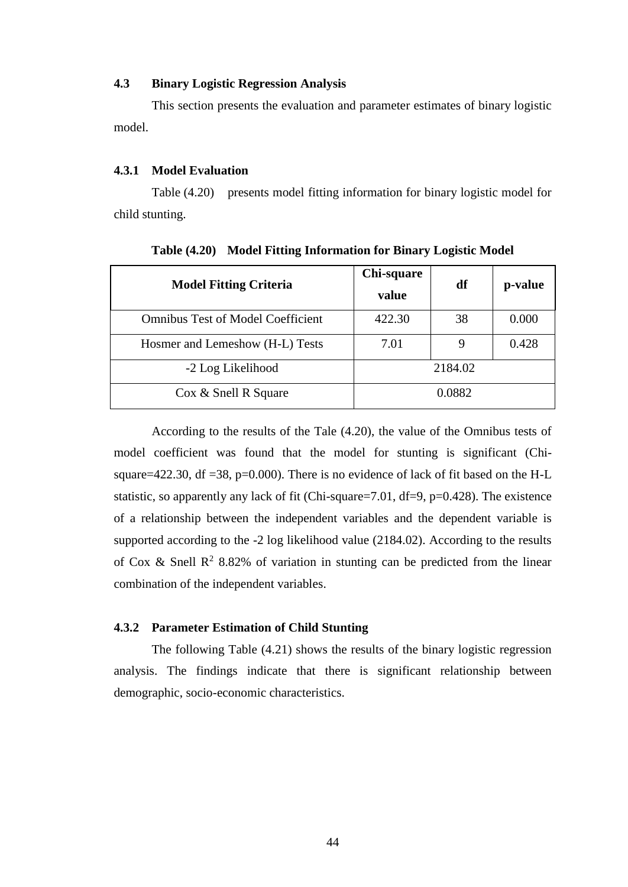### 4.3 Binary Logistic Regression Analysis

This section presents the evaluation and parameter estimates of binary logistic model.

### 4.3.1 Model Evaluation

Table (4.20) presents model fitting information for binary logistic model for child stunting.

**Table (4.20) Model Fitting Information for Binary Logistic Model**

| Model Fitting Criteria | Chi-square value | df | p-value |
|---|---|---|---|
| Omnibus Test of Model Coefficient | 422.30 | 38 | 0.000 |
| Hosmer and Lemeshow (H-L) Tests | 7.01 | 9 | 0.428 |
| -2 Log Likelihood | 2184.02 | | |
| Cox & Snell R Square | 0.0882 | | |

According to the results of the Tale (4.20), the value of the Omnibus tests of model coefficient was found that the model for stunting is significant (Chi-square=422.30, df =38, p=0.000). There is no evidence of lack of fit based on the H-L statistic, so apparently any lack of fit (Chi-square=7.01, df=9, p=0.428). The existence of a relationship between the independent variables and the dependent variable is supported according to the -2 log likelihood value (2184.02). According to the results of Cox & Snell $R^2$ 8.82% of variation in stunting can be predicted from the linear combination of the independent variables.

### 4.3.2 Parameter Estimation of Child Stunting

The following Table (4.21) shows the results of the binary logistic regression analysis. The findings indicate that there is significant relationship between demographic, socio-economic characteristics.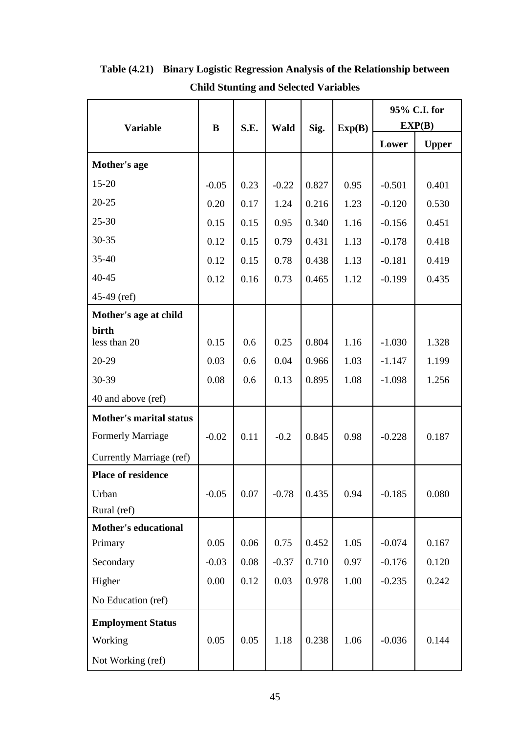**Table (4.21) Binary Logistic Regression Analysis of the Relationship between Child Stunting and Selected Variables**

| Variable | B | S.E. | Wald | Sig. | Exp(B) | 95% C.I. for EXP(B) | |
|---|---|---|---|---|---|---|---|
| | | | | | | Lower | Upper |
| **Mother's age** | | | | | | | |
| 15-20 | -0.05 | 0.23 | -0.22 | 0.827 | 0.95 | -0.501 | 0.401 |
| 20-25 | 0.20 | 0.17 | 1.24 | 0.216 | 1.23 | -0.120 | 0.530 |
| 25-30 | 0.15 | 0.15 | 0.95 | 0.340 | 1.16 | -0.156 | 0.451 |
| 30-35 | 0.12 | 0.15 | 0.79 | 0.431 | 1.13 | -0.178 | 0.418 |
| 35-40 | 0.12 | 0.15 | 0.78 | 0.438 | 1.13 | -0.181 | 0.419 |
| 40-45 | 0.12 | 0.16 | 0.73 | 0.465 | 1.12 | -0.199 | 0.435 |
| 45-49 (ref) | | | | | | | |
| **Mother's age at child birth** | | | | | | | |
| less than 20 | 0.15 | 0.6 | 0.25 | 0.804 | 1.16 | -1.030 | 1.328 |
| 20-29 | 0.03 | 0.6 | 0.04 | 0.966 | 1.03 | -1.147 | 1.199 |
| 30-39 | 0.08 | 0.6 | 0.13 | 0.895 | 1.08 | -1.098 | 1.256 |
| 40 and above (ref) | | | | | | | |
| **Mother's marital status** | | | | | | | |
| Formerly Marriage | -0.02 | 0.11 | -0.2 | 0.845 | 0.98 | -0.228 | 0.187 |
| Currently Marriage (ref) | | | | | | | |
| **Place of residence** | | | | | | | |
| Urban | -0.05 | 0.07 | -0.78 | 0.435 | 0.94 | -0.185 | 0.080 |
| Rural (ref) | | | | | | | |
| **Mother's educational** | | | | | | | |
| Primary | 0.05 | 0.06 | 0.75 | 0.452 | 1.05 | -0.074 | 0.167 |
| Secondary | -0.03 | 0.08 | -0.37 | 0.710 | 0.97 | -0.176 | 0.120 |
| Higher | 0.00 | 0.12 | 0.03 | 0.978 | 1.00 | -0.235 | 0.242 |
| No Education (ref) | | | | | | | |
| **Employment Status** | | | | | | | |
| Working | 0.05 | 0.05 | 1.18 | 0.238 | 1.06 | -0.036 | 0.144 |
| Not Working (ref) | | | | | | | |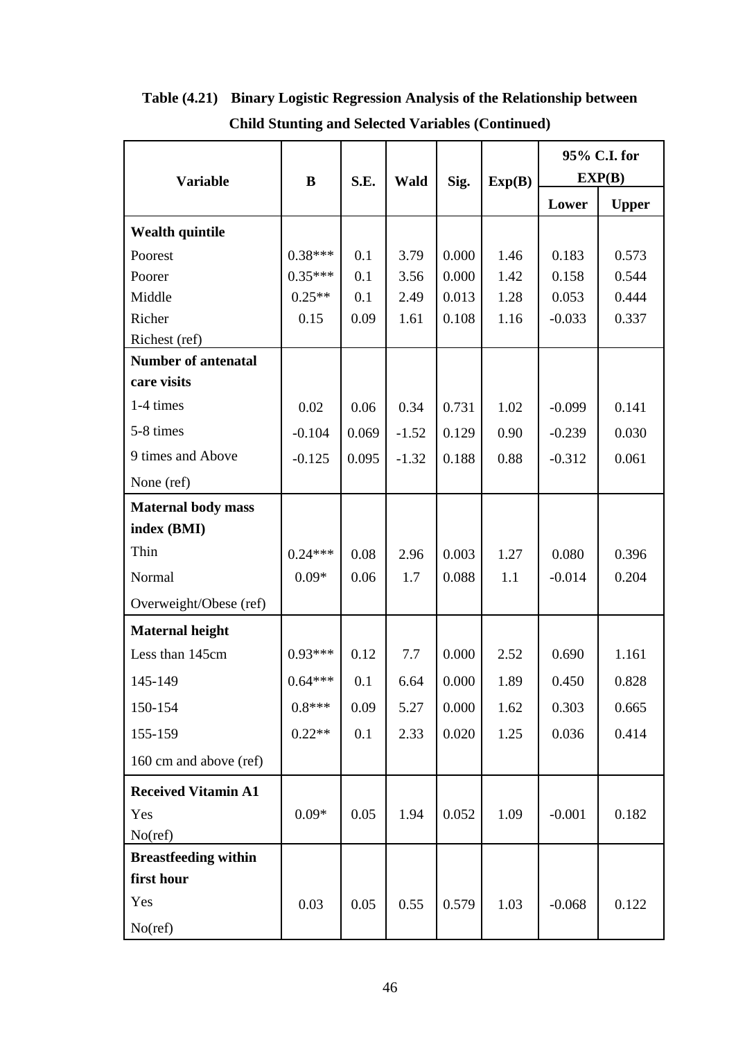**Table (4.21) Binary Logistic Regression Analysis of the Relationship between Child Stunting and Selected Variables (Continued)**

| Variable | B | S.E. | Wald | Sig. | Exp(B) | 95% C.I. for EXP(B) | |
|---|---|---|---|---|---|---|---|
| | | | | | | Lower | Upper |
| **Wealth quintile** | | | | | | | |
| Poorest | 0.38*** | 0.1 | 3.79 | 0.000 | 1.46 | 0.183 | 0.573 |
| Poorer | 0.35*** | 0.1 | 3.56 | 0.000 | 1.42 | 0.158 | 0.544 |
| Middle | 0.25** | 0.1 | 2.49 | 0.013 | 1.28 | 0.053 | 0.444 |
| Richer | 0.15 | 0.09 | 1.61 | 0.108 | 1.16 | -0.033 | 0.337 |
| Richest (ref) | | | | | | | |
| **Number of antenatal care visits** | | | | | | | |
| 1-4 times | 0.02 | 0.06 | 0.34 | 0.731 | 1.02 | -0.099 | 0.141 |
| 5-8 times | -0.104 | 0.069 | -1.52 | 0.129 | 0.90 | -0.239 | 0.030 |
| 9 times and Above | -0.125 | 0.095 | -1.32 | 0.188 | 0.88 | -0.312 | 0.061 |
| None (ref) | | | | | | | |
| **Maternal body mass index (BMI)** | | | | | | | |
| Thin | 0.24*** | 0.08 | 2.96 | 0.003 | 1.27 | 0.080 | 0.396 |
| Normal | 0.09* | 0.06 | 1.7 | 0.088 | 1.1 | -0.014 | 0.204 |
| Overweight/Obese (ref) | | | | | | | |
| **Maternal height** | | | | | | | |
| Less than 145cm | 0.93*** | 0.12 | 7.7 | 0.000 | 2.52 | 0.690 | 1.161 |
| 145-149 | 0.64*** | 0.1 | 6.64 | 0.000 | 1.89 | 0.450 | 0.828 |
| 150-154 | 0.8*** | 0.09 | 5.27 | 0.000 | 1.62 | 0.303 | 0.665 |
| 155-159 | 0.22** | 0.1 | 2.33 | 0.020 | 1.25 | 0.036 | 0.414 |
| 160 cm and above (ref) | | | | | | | |
| **Received Vitamin A1** | | | | | | | |
| Yes | 0.09* | 0.05 | 1.94 | 0.052 | 1.09 | -0.001 | 0.182 |
| No(ref) | | | | | | | |
| **Breastfeeding within first hour** | | | | | | | |
| Yes | 0.03 | 0.05 | 0.55 | 0.579 | 1.03 | -0.068 | 0.122 |
| No(ref) | | | | | | | |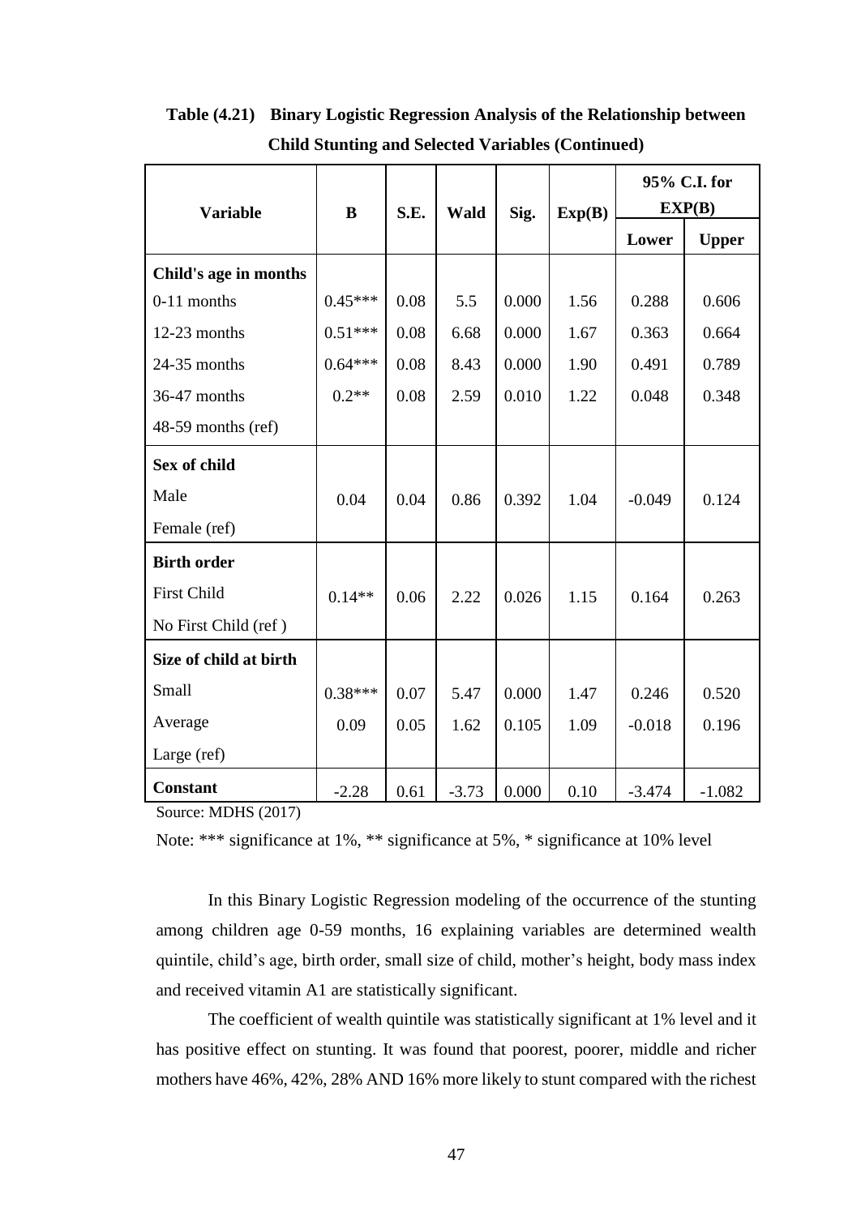**Table (4.21) Binary Logistic Regression Analysis of the Relationship between Child Stunting and Selected Variables (Continued)**

| Variable | B | S.E. | Wald | Sig. | Exp(B) | 95% C.I. for EXP(B) | |
|---|---|---|---|---|---|---|---|
| | | | | | | Lower | Upper |
| **Child's age in months** | | | | | | | |
| 0-11 months | 0.45*** | 0.08 | 5.5 | 0.000 | 1.56 | 0.288 | 0.606 |
| 12-23 months | 0.51*** | 0.08 | 6.68 | 0.000 | 1.67 | 0.363 | 0.664 |
| 24-35 months | 0.64*** | 0.08 | 8.43 | 0.000 | 1.90 | 0.491 | 0.789 |
| 36-47 months | 0.2** | 0.08 | 2.59 | 0.010 | 1.22 | 0.048 | 0.348 |
| 48-59 months (ref) | | | | | | | |
| **Sex of child** | | | | | | | |
| Male | 0.04 | 0.04 | 0.86 | 0.392 | 1.04 | -0.049 | 0.124 |
| Female (ref) | | | | | | | |
| **Birth order** | | | | | | | |
| First Child | 0.14** | 0.06 | 2.22 | 0.026 | 1.15 | 0.164 | 0.263 |
| No First Child (ref ) | | | | | | | |
| **Size of child at birth** | | | | | | | |
| Small | 0.38*** | 0.07 | 5.47 | 0.000 | 1.47 | 0.246 | 0.520 |
| Average | 0.09 | 0.05 | 1.62 | 0.105 | 1.09 | -0.018 | 0.196 |
| Large (ref) | | | | | | | |
| **Constant** | -2.28 | 0.61 | -3.73 | 0.000 | 0.10 | -3.474 | -1.082 |

Source: MDHS (2017)

Note: *** significance at 1%, ** significance at 5%, * significance at 10% level

In this Binary Logistic Regression modeling of the occurrence of the stunting among children age 0-59 months, 16 explaining variables are determined wealth quintile, child's age, birth order, small size of child, mother's height, body mass index and received vitamin A1 are statistically significant.

The coefficient of wealth quintile was statistically significant at 1% level and it has positive effect on stunting. It was found that poorest, poorer, middle and richer mothers have 46%, 42%, 28% AND 16% more likely to stunt compared with the richest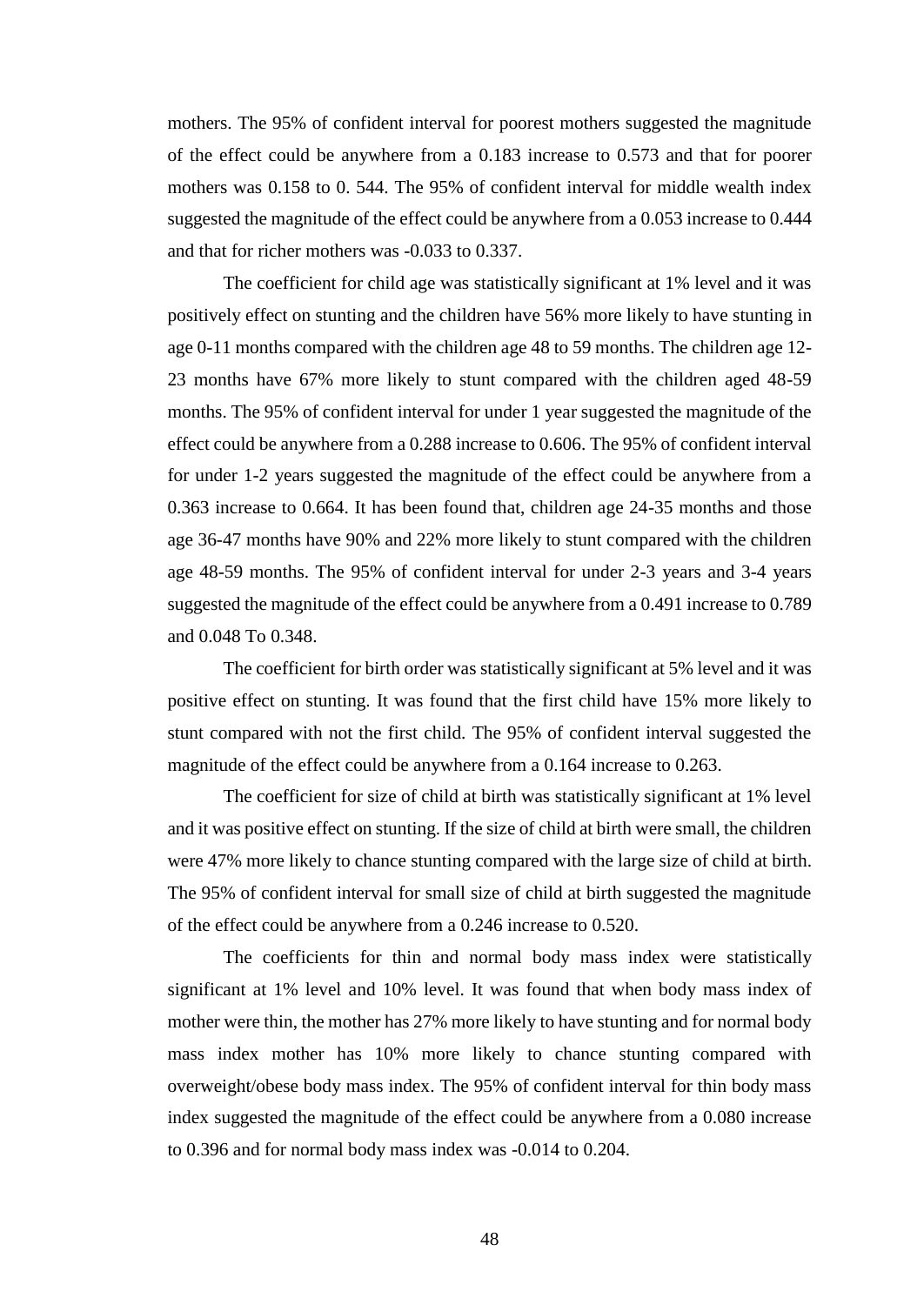mothers. The 95% of confident interval for poorest mothers suggested the magnitude of the effect could be anywhere from a 0.183 increase to 0.573 and that for poorer mothers was 0.158 to 0. 544. The 95% of confident interval for middle wealth index suggested the magnitude of the effect could be anywhere from a 0.053 increase to 0.444 and that for richer mothers was -0.033 to 0.337.

The coefficient for child age was statistically significant at 1% level and it was positively effect on stunting and the children have 56% more likely to have stunting in age 0-11 months compared with the children age 48 to 59 months. The children age 12-23 months have 67% more likely to stunt compared with the children aged 48-59 months. The 95% of confident interval for under 1 year suggested the magnitude of the effect could be anywhere from a 0.288 increase to 0.606. The 95% of confident interval for under 1-2 years suggested the magnitude of the effect could be anywhere from a 0.363 increase to 0.664. It has been found that, children age 24-35 months and those age 36-47 months have 90% and 22% more likely to stunt compared with the children age 48-59 months. The 95% of confident interval for under 2-3 years and 3-4 years suggested the magnitude of the effect could be anywhere from a 0.491 increase to 0.789 and 0.048 To 0.348.

The coefficient for birth order was statistically significant at 5% level and it was positive effect on stunting. It was found that the first child have 15% more likely to stunt compared with not the first child. The 95% of confident interval suggested the magnitude of the effect could be anywhere from a 0.164 increase to 0.263.

The coefficient for size of child at birth was statistically significant at 1% level and it was positive effect on stunting. If the size of child at birth were small, the children were 47% more likely to chance stunting compared with the large size of child at birth. The 95% of confident interval for small size of child at birth suggested the magnitude of the effect could be anywhere from a 0.246 increase to 0.520.

The coefficients for thin and normal body mass index were statistically significant at 1% level and 10% level. It was found that when body mass index of mother were thin, the mother has 27% more likely to have stunting and for normal body mass index mother has 10% more likely to chance stunting compared with overweight/obese body mass index. The 95% of confident interval for thin body mass index suggested the magnitude of the effect could be anywhere from a 0.080 increase to 0.396 and for normal body mass index was -0.014 to 0.204.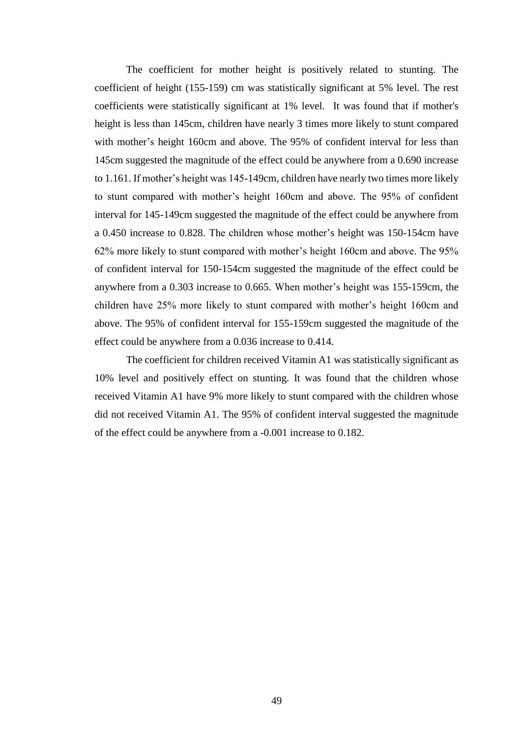The coefficient for mother height is positively related to stunting. The coefficient of height (155-159) cm was statistically significant at 5% level. The rest coefficients were statistically significant at 1% level. It was found that if mother's height is less than 145cm, children have nearly 3 times more likely to stunt compared with mother's height 160cm and above. The 95% of confident interval for less than 145cm suggested the magnitude of the effect could be anywhere from a 0.690 increase to 1.161. If mother's height was 145-149cm, children have nearly two times more likely to stunt compared with mother's height 160cm and above. The 95% of confident interval for 145-149cm suggested the magnitude of the effect could be anywhere from a 0.450 increase to 0.828. The children whose mother's height was 150-154cm have 62% more likely to stunt compared with mother's height 160cm and above. The 95% of confident interval for 150-154cm suggested the magnitude of the effect could be anywhere from a 0.303 increase to 0.665. When mother's height was 155-159cm, the children have 25% more likely to stunt compared with mother's height 160cm and above. The 95% of confident interval for 155-159cm suggested the magnitude of the effect could be anywhere from a 0.036 increase to 0.414.

The coefficient for children received Vitamin A1 was statistically significant as 10% level and positively effect on stunting. It was found that the children whose received Vitamin A1 have 9% more likely to stunt compared with the children whose did not received Vitamin A1. The 95% of confident interval suggested the magnitude of the effect could be anywhere from a -0.001 increase to 0.182.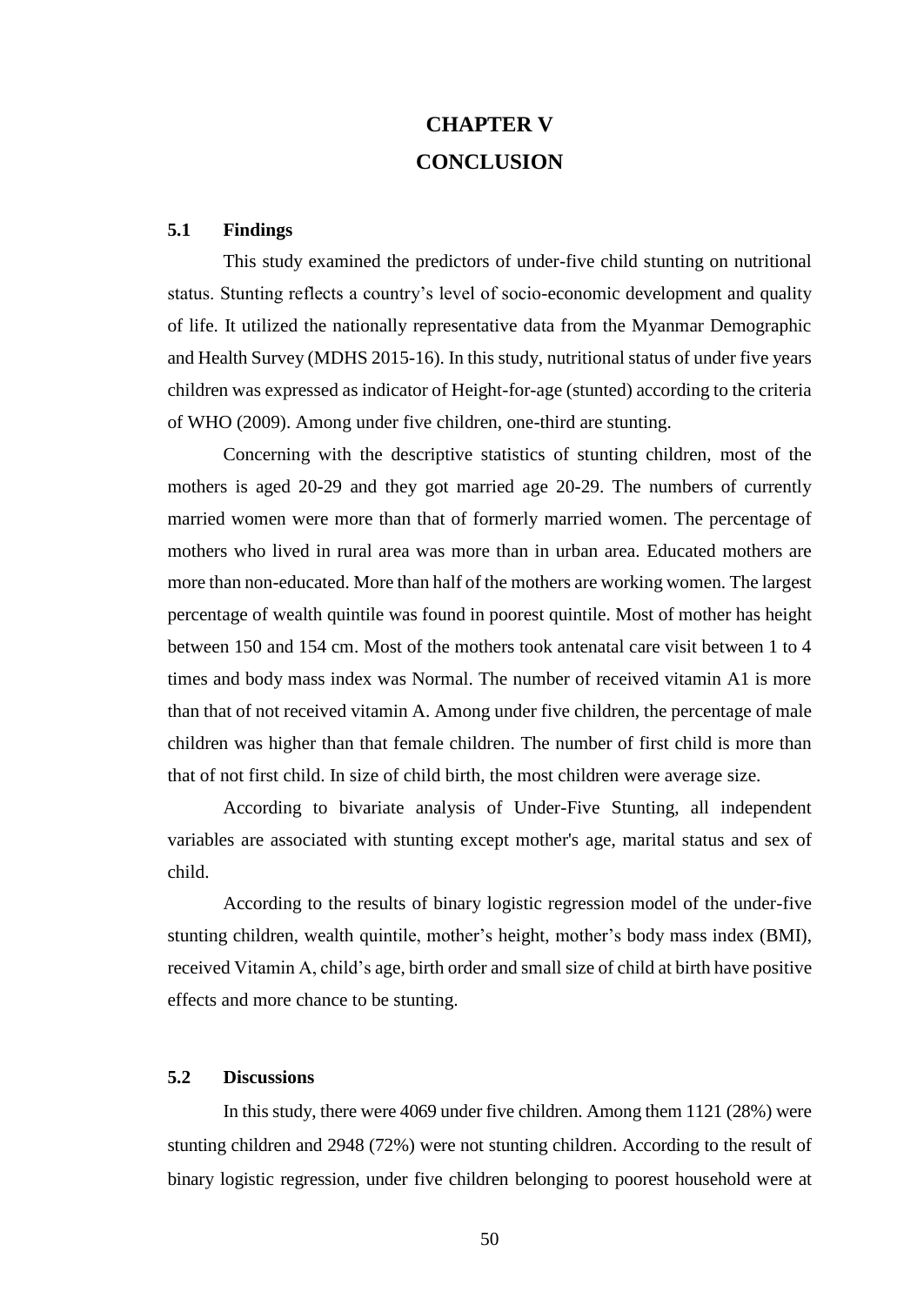# CHAPTER V
# CONCLUSION

## 5.1 Findings

This study examined the predictors of under-five child stunting on nutritional status. Stunting reflects a country's level of socio-economic development and quality of life. It utilized the nationally representative data from the Myanmar Demographic and Health Survey (MDHS 2015-16). In this study, nutritional status of under five years children was expressed as indicator of Height-for-age (stunted) according to the criteria of WHO (2009). Among under five children, one-third are stunting.

Concerning with the descriptive statistics of stunting children, most of the mothers is aged 20-29 and they got married age 20-29. The numbers of currently married women were more than that of formerly married women. The percentage of mothers who lived in rural area was more than in urban area. Educated mothers are more than non-educated. More than half of the mothers are working women. The largest percentage of wealth quintile was found in poorest quintile. Most of mother has height between 150 and 154 cm. Most of the mothers took antenatal care visit between 1 to 4 times and body mass index was Normal. The number of received vitamin A1 is more than that of not received vitamin A. Among under five children, the percentage of male children was higher than that female children. The number of first child is more than that of not first child. In size of child birth, the most children were average size.

According to bivariate analysis of Under-Five Stunting, all independent variables are associated with stunting except mother's age, marital status and sex of child.

According to the results of binary logistic regression model of the under-five stunting children, wealth quintile, mother's height, mother's body mass index (BMI), received Vitamin A, child's age, birth order and small size of child at birth have positive effects and more chance to be stunting.

## 5.2 Discussions

In this study, there were 4069 under five children. Among them 1121 (28%) were stunting children and 2948 (72%) were not stunting children. According to the result of binary logistic regression, under five children belonging to poorest household were at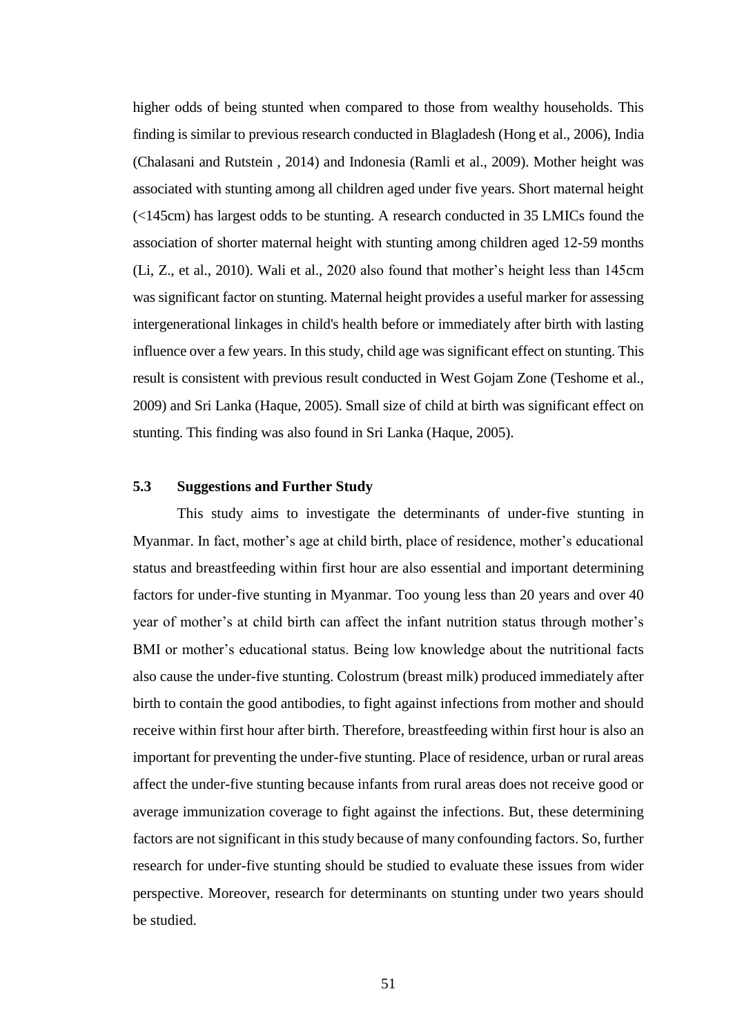higher odds of being stunted when compared to those from wealthy households. This finding is similar to previous research conducted in Blagladesh (Hong et al., 2006), India (Chalasani and Rutstein , 2014) and Indonesia (Ramli et al., 2009). Mother height was associated with stunting among all children aged under five years. Short maternal height (<145cm) has largest odds to be stunting. A research conducted in 35 LMICs found the association of shorter maternal height with stunting among children aged 12-59 months (Li, Z., et al., 2010). Wali et al., 2020 also found that mother's height less than 145cm was significant factor on stunting. Maternal height provides a useful marker for assessing intergenerational linkages in child's health before or immediately after birth with lasting influence over a few years. In this study, child age was significant effect on stunting. This result is consistent with previous result conducted in West Gojam Zone (Teshome et al., 2009) and Sri Lanka (Haque, 2005). Small size of child at birth was significant effect on stunting. This finding was also found in Sri Lanka (Haque, 2005).

### 5.3 Suggestions and Further Study

This study aims to investigate the determinants of under-five stunting in Myanmar. In fact, mother's age at child birth, place of residence, mother's educational status and breastfeeding within first hour are also essential and important determining factors for under-five stunting in Myanmar. Too young less than 20 years and over 40 year of mother's at child birth can affect the infant nutrition status through mother's BMI or mother's educational status. Being low knowledge about the nutritional facts also cause the under-five stunting. Colostrum (breast milk) produced immediately after birth to contain the good antibodies, to fight against infections from mother and should receive within first hour after birth. Therefore, breastfeeding within first hour is also an important for preventing the under-five stunting. Place of residence, urban or rural areas affect the under-five stunting because infants from rural areas does not receive good or average immunization coverage to fight against the infections. But, these determining factors are not significant in this study because of many confounding factors. So, further research for under-five stunting should be studied to evaluate these issues from wider perspective. Moreover, research for determinants on stunting under two years should be studied.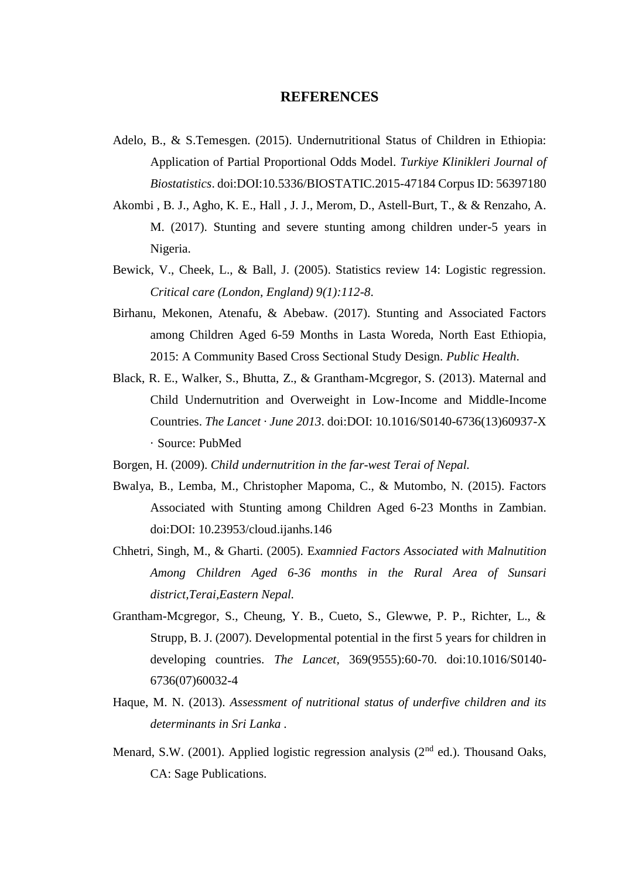# REFERENCES

Adelo, B., & S.Temesgen. (2015). Undernutritional Status of Children in Ethiopia: Application of Partial Proportional Odds Model. *Turkiye Klinikleri Journal of Biostatistics*. doi:DOI:10.5336/BIOSTATIC.2015-47184 Corpus ID: 56397180

Akombi , B. J., Agho, K. E., Hall , J. J., Merom, D., Astell-Burt, T., & & Renzaho, A. M. (2017). Stunting and severe stunting among children under-5 years in Nigeria.

Bewick, V., Cheek, L., & Ball, J. (2005). Statistics review 14: Logistic regression. *Critical care (London, England) 9(1):112-8*.

Birhanu, Mekonen, Atenafu, & Abebaw. (2017). Stunting and Associated Factors among Children Aged 6-59 Months in Lasta Woreda, North East Ethiopia, 2015: A Community Based Cross Sectional Study Design. *Public Health*.

Black, R. E., Walker, S., Bhutta, Z., & Grantham-Mcgregor, S. (2013). Maternal and Child Undernutrition and Overweight in Low-Income and Middle-Income Countries. *The Lancet · June 2013*. doi:DOI: 10.1016/S0140-6736(13)60937-X · Source: PubMed

Borgen, H. (2009). *Child undernutrition in the far-west Terai of Nepal.*

Bwalya, B., Lemba, M., Christopher Mapoma, C., & Mutombo, N. (2015). Factors Associated with Stunting among Children Aged 6-23 Months in Zambian. doi:DOI: 10.23953/cloud.ijanhs.146

Chhetri, Singh, M., & Gharti. (2005). E*xamnied Factors Associated with Malnutition Among Children Aged 6-36 months in the Rural Area of Sunsari district,Terai,Eastern Nepal.*

Grantham-Mcgregor, S., Cheung, Y. B., Cueto, S., Glewwe, P. P., Richter, L., & Strupp, B. J. (2007). Developmental potential in the first 5 years for children in developing countries. *The Lancet*, 369(9555):60-70. doi:10.1016/S0140-6736(07)60032-4

Haque, M. N. (2013). *Assessment of nutritional status of underfive children and its determinants in Sri Lanka .*

Menard, S.W. (2001). Applied logistic regression analysis (2nd ed.). Thousand Oaks, CA: Sage Publications.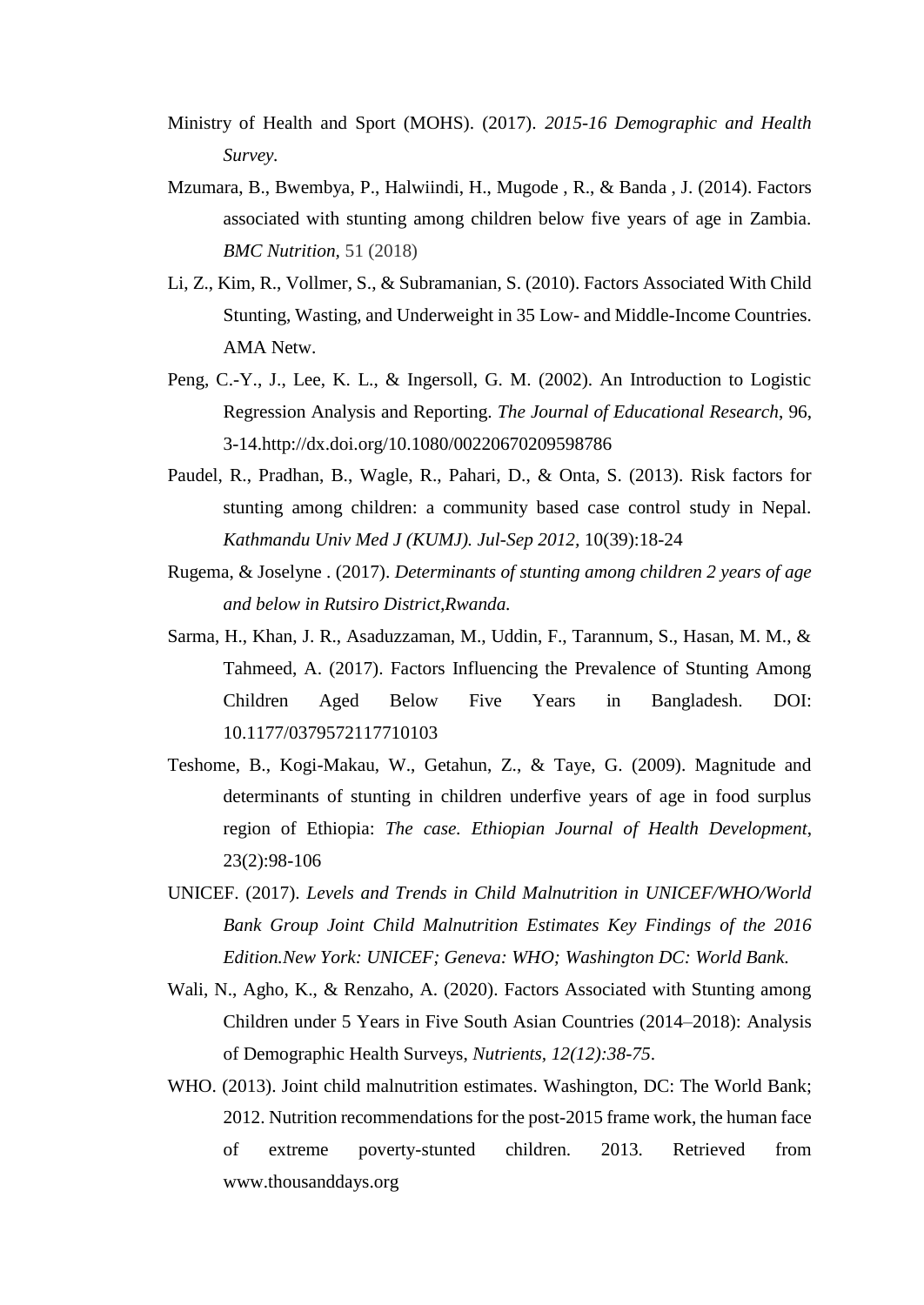Ministry of Health and Sport (MOHS). (2017). *2015-16 Demographic and Health Survey.*

Mzumara, B., Bwembya, P., Halwiindi, H., Mugode , R., & Banda , J. (2014). Factors associated with stunting among children below five years of age in Zambia. *BMC Nutrition*, 51 (2018)

Li, Z., Kim, R., Vollmer, S., & Subramanian, S. (2010). Factors Associated With Child Stunting, Wasting, and Underweight in 35 Low- and Middle-Income Countries. AMA Netw.

Peng, C.-Y., J., Lee, K. L., & Ingersoll, G. M. (2002). An Introduction to Logistic Regression Analysis and Reporting. *The Journal of Educational Research*, 96, 3-14.http://dx.doi.org/10.1080/00220670209598786

Paudel, R., Pradhan, B., Wagle, R., Pahari, D., & Onta, S. (2013). Risk factors for stunting among children: a community based case control study in Nepal. *Kathmandu Univ Med J (KUMJ). Jul-Sep 2012,* 10(39):18-24

Rugema, & Joselyne . (2017). *Determinants of stunting among children 2 years of age and below in Rutsiro District,Rwanda.*

Sarma, H., Khan, J. R., Asaduzzaman, M., Uddin, F., Tarannum, S., Hasan, M. M., & Tahmeed, A. (2017). Factors Influencing the Prevalence of Stunting Among Children Aged Below Five Years in Bangladesh. DOI: 10.1177/0379572117710103

Teshome, B., Kogi-Makau, W., Getahun, Z., & Taye, G. (2009). Magnitude and determinants of stunting in children underfive years of age in food surplus region of Ethiopia: *The case. Ethiopian Journal of Health Development*, 23(2):98-106

UNICEF. (2017). *Levels and Trends in Child Malnutrition in UNICEF/WHO/World Bank Group Joint Child Malnutrition Estimates Key Findings of the 2016 Edition.New York: UNICEF; Geneva: WHO; Washington DC: World Bank.*

Wali, N., Agho, K., & Renzaho, A. (2020). Factors Associated with Stunting among Children under 5 Years in Five South Asian Countries (2014–2018): Analysis of Demographic Health Surveys, *Nutrients, 12(12):38-75*.

WHO. (2013). Joint child malnutrition estimates. Washington, DC: The World Bank; 2012. Nutrition recommendations for the post-2015 frame work, the human face of extreme poverty-stunted children. 2013. Retrieved from www.thousanddays.org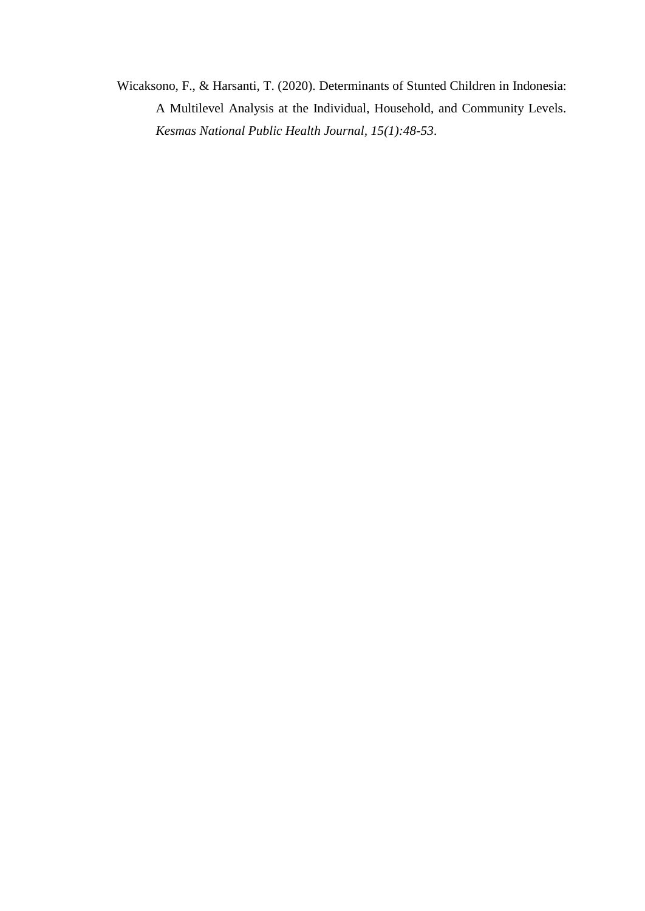Wicaksono, F., & Harsanti, T. (2020). Determinants of Stunted Children in Indonesia: A Multilevel Analysis at the Individual, Household, and Community Levels. *Kesmas National Public Health Journal, 15(1):48-53*.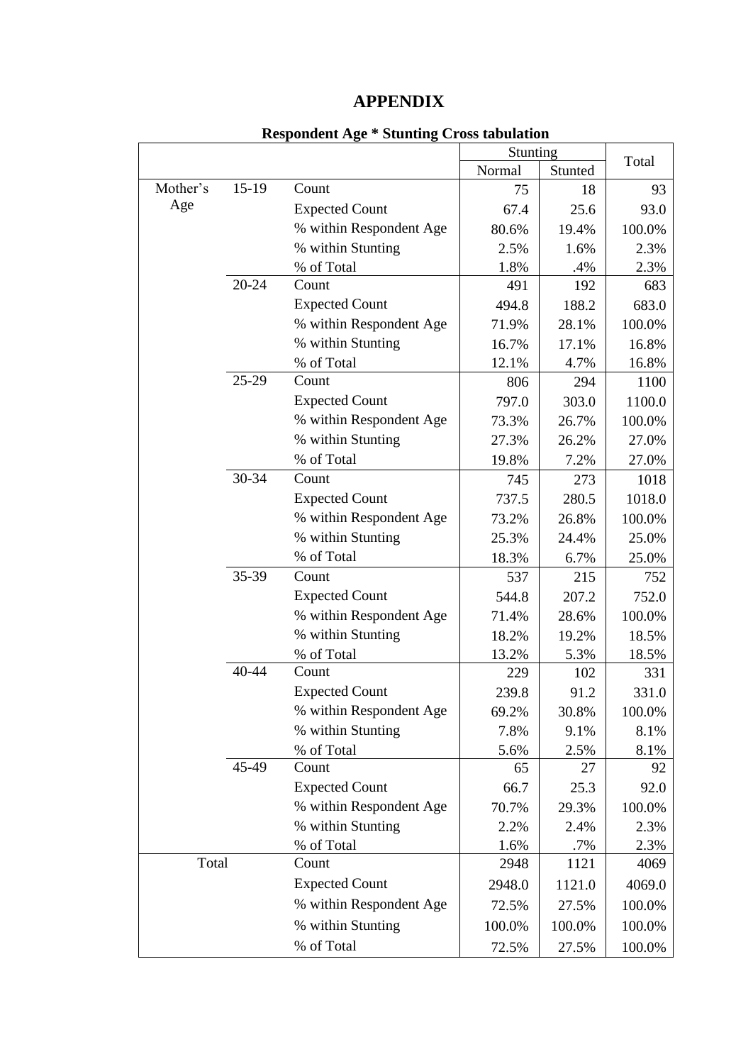# APPENDIX

**Respondent Age * Stunting Cross tabulation**

| | | | Stunting | | Total |
|---|---|---|---|---|---|
| | | | Normal | Stunted | |
| Mother's Age | 15-19 | Count | 75 | 18 | 93 |
| | | Expected Count | 67.4 | 25.6 | 93.0 |
| | | % within Respondent Age | 80.6% | 19.4% | 100.0% |
| | | % within Stunting | 2.5% | 1.6% | 2.3% |
| | | % of Total | 1.8% | .4% | 2.3% |
| | 20-24 | Count | 491 | 192 | 683 |
| | | Expected Count | 494.8 | 188.2 | 683.0 |
| | | % within Respondent Age | 71.9% | 28.1% | 100.0% |
| | | % within Stunting | 16.7% | 17.1% | 16.8% |
| | | % of Total | 12.1% | 4.7% | 16.8% |
| | 25-29 | Count | 806 | 294 | 1100 |
| | | Expected Count | 797.0 | 303.0 | 1100.0 |
| | | % within Respondent Age | 73.3% | 26.7% | 100.0% |
| | | % within Stunting | 27.3% | 26.2% | 27.0% |
| | | % of Total | 19.8% | 7.2% | 27.0% |
| | 30-34 | Count | 745 | 273 | 1018 |
| | | Expected Count | 737.5 | 280.5 | 1018.0 |
| | | % within Respondent Age | 73.2% | 26.8% | 100.0% |
| | | % within Stunting | 25.3% | 24.4% | 25.0% |
| | | % of Total | 18.3% | 6.7% | 25.0% |
| | 35-39 | Count | 537 | 215 | 752 |
| | | Expected Count | 544.8 | 207.2 | 752.0 |
| | | % within Respondent Age | 71.4% | 28.6% | 100.0% |
| | | % within Stunting | 18.2% | 19.2% | 18.5% |
| | | % of Total | 13.2% | 5.3% | 18.5% |
| | 40-44 | Count | 229 | 102 | 331 |
| | | Expected Count | 239.8 | 91.2 | 331.0 |
| | | % within Respondent Age | 69.2% | 30.8% | 100.0% |
| | | % within Stunting | 7.8% | 9.1% | 8.1% |
| | | % of Total | 5.6% | 2.5% | 8.1% |
| | 45-49 | Count | 65 | 27 | 92 |
| | | Expected Count | 66.7 | 25.3 | 92.0 |
| | | % within Respondent Age | 70.7% | 29.3% | 100.0% |
| | | % within Stunting | 2.2% | 2.4% | 2.3% |
| | | % of Total | 1.6% | .7% | 2.3% |
| Total | | Count | 2948 | 1121 | 4069 |
| | | Expected Count | 2948.0 | 1121.0 | 4069.0 |
| | | % within Respondent Age | 72.5% | 27.5% | 100.0% |
| | | % within Stunting | 100.0% | 100.0% | 100.0% |
| | | % of Total | 72.5% | 27.5% | 100.0% |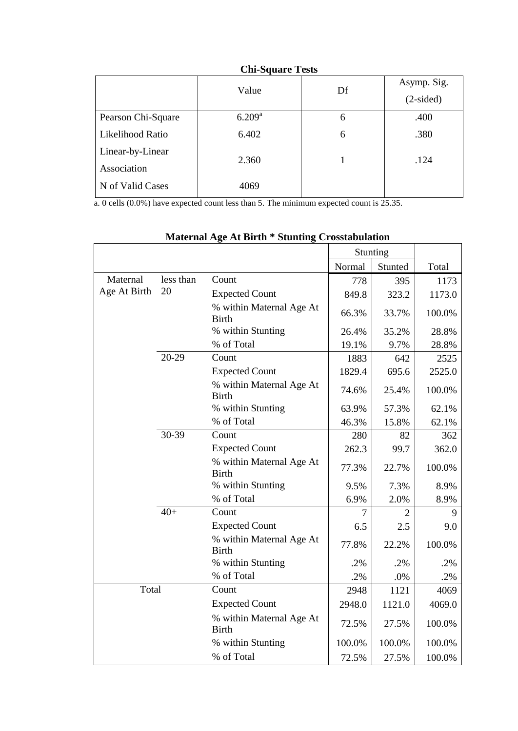**Chi-Square Tests**

| | Value | Df | Asymp. Sig. (2-sided) |
|---|---|---|---|
| Pearson Chi-Square | 6.209[a] | 6 | .400 |
| Likelihood Ratio | 6.402 | 6 | .380 |
| Linear-by-Linear Association | 2.360 | 1 | .124 |
| N of Valid Cases | 4069 | | |

a. 0 cells (0.0%) have expected count less than 5. The minimum expected count is 25.35.

**Maternal Age At Birth * Stunting Crosstabulation**

| | | | Stunting | | |
|---|---|---|---|---|---|
| | | | Normal | Stunted | Total |
| Maternal Age At Birth | less than 20 | Count | 778 | 395 | 1173 |
| | | Expected Count | 849.8 | 323.2 | 1173.0 |
| | | % within Maternal Age At Birth | 66.3% | 33.7% | 100.0% |
| | | % within Stunting | 26.4% | 35.2% | 28.8% |
| | | % of Total | 19.1% | 9.7% | 28.8% |
| | 20-29 | Count | 1883 | 642 | 2525 |
| | | Expected Count | 1829.4 | 695.6 | 2525.0 |
| | | % within Maternal Age At Birth | 74.6% | 25.4% | 100.0% |
| | | % within Stunting | 63.9% | 57.3% | 62.1% |
| | | % of Total | 46.3% | 15.8% | 62.1% |
| | 30-39 | Count | 280 | 82 | 362 |
| | | Expected Count | 262.3 | 99.7 | 362.0 |
| | | % within Maternal Age At Birth | 77.3% | 22.7% | 100.0% |
| | | % within Stunting | 9.5% | 7.3% | 8.9% |
| | | % of Total | 6.9% | 2.0% | 8.9% |
| | 40+ | Count | 7 | 2 | 9 |
| | | Expected Count | 6.5 | 2.5 | 9.0 |
| | | % within Maternal Age At Birth | 77.8% | 22.2% | 100.0% |
| | | % within Stunting | .2% | .2% | .2% |
| | | % of Total | .2% | .0% | .2% |
| Total | | Count | 2948 | 1121 | 4069 |
| | | Expected Count | 2948.0 | 1121.0 | 4069.0 |
| | | % within Maternal Age At Birth | 72.5% | 27.5% | 100.0% |
| | | % within Stunting | 100.0% | 100.0% | 100.0% |
| | | % of Total | 72.5% | 27.5% | 100.0% |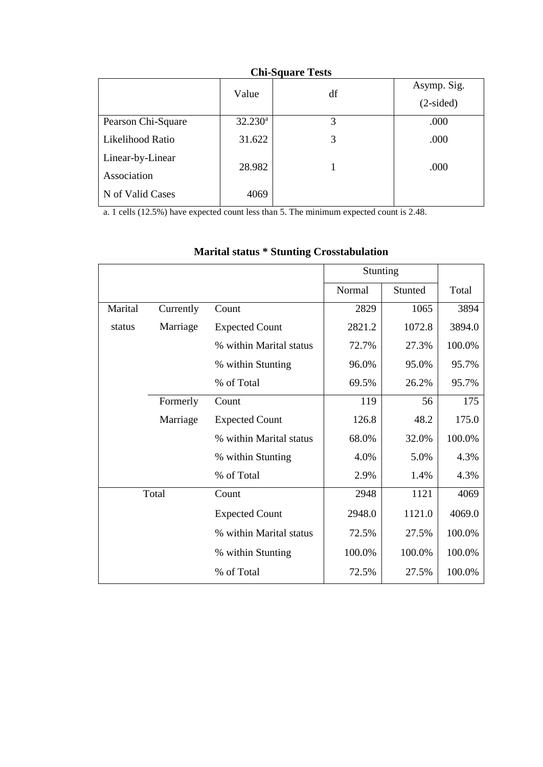**Chi-Square Tests**

| | Value | df | Asymp. Sig. (2-sided) |
|---|---|---|---|
| Pearson Chi-Square | 32.230[a] | 3 | .000 |
| Likelihood Ratio | 31.622 | 3 | .000 |
| Linear-by-Linear Association | 28.982 | 1 | .000 |
| N of Valid Cases | 4069 | | |

a. 1 cells (12.5%) have expected count less than 5. The minimum expected count is 2.48.

**Marital status * Stunting Crosstabulation**

| | | | Stunting | | |
|---|---|---|---|---|---|
| | | | Normal | Stunted | Total |
| Marital status | Currently Marriage | Count | 2829 | 1065 | 3894 |
| | | Expected Count | 2821.2 | 1072.8 | 3894.0 |
| | | % within Marital status | 72.7% | 27.3% | 100.0% |
| | | % within Stunting | 96.0% | 95.0% | 95.7% |
| | | % of Total | 69.5% | 26.2% | 95.7% |
| | Formerly Marriage | Count | 119 | 56 | 175 |
| | | Expected Count | 126.8 | 48.2 | 175.0 |
| | | % within Marital status | 68.0% | 32.0% | 100.0% |
| | | % within Stunting | 4.0% | 5.0% | 4.3% |
| | | % of Total | 2.9% | 1.4% | 4.3% |
| Total | | Count | 2948 | 1121 | 4069 |
| | | Expected Count | 2948.0 | 1121.0 | 4069.0 |
| | | % within Marital status | 72.5% | 27.5% | 100.0% |
| | | % within Stunting | 100.0% | 100.0% | 100.0% |
| | | % of Total | 72.5% | 27.5% | 100.0% |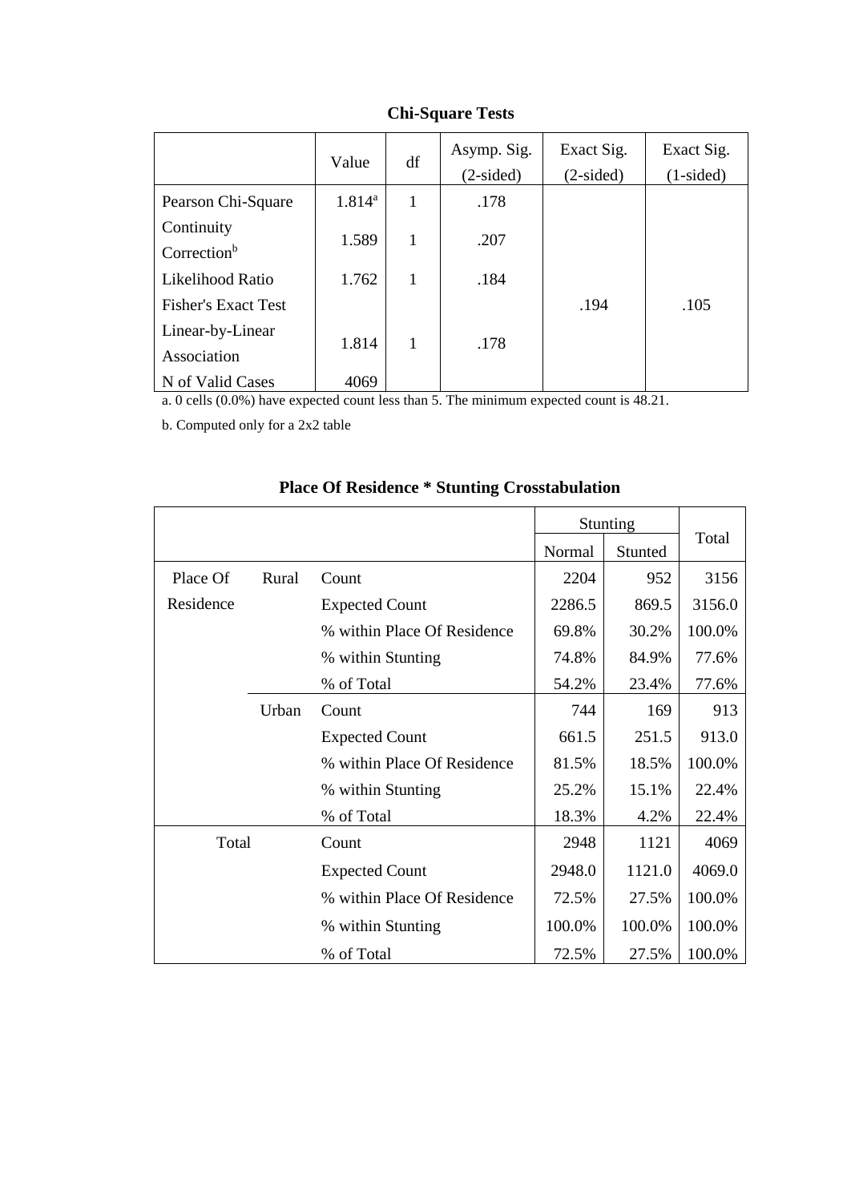**Chi-Square Tests**

| | Value | df | Asymp. Sig. (2-sided) | Exact Sig. (2-sided) | Exact Sig. (1-sided) |
|---|---|---|---|---|---|
| Pearson Chi-Square | 1.814[a] | 1 | .178 | | |
| Continuity Correction[b] | 1.589 | 1 | .207 | | |
| Likelihood Ratio | 1.762 | 1 | .184 | | |
| Fisher's Exact Test | | | | .194 | .105 |
| Linear-by-Linear Association | 1.814 | 1 | .178 | | |
| N of Valid Cases | 4069 | | | | |

a. 0 cells (0.0%) have expected count less than 5. The minimum expected count is 48.21.

b. Computed only for a 2x2 table

**Place Of Residence * Stunting Crosstabulation**

| | | | Stunting | | Total |
|---|---|---|---|---|---|
| | | | Normal | Stunted | |
| Place Of Residence | Rural | Count | 2204 | 952 | 3156 |
| | | Expected Count | 2286.5 | 869.5 | 3156.0 |
| | | % within Place Of Residence | 69.8% | 30.2% | 100.0% |
| | | % within Stunting | 74.8% | 84.9% | 77.6% |
| | | % of Total | 54.2% | 23.4% | 77.6% |
| | Urban | Count | 744 | 169 | 913 |
| | | Expected Count | 661.5 | 251.5 | 913.0 |
| | | % within Place Of Residence | 81.5% | 18.5% | 100.0% |
| | | % within Stunting | 25.2% | 15.1% | 22.4% |
| | | % of Total | 18.3% | 4.2% | 22.4% |
| Total | | Count | 2948 | 1121 | 4069 |
| | | Expected Count | 2948.0 | 1121.0 | 4069.0 |
| | | % within Place Of Residence | 72.5% | 27.5% | 100.0% |
| | | % within Stunting | 100.0% | 100.0% | 100.0% |
| | | % of Total | 72.5% | 27.5% | 100.0% |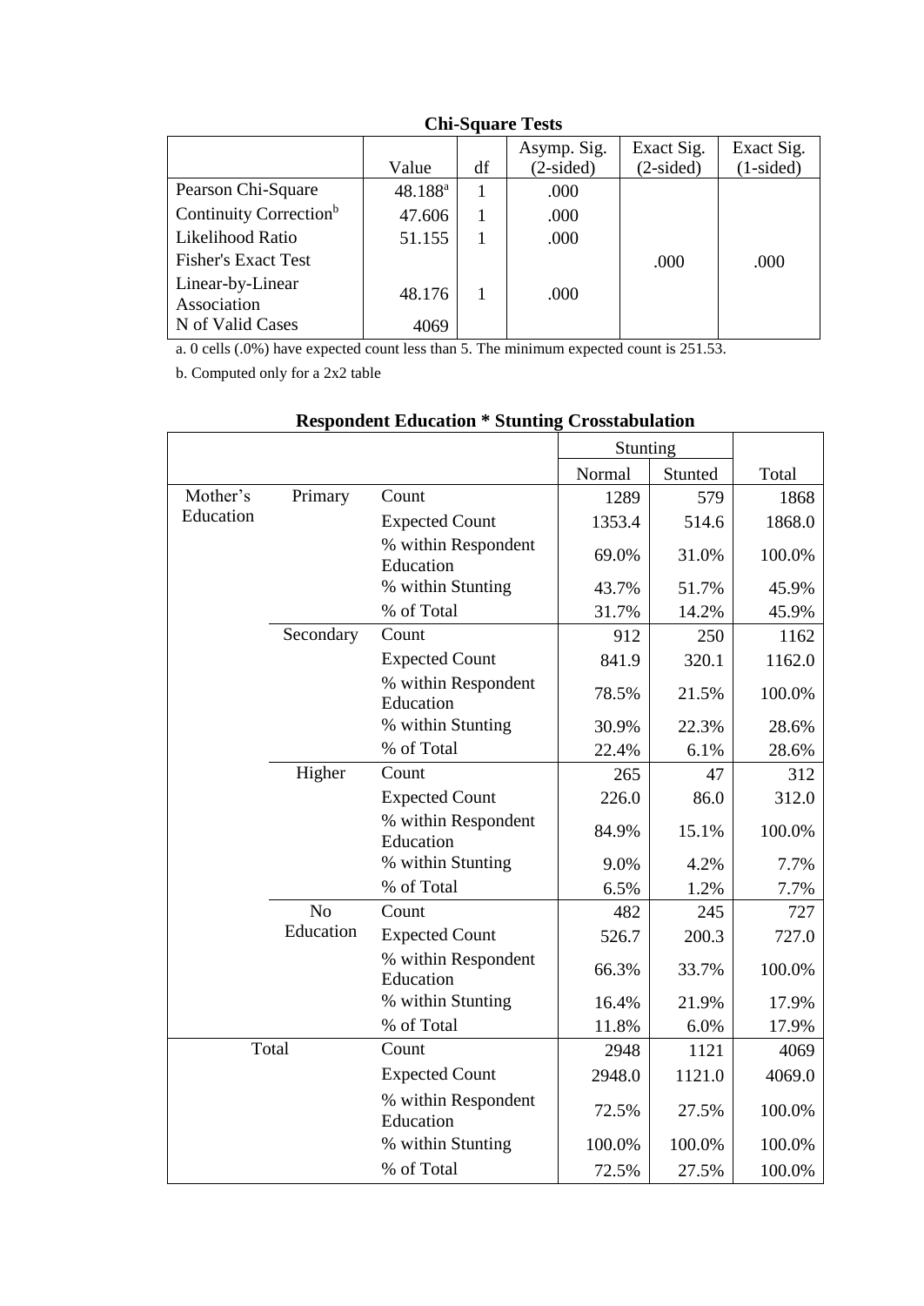**Chi-Square Tests**

| | Value | df | Asymp. Sig. (2-sided) | Exact Sig. (2-sided) | Exact Sig. (1-sided) |
|---|---|---|---|---|---|
| Pearson Chi-Square | 48.188[a] | 1 | .000 | | |
| Continuity Correction[b] | 47.606 | 1 | .000 | | |
| Likelihood Ratio | 51.155 | 1 | .000 | | |
| Fisher's Exact Test | | | | .000 | .000 |
| Linear-by-Linear Association | 48.176 | 1 | .000 | | |
| N of Valid Cases | 4069 | | | | |

a. 0 cells (.0%) have expected count less than 5. The minimum expected count is 251.53.

b. Computed only for a 2x2 table

**Respondent Education * Stunting Crosstabulation**

| | | | Stunting | | |
|---|---|---|---|---|---|
| | | | Normal | Stunted | Total |
| Mother's Education | Primary | Count | 1289 | 579 | 1868 |
| | | Expected Count | 1353.4 | 514.6 | 1868.0 |
| | | % within Respondent Education | 69.0% | 31.0% | 100.0% |
| | | % within Stunting | 43.7% | 51.7% | 45.9% |
| | | % of Total | 31.7% | 14.2% | 45.9% |
| | Secondary | Count | 912 | 250 | 1162 |
| | | Expected Count | 841.9 | 320.1 | 1162.0 |
| | | % within Respondent Education | 78.5% | 21.5% | 100.0% |
| | | % within Stunting | 30.9% | 22.3% | 28.6% |
| | | % of Total | 22.4% | 6.1% | 28.6% |
| | Higher | Count | 265 | 47 | 312 |
| | | Expected Count | 226.0 | 86.0 | 312.0 |
| | | % within Respondent Education | 84.9% | 15.1% | 100.0% |
| | | % within Stunting | 9.0% | 4.2% | 7.7% |
| | | % of Total | 6.5% | 1.2% | 7.7% |
| | No Education | Count | 482 | 245 | 727 |
| | | Expected Count | 526.7 | 200.3 | 727.0 |
| | | % within Respondent Education | 66.3% | 33.7% | 100.0% |
| | | % within Stunting | 16.4% | 21.9% | 17.9% |
| | | % of Total | 11.8% | 6.0% | 17.9% |
| Total | | Count | 2948 | 1121 | 4069 |
| | | Expected Count | 2948.0 | 1121.0 | 4069.0 |
| | | % within Respondent Education | 72.5% | 27.5% | 100.0% |
| | | % within Stunting | 100.0% | 100.0% | 100.0% |
| | | % of Total | 72.5% | 27.5% | 100.0% |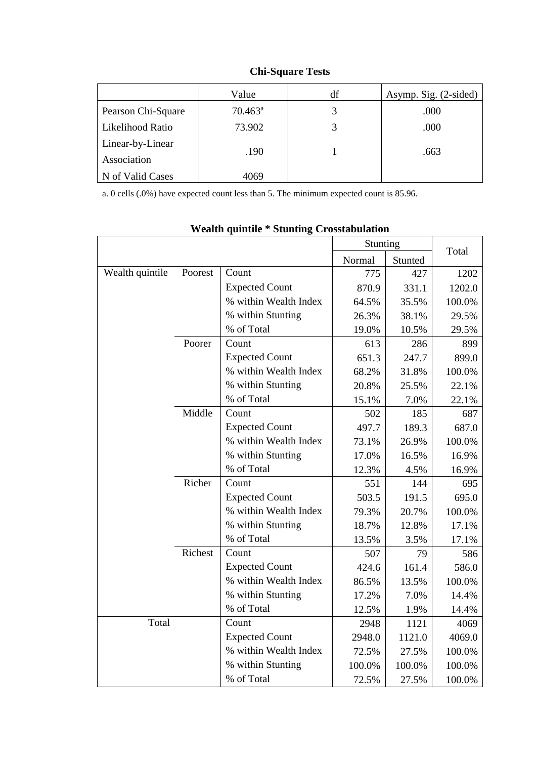**Chi-Square Tests**

| | Value | df | Asymp. Sig. (2-sided) |
|---|---|---|---|
| Pearson Chi-Square | 70.463[a] | 3 | .000 |
| Likelihood Ratio | 73.902 | 3 | .000 |
| Linear-by-Linear Association | .190 | 1 | .663 |
| N of Valid Cases | 4069 | | |

a. 0 cells (.0%) have expected count less than 5. The minimum expected count is 85.96.

**Wealth quintile * Stunting Crosstabulation**

| | | | Stunting | | Total |
|---|---|---|---|---|---|
| | | | Normal | Stunted | |
| Wealth quintile | Poorest | Count | 775 | 427 | 1202 |
| | | Expected Count | 870.9 | 331.1 | 1202.0 |
| | | % within Wealth Index | 64.5% | 35.5% | 100.0% |
| | | % within Stunting | 26.3% | 38.1% | 29.5% |
| | | % of Total | 19.0% | 10.5% | 29.5% |
| | Poorer | Count | 613 | 286 | 899 |
| | | Expected Count | 651.3 | 247.7 | 899.0 |
| | | % within Wealth Index | 68.2% | 31.8% | 100.0% |
| | | % within Stunting | 20.8% | 25.5% | 22.1% |
| | | % of Total | 15.1% | 7.0% | 22.1% |
| | Middle | Count | 502 | 185 | 687 |
| | | Expected Count | 497.7 | 189.3 | 687.0 |
| | | % within Wealth Index | 73.1% | 26.9% | 100.0% |
| | | % within Stunting | 17.0% | 16.5% | 16.9% |
| | | % of Total | 12.3% | 4.5% | 16.9% |
| | Richer | Count | 551 | 144 | 695 |
| | | Expected Count | 503.5 | 191.5 | 695.0 |
| | | % within Wealth Index | 79.3% | 20.7% | 100.0% |
| | | % within Stunting | 18.7% | 12.8% | 17.1% |
| | | % of Total | 13.5% | 3.5% | 17.1% |
| | Richest | Count | 507 | 79 | 586 |
| | | Expected Count | 424.6 | 161.4 | 586.0 |
| | | % within Wealth Index | 86.5% | 13.5% | 100.0% |
| | | % within Stunting | 17.2% | 7.0% | 14.4% |
| | | % of Total | 12.5% | 1.9% | 14.4% |
| Total | | Count | 2948 | 1121 | 4069 |
| | | Expected Count | 2948.0 | 1121.0 | 4069.0 |
| | | % within Wealth Index | 72.5% | 27.5% | 100.0% |
| | | % within Stunting | 100.0% | 100.0% | 100.0% |
| | | % of Total | 72.5% | 27.5% | 100.0% |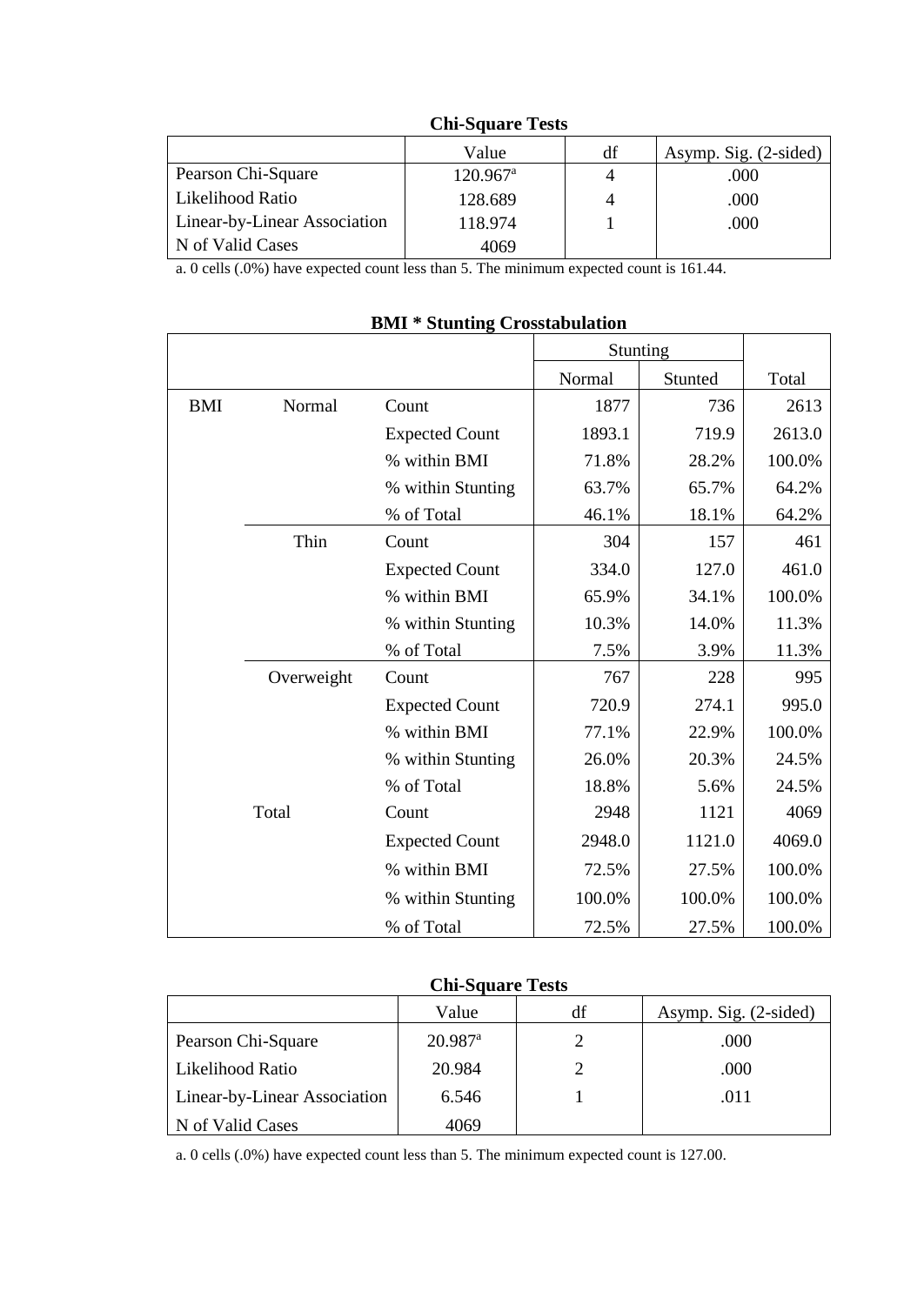**Chi-Square Tests**

| | Value | df | Asymp. Sig. (2-sided) |
|---|---|---|---|
| Pearson Chi-Square | 120.967[a] | 4 | .000 |
| Likelihood Ratio | 128.689 | 4 | .000 |
| Linear-by-Linear Association | 118.974 | 1 | .000 |
| N of Valid Cases | 4069 | | |

a. 0 cells (.0%) have expected count less than 5. The minimum expected count is 161.44.

**BMI * Stunting Crosstabulation**

| | | | Stunting | | |
|---|---|---|---|---|---|
| | | | Normal | Stunted | Total |
| BMI | Normal | Count | 1877 | 736 | 2613 |
| | | Expected Count | 1893.1 | 719.9 | 2613.0 |
| | | % within BMI | 71.8% | 28.2% | 100.0% |
| | | % within Stunting | 63.7% | 65.7% | 64.2% |
| | | % of Total | 46.1% | 18.1% | 64.2% |
| | Thin | Count | 304 | 157 | 461 |
| | | Expected Count | 334.0 | 127.0 | 461.0 |
| | | % within BMI | 65.9% | 34.1% | 100.0% |
| | | % within Stunting | 10.3% | 14.0% | 11.3% |
| | | % of Total | 7.5% | 3.9% | 11.3% |
| | Overweight | Count | 767 | 228 | 995 |
| | | Expected Count | 720.9 | 274.1 | 995.0 |
| | | % within BMI | 77.1% | 22.9% | 100.0% |
| | | % within Stunting | 26.0% | 20.3% | 24.5% |
| | | % of Total | 18.8% | 5.6% | 24.5% |
| | Total | Count | 2948 | 1121 | 4069 |
| | | Expected Count | 2948.0 | 1121.0 | 4069.0 |
| | | % within BMI | 72.5% | 27.5% | 100.0% |
| | | % within Stunting | 100.0% | 100.0% | 100.0% |
| | | % of Total | 72.5% | 27.5% | 100.0% |

**Chi-Square Tests**

| | Value | df | Asymp. Sig. (2-sided) |
|---|---|---|---|
| Pearson Chi-Square | 20.987[a] | 2 | .000 |
| Likelihood Ratio | 20.984 | 2 | .000 |
| Linear-by-Linear Association | 6.546 | 1 | .011 |
| N of Valid Cases | 4069 | | |

a. 0 cells (.0%) have expected count less than 5. The minimum expected count is 127.00.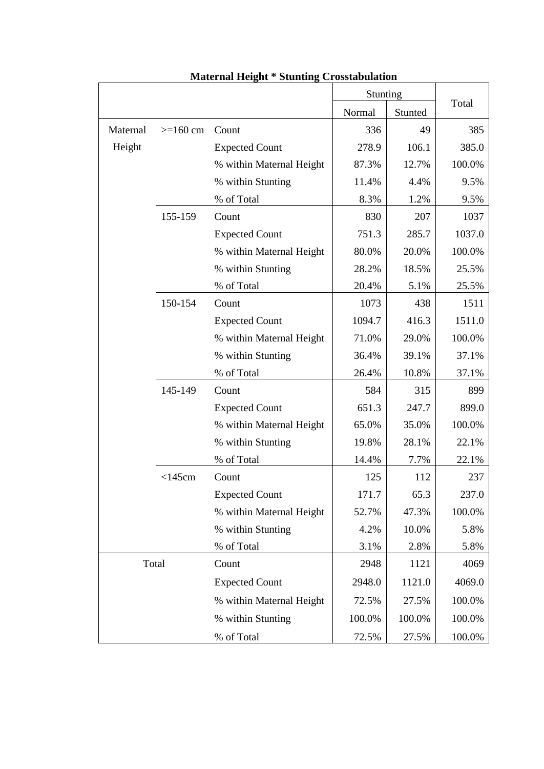**Maternal Height * Stunting Crosstabulation**

| | | | Stunting | | Total |
|---|---|---|---|---|---|
| | | | Normal | Stunted | |
| Maternal Height | >=160 cm | Count | 336 | 49 | 385 |
| | | Expected Count | 278.9 | 106.1 | 385.0 |
| | | % within Maternal Height | 87.3% | 12.7% | 100.0% |
| | | % within Stunting | 11.4% | 4.4% | 9.5% |
| | | % of Total | 8.3% | 1.2% | 9.5% |
| | 155-159 | Count | 830 | 207 | 1037 |
| | | Expected Count | 751.3 | 285.7 | 1037.0 |
| | | % within Maternal Height | 80.0% | 20.0% | 100.0% |
| | | % within Stunting | 28.2% | 18.5% | 25.5% |
| | | % of Total | 20.4% | 5.1% | 25.5% |
| | 150-154 | Count | 1073 | 438 | 1511 |
| | | Expected Count | 1094.7 | 416.3 | 1511.0 |
| | | % within Maternal Height | 71.0% | 29.0% | 100.0% |
| | | % within Stunting | 36.4% | 39.1% | 37.1% |
| | | % of Total | 26.4% | 10.8% | 37.1% |
| | 145-149 | Count | 584 | 315 | 899 |
| | | Expected Count | 651.3 | 247.7 | 899.0 |
| | | % within Maternal Height | 65.0% | 35.0% | 100.0% |
| | | % within Stunting | 19.8% | 28.1% | 22.1% |
| | | % of Total | 14.4% | 7.7% | 22.1% |
| | <145cm | Count | 125 | 112 | 237 |
| | | Expected Count | 171.7 | 65.3 | 237.0 |
| | | % within Maternal Height | 52.7% | 47.3% | 100.0% |
| | | % within Stunting | 4.2% | 10.0% | 5.8% |
| | | % of Total | 3.1% | 2.8% | 5.8% |
| Total | | Count | 2948 | 1121 | 4069 |
| | | Expected Count | 2948.0 | 1121.0 | 4069.0 |
| | | % within Maternal Height | 72.5% | 27.5% | 100.0% |
| | | % within Stunting | 100.0% | 100.0% | 100.0% |
| | | % of Total | 72.5% | 27.5% | 100.0% |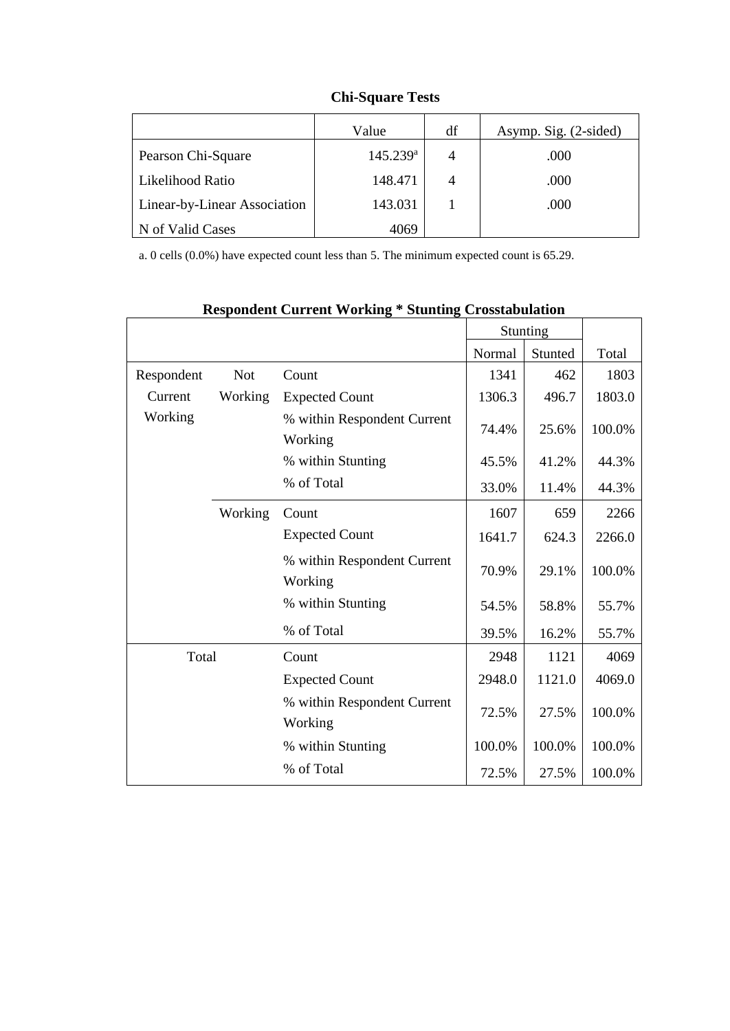**Chi-Square Tests**

| | Value | df | Asymp. Sig. (2-sided) |
|---|---|---|---|
| Pearson Chi-Square | 145.239[a] | 4 | .000 |
| Likelihood Ratio | 148.471 | 4 | .000 |
| Linear-by-Linear Association | 143.031 | 1 | .000 |
| N of Valid Cases | 4069 | | |

a. 0 cells (0.0%) have expected count less than 5. The minimum expected count is 65.29.

**Respondent Current Working * Stunting Crosstabulation**

| | | | Stunting | | Total |
|---|---|---|---|---|---|
| | | | Normal | Stunted | |
| Respondent Current Working | Not Working | Count | 1341 | 462 | 1803 |
| | | Expected Count | 1306.3 | 496.7 | 1803.0 |
| | | % within Respondent Current Working | 74.4% | 25.6% | 100.0% |
| | | % within Stunting | 45.5% | 41.2% | 44.3% |
| | | % of Total | 33.0% | 11.4% | 44.3% |
| | Working | Count | 1607 | 659 | 2266 |
| | | Expected Count | 1641.7 | 624.3 | 2266.0 |
| | | % within Respondent Current Working | 70.9% | 29.1% | 100.0% |
| | | % within Stunting | 54.5% | 58.8% | 55.7% |
| | | % of Total | 39.5% | 16.2% | 55.7% |
| Total | | Count | 2948 | 1121 | 4069 |
| | | Expected Count | 2948.0 | 1121.0 | 4069.0 |
| | | % within Respondent Current Working | 72.5% | 27.5% | 100.0% |
| | | % within Stunting | 100.0% | 100.0% | 100.0% |
| | | % of Total | 72.5% | 27.5% | 100.0% |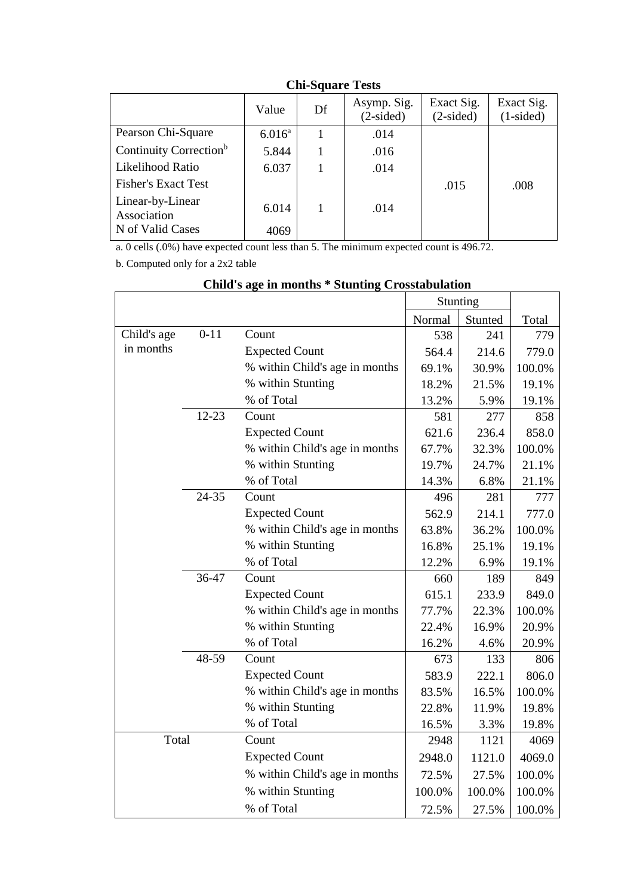**Chi-Square Tests**

| | Value | Df | Asymp. Sig. (2-sided) | Exact Sig. (2-sided) | Exact Sig. (1-sided) |
|---|---|---|---|---|---|
| Pearson Chi-Square | 6.016[a] | 1 | .014 | | |
| Continuity Correction[b] | 5.844 | 1 | .016 | | |
| Likelihood Ratio | 6.037 | 1 | .014 | | |
| Fisher's Exact Test | | | | .015 | .008 |
| Linear-by-Linear Association | 6.014 | 1 | .014 | | |
| N of Valid Cases | 4069 | | | | |

a. 0 cells (.0%) have expected count less than 5. The minimum expected count is 496.72.

b. Computed only for a 2x2 table

**Child's age in months * Stunting Crosstabulation**

| | | | Stunting | | |
|---|---|---|---|---|---|
| | | | Normal | Stunted | Total |
| Child's age in months | 0-11 | Count | 538 | 241 | 779 |
| | | Expected Count | 564.4 | 214.6 | 779.0 |
| | | % within Child's age in months | 69.1% | 30.9% | 100.0% |
| | | % within Stunting | 18.2% | 21.5% | 19.1% |
| | | % of Total | 13.2% | 5.9% | 19.1% |
| | 12-23 | Count | 581 | 277 | 858 |
| | | Expected Count | 621.6 | 236.4 | 858.0 |
| | | % within Child's age in months | 67.7% | 32.3% | 100.0% |
| | | % within Stunting | 19.7% | 24.7% | 21.1% |
| | | % of Total | 14.3% | 6.8% | 21.1% |
| | 24-35 | Count | 496 | 281 | 777 |
| | | Expected Count | 562.9 | 214.1 | 777.0 |
| | | % within Child's age in months | 63.8% | 36.2% | 100.0% |
| | | % within Stunting | 16.8% | 25.1% | 19.1% |
| | | % of Total | 12.2% | 6.9% | 19.1% |
| | 36-47 | Count | 660 | 189 | 849 |
| | | Expected Count | 615.1 | 233.9 | 849.0 |
| | | % within Child's age in months | 77.7% | 22.3% | 100.0% |
| | | % within Stunting | 22.4% | 16.9% | 20.9% |
| | | % of Total | 16.2% | 4.6% | 20.9% |
| | 48-59 | Count | 673 | 133 | 806 |
| | | Expected Count | 583.9 | 222.1 | 806.0 |
| | | % within Child's age in months | 83.5% | 16.5% | 100.0% |
| | | % within Stunting | 22.8% | 11.9% | 19.8% |
| | | % of Total | 16.5% | 3.3% | 19.8% |
| Total | | Count | 2948 | 1121 | 4069 |
| | | Expected Count | 2948.0 | 1121.0 | 4069.0 |
| | | % within Child's age in months | 72.5% | 27.5% | 100.0% |
| | | % within Stunting | 100.0% | 100.0% | 100.0% |
| | | % of Total | 72.5% | 27.5% | 100.0% |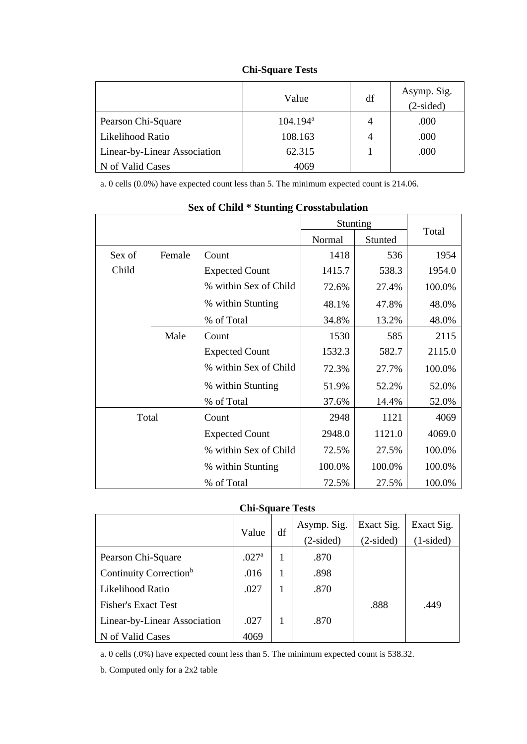**Chi-Square Tests**

| | Value | df | Asymp. Sig. (2-sided) |
|---|---|---|---|
| Pearson Chi-Square | 104.194[a] | 4 | .000 |
| Likelihood Ratio | 108.163 | 4 | .000 |
| Linear-by-Linear Association | 62.315 | 1 | .000 |
| N of Valid Cases | 4069 | | |

a. 0 cells (0.0%) have expected count less than 5. The minimum expected count is 214.06.

**Sex of Child * Stunting Crosstabulation**

| | | | Stunting | | Total |
|---|---|---|---|---|---|
| | | | Normal | Stunted | |
| Sex of Child | Female | Count | 1418 | 536 | 1954 |
| | | Expected Count | 1415.7 | 538.3 | 1954.0 |
| | | % within Sex of Child | 72.6% | 27.4% | 100.0% |
| | | % within Stunting | 48.1% | 47.8% | 48.0% |
| | | % of Total | 34.8% | 13.2% | 48.0% |
| | Male | Count | 1530 | 585 | 2115 |
| | | Expected Count | 1532.3 | 582.7 | 2115.0 |
| | | % within Sex of Child | 72.3% | 27.7% | 100.0% |
| | | % within Stunting | 51.9% | 52.2% | 52.0% |
| | | % of Total | 37.6% | 14.4% | 52.0% |
| Total | | Count | 2948 | 1121 | 4069 |
| | | Expected Count | 2948.0 | 1121.0 | 4069.0 |
| | | % within Sex of Child | 72.5% | 27.5% | 100.0% |
| | | % within Stunting | 100.0% | 100.0% | 100.0% |
| | | % of Total | 72.5% | 27.5% | 100.0% |

**Chi-Square Tests**

| | Value | df | Asymp. Sig. (2-sided) | Exact Sig. (2-sided) | Exact Sig. (1-sided) |
|---|---|---|---|---|---|
| Pearson Chi-Square | .027[a] | 1 | .870 | | |
| Continuity Correction[b] | .016 | 1 | .898 | | |
| Likelihood Ratio | .027 | 1 | .870 | | |
| Fisher's Exact Test | | | | .888 | .449 |
| Linear-by-Linear Association | .027 | 1 | .870 | | |
| N of Valid Cases | 4069 | | | | |

a. 0 cells (.0%) have expected count less than 5. The minimum expected count is 538.32.

b. Computed only for a 2x2 table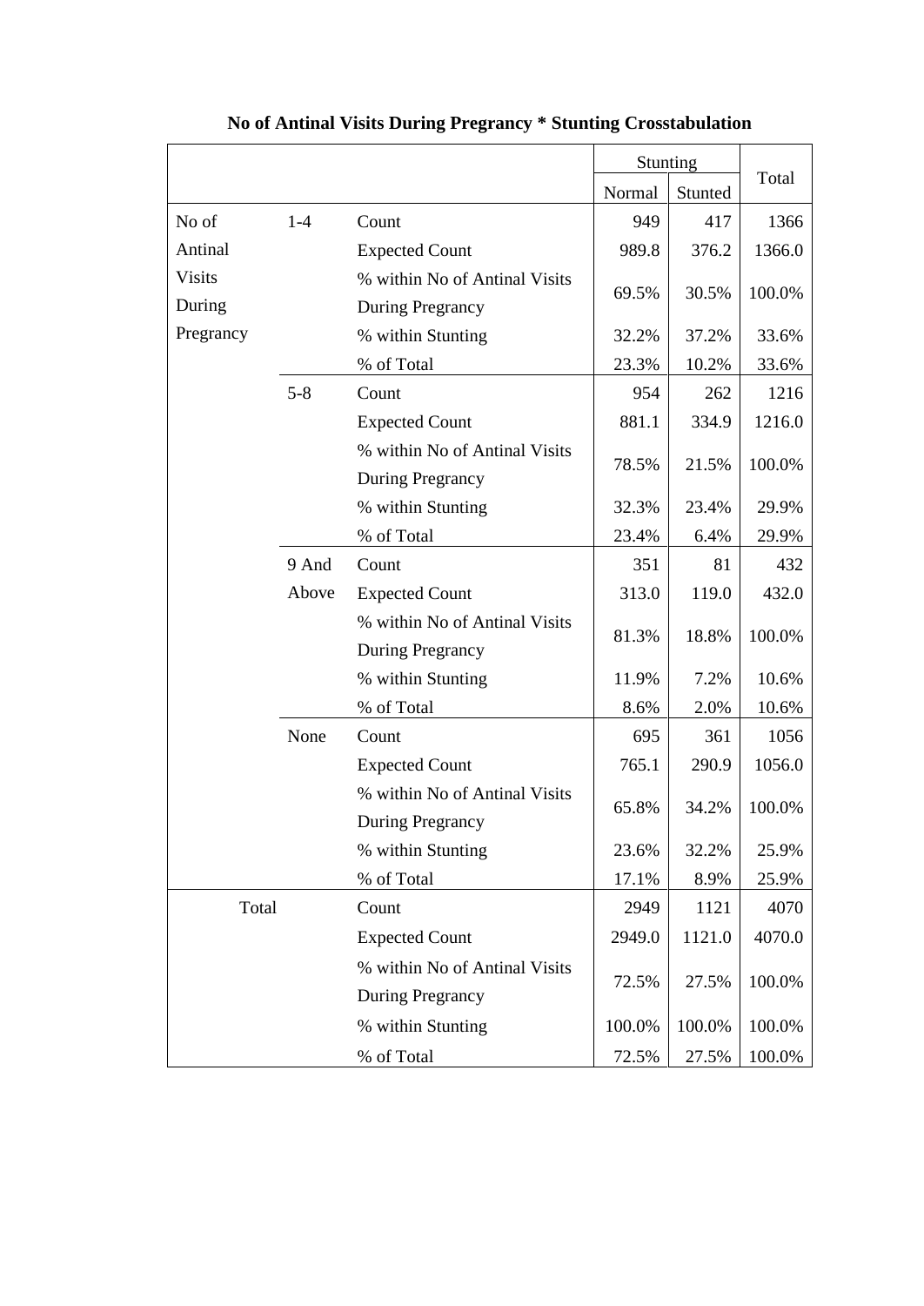**No of Antinal Visits During Pregrancy * Stunting Crosstabulation**

| | | | Stunting | | Total |
|---|---|---|---|---|---|
| | | | Normal | Stunted | |
| No of Antinal Visits During Pregrancy | 1-4 | Count | 949 | 417 | 1366 |
| | | Expected Count | 989.8 | 376.2 | 1366.0 |
| | | % within No of Antinal Visits During Pregrancy | 69.5% | 30.5% | 100.0% |
| | | % within Stunting | 32.2% | 37.2% | 33.6% |
| | | % of Total | 23.3% | 10.2% | 33.6% |
| | 5-8 | Count | 954 | 262 | 1216 |
| | | Expected Count | 881.1 | 334.9 | 1216.0 |
| | | % within No of Antinal Visits During Pregrancy | 78.5% | 21.5% | 100.0% |
| | | % within Stunting | 32.3% | 23.4% | 29.9% |
| | | % of Total | 23.4% | 6.4% | 29.9% |
| | 9 And Above | Count | 351 | 81 | 432 |
| | | Expected Count | 313.0 | 119.0 | 432.0 |
| | | % within No of Antinal Visits During Pregrancy | 81.3% | 18.8% | 100.0% |
| | | % within Stunting | 11.9% | 7.2% | 10.6% |
| | | % of Total | 8.6% | 2.0% | 10.6% |
| | None | Count | 695 | 361 | 1056 |
| | | Expected Count | 765.1 | 290.9 | 1056.0 |
| | | % within No of Antinal Visits During Pregrancy | 65.8% | 34.2% | 100.0% |
| | | % within Stunting | 23.6% | 32.2% | 25.9% |
| | | % of Total | 17.1% | 8.9% | 25.9% |
| Total | | Count | 2949 | 1121 | 4070 |
| | | Expected Count | 2949.0 | 1121.0 | 4070.0 |
| | | % within No of Antinal Visits During Pregrancy | 72.5% | 27.5% | 100.0% |
| | | % within Stunting | 100.0% | 100.0% | 100.0% |
| | | % of Total | 72.5% | 27.5% | 100.0% |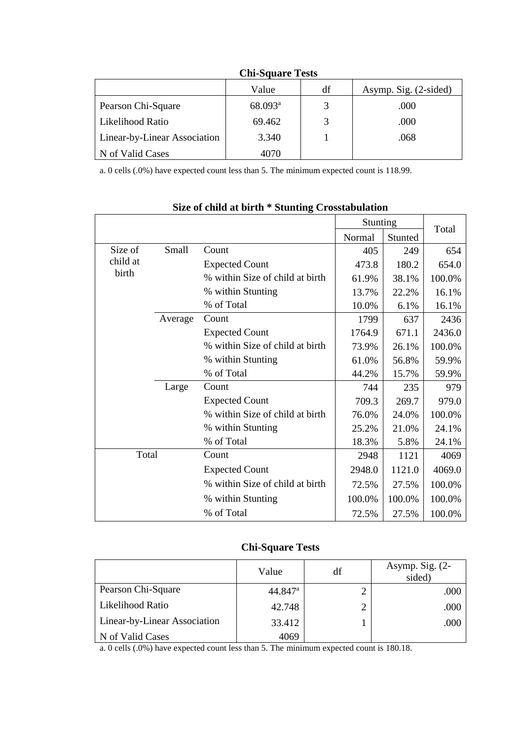**Chi-Square Tests**

| | Value | df | Asymp. Sig. (2-sided) |
|---|---|---|---|
| Pearson Chi-Square | 68.093[a] | 3 | .000 |
| Likelihood Ratio | 69.462 | 3 | .000 |
| Linear-by-Linear Association | 3.340 | 1 | .068 |
| N of Valid Cases | 4070 | | |

a. 0 cells (.0%) have expected count less than 5. The minimum expected count is 118.99.

**Size of child at birth * Stunting Crosstabulation**

| | | | Stunting | | Total |
|---|---|---|---|---|---|
| | | | Normal | Stunted | |
| Size of child at birth | Small | Count | 405 | 249 | 654 |
| | | Expected Count | 473.8 | 180.2 | 654.0 |
| | | % within Size of child at birth | 61.9% | 38.1% | 100.0% |
| | | % within Stunting | 13.7% | 22.2% | 16.1% |
| | | % of Total | 10.0% | 6.1% | 16.1% |
| | Average | Count | 1799 | 637 | 2436 |
| | | Expected Count | 1764.9 | 671.1 | 2436.0 |
| | | % within Size of child at birth | 73.9% | 26.1% | 100.0% |
| | | % within Stunting | 61.0% | 56.8% | 59.9% |
| | | % of Total | 44.2% | 15.7% | 59.9% |
| | Large | Count | 744 | 235 | 979 |
| | | Expected Count | 709.3 | 269.7 | 979.0 |
| | | % within Size of child at birth | 76.0% | 24.0% | 100.0% |
| | | % within Stunting | 25.2% | 21.0% | 24.1% |
| | | % of Total | 18.3% | 5.8% | 24.1% |
| Total | | Count | 2948 | 1121 | 4069 |
| | | Expected Count | 2948.0 | 1121.0 | 4069.0 |
| | | % within Size of child at birth | 72.5% | 27.5% | 100.0% |
| | | % within Stunting | 100.0% | 100.0% | 100.0% |
| | | % of Total | 72.5% | 27.5% | 100.0% |

**Chi-Square Tests**

| | Value | df | Asymp. Sig. (2-sided) |
|---|---|---|---|
| Pearson Chi-Square | 44.847[a] | 2 | .000 |
| Likelihood Ratio | 42.748 | 2 | .000 |
| Linear-by-Linear Association | 33.412 | 1 | .000 |
| N of Valid Cases | 4069 | | |

a. 0 cells (.0%) have expected count less than 5. The minimum expected count is 180.18.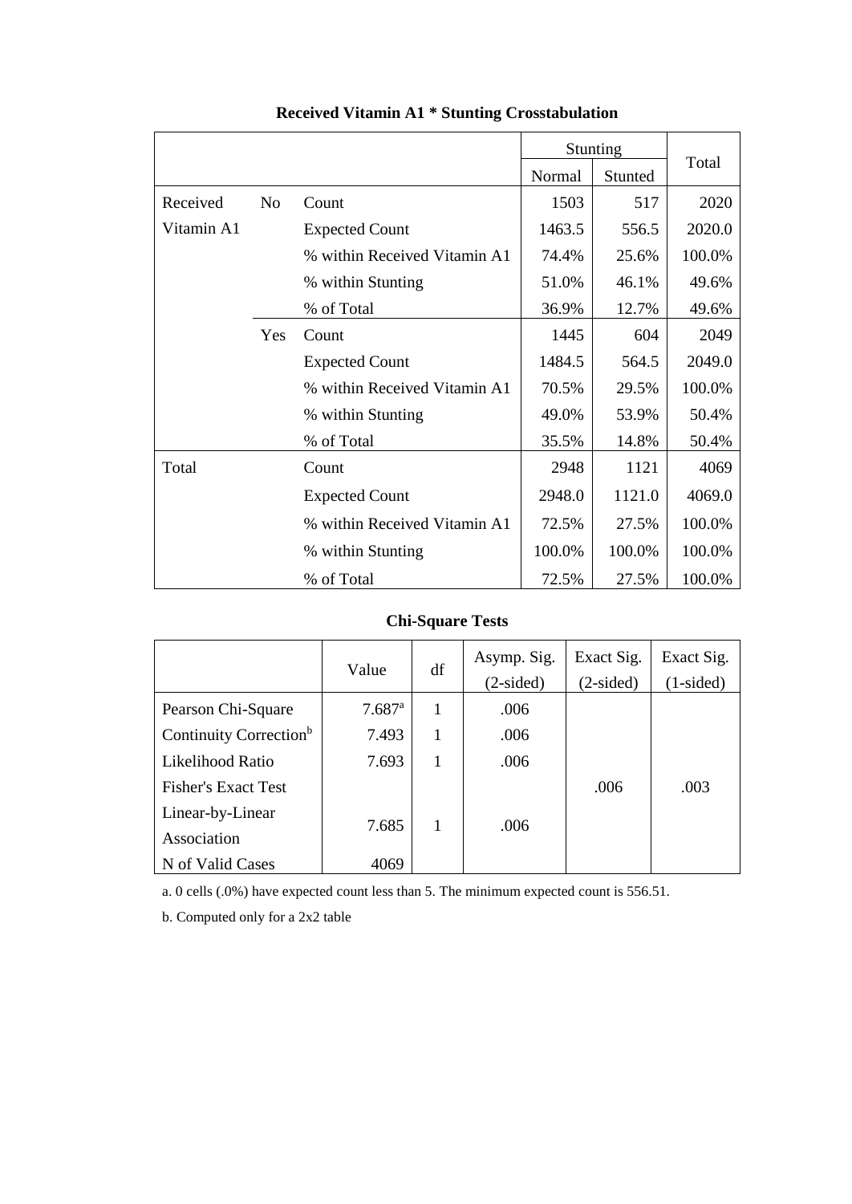**Received Vitamin A1 * Stunting Crosstabulation**

| | | | Stunting | | Total |
|---|---|---|---|---|---|
| | | | Normal | Stunted | |
| Received Vitamin A1 | No | Count | 1503 | 517 | 2020 |
| | | Expected Count | 1463.5 | 556.5 | 2020.0 |
| | | % within Received Vitamin A1 | 74.4% | 25.6% | 100.0% |
| | | % within Stunting | 51.0% | 46.1% | 49.6% |
| | | % of Total | 36.9% | 12.7% | 49.6% |
| | Yes | Count | 1445 | 604 | 2049 |
| | | Expected Count | 1484.5 | 564.5 | 2049.0 |
| | | % within Received Vitamin A1 | 70.5% | 29.5% | 100.0% |
| | | % within Stunting | 49.0% | 53.9% | 50.4% |
| | | % of Total | 35.5% | 14.8% | 50.4% |
| Total | | Count | 2948 | 1121 | 4069 |
| | | Expected Count | 2948.0 | 1121.0 | 4069.0 |
| | | % within Received Vitamin A1 | 72.5% | 27.5% | 100.0% |
| | | % within Stunting | 100.0% | 100.0% | 100.0% |
| | | % of Total | 72.5% | 27.5% | 100.0% |

**Chi-Square Tests**

| | Value | df | Asymp. Sig. (2-sided) | Exact Sig. (2-sided) | Exact Sig. (1-sided) |
|---|---|---|---|---|---|
| Pearson Chi-Square | 7.687[a] | 1 | .006 | | |
| Continuity Correction[b] | 7.493 | 1 | .006 | | |
| Likelihood Ratio | 7.693 | 1 | .006 | | |
| Fisher's Exact Test | | | | .006 | .003 |
| Linear-by-Linear Association | 7.685 | 1 | .006 | | |
| N of Valid Cases | 4069 | | | | |

a. 0 cells (.0%) have expected count less than 5. The minimum expected count is 556.51.

b. Computed only for a 2x2 table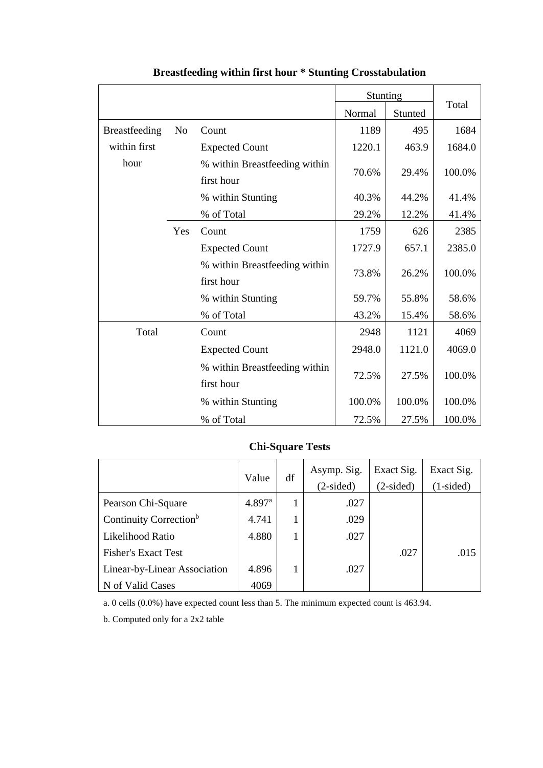**Breastfeeding within first hour * Stunting Crosstabulation**

| | | | Stunting | | Total |
|---|---|---|---|---|---|
| | | | Normal | Stunted | |
| Breastfeeding within first hour | No | Count | 1189 | 495 | 1684 |
| | | Expected Count | 1220.1 | 463.9 | 1684.0 |
| | | % within Breastfeeding within first hour | 70.6% | 29.4% | 100.0% |
| | | % within Stunting | 40.3% | 44.2% | 41.4% |
| | | % of Total | 29.2% | 12.2% | 41.4% |
| | Yes | Count | 1759 | 626 | 2385 |
| | | Expected Count | 1727.9 | 657.1 | 2385.0 |
| | | % within Breastfeeding within first hour | 73.8% | 26.2% | 100.0% |
| | | % within Stunting | 59.7% | 55.8% | 58.6% |
| | | % of Total | 43.2% | 15.4% | 58.6% |
| Total | | Count | 2948 | 1121 | 4069 |
| | | Expected Count | 2948.0 | 1121.0 | 4069.0 |
| | | % within Breastfeeding within first hour | 72.5% | 27.5% | 100.0% |
| | | % within Stunting | 100.0% | 100.0% | 100.0% |
| | | % of Total | 72.5% | 27.5% | 100.0% |

**Chi-Square Tests**

| | Value | df | Asymp. Sig. (2-sided) | Exact Sig. (2-sided) | Exact Sig. (1-sided) |
|---|---|---|---|---|---|
| Pearson Chi-Square | 4.897[a] | 1 | .027 | | |
| Continuity Correction[b] | 4.741 | 1 | .029 | | |
| Likelihood Ratio | 4.880 | 1 | .027 | | |
| Fisher's Exact Test | | | | .027 | .015 |
| Linear-by-Linear Association | 4.896 | 1 | .027 | | |
| N of Valid Cases | 4069 | | | | |

a. 0 cells (0.0%) have expected count less than 5. The minimum expected count is 463.94.

b. Computed only for a 2x2 table